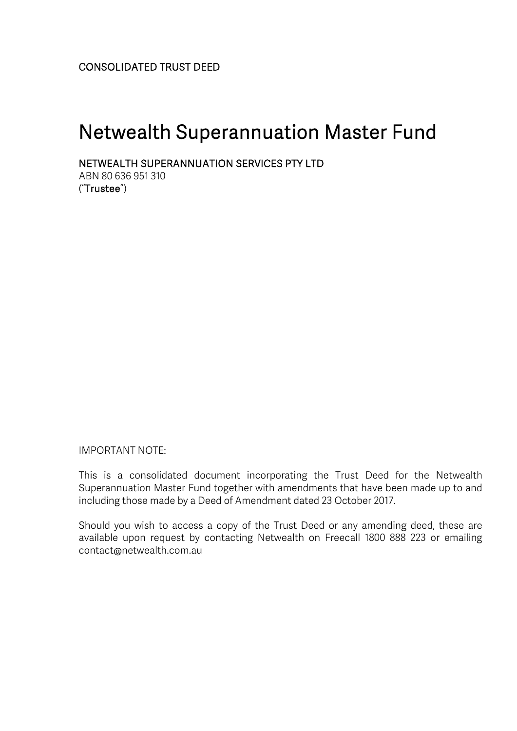CONSOLIDATED TRUST DEED

# Netwealth Superannuation Master Fund

NETWEALTH SUPERANNUATION SERVICES PTY LTD
ABN 80 636 951 310
("**Trustee**")

IMPORTANT NOTE:

This is a consolidated document incorporating the Trust Deed for the Netwealth Superannuation Master Fund together with amendments that have been made up to and including those made by a Deed of Amendment dated 23 October 2017.

Should you wish to access a copy of the Trust Deed or any amending deed, these are available upon request by contacting Netwealth on Freecall 1800 888 223 or emailing contact@netwealth.com.au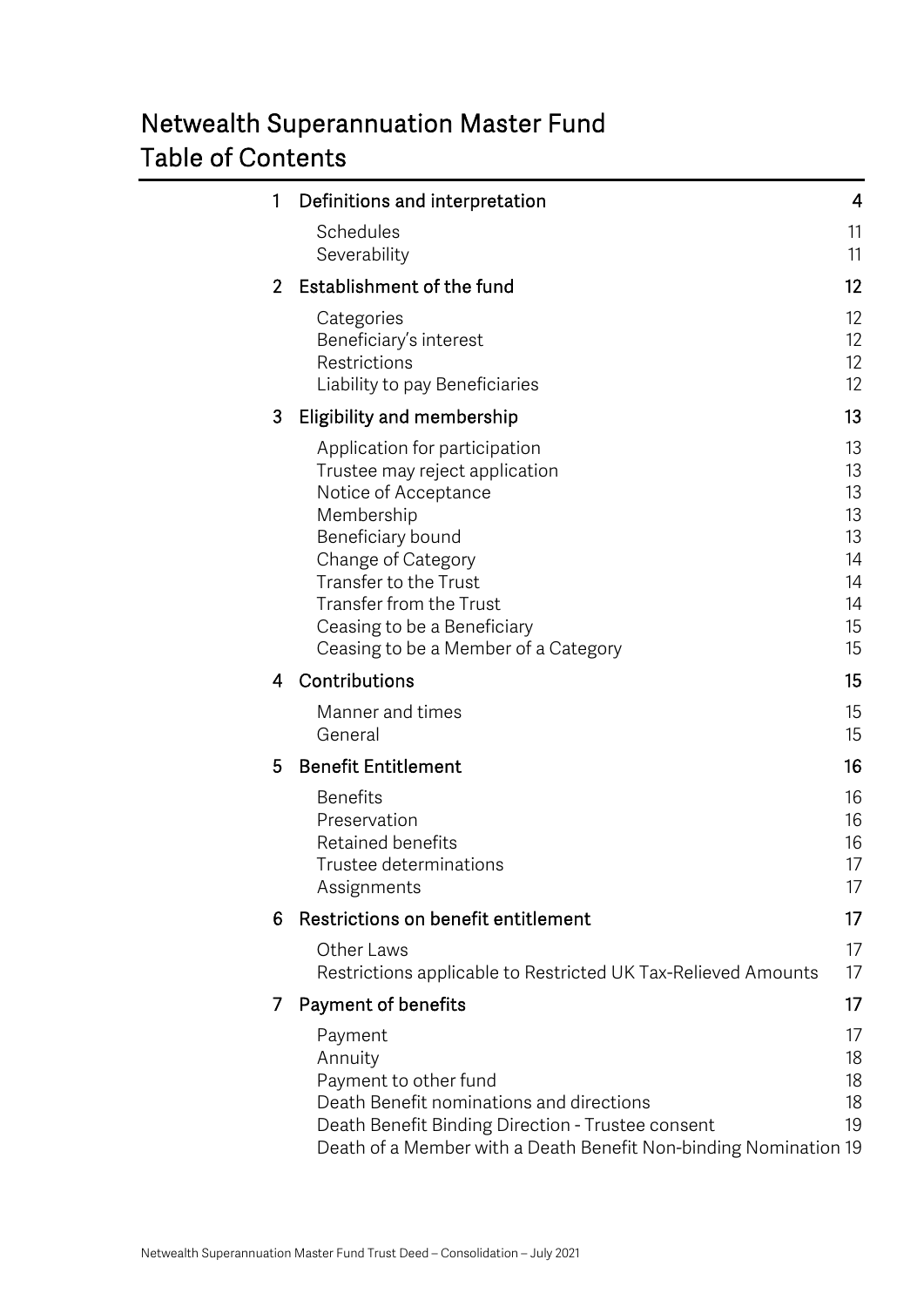# Netwealth Superannuation Master Fund
# Table of Contents

| | | |
|---|---|---|
| **1** | **Definitions and interpretation** | **4** |
| | Schedules | 11 |
| | Severability | 11 |
| **2** | **Establishment of the fund** | **12** |
| | Categories | 12 |
| | Beneficiary's interest | 12 |
| | Restrictions | 12 |
| | Liability to pay Beneficiaries | 12 |
| **3** | **Eligibility and membership** | **13** |
| | Application for participation | 13 |
| | Trustee may reject application | 13 |
| | Notice of Acceptance | 13 |
| | Membership | 13 |
| | Beneficiary bound | 13 |
| | Change of Category | 14 |
| | Transfer to the Trust | 14 |
| | Transfer from the Trust | 14 |
| | Ceasing to be a Beneficiary | 15 |
| | Ceasing to be a Member of a Category | 15 |
| **4** | **Contributions** | **15** |
| | Manner and times | 15 |
| | General | 15 |
| **5** | **Benefit Entitlement** | **16** |
| | Benefits | 16 |
| | Preservation | 16 |
| | Retained benefits | 16 |
| | Trustee determinations | 17 |
| | Assignments | 17 |
| **6** | **Restrictions on benefit entitlement** | **17** |
| | Other Laws | 17 |
| | Restrictions applicable to Restricted UK Tax-Relieved Amounts | 17 |
| **7** | **Payment of benefits** | **17** |
| | Payment | 17 |
| | Annuity | 18 |
| | Payment to other fund | 18 |
| | Death Benefit nominations and directions | 18 |
| | Death Benefit Binding Direction - Trustee consent | 19 |
| | Death of a Member with a Death Benefit Non-binding Nomination | 19 |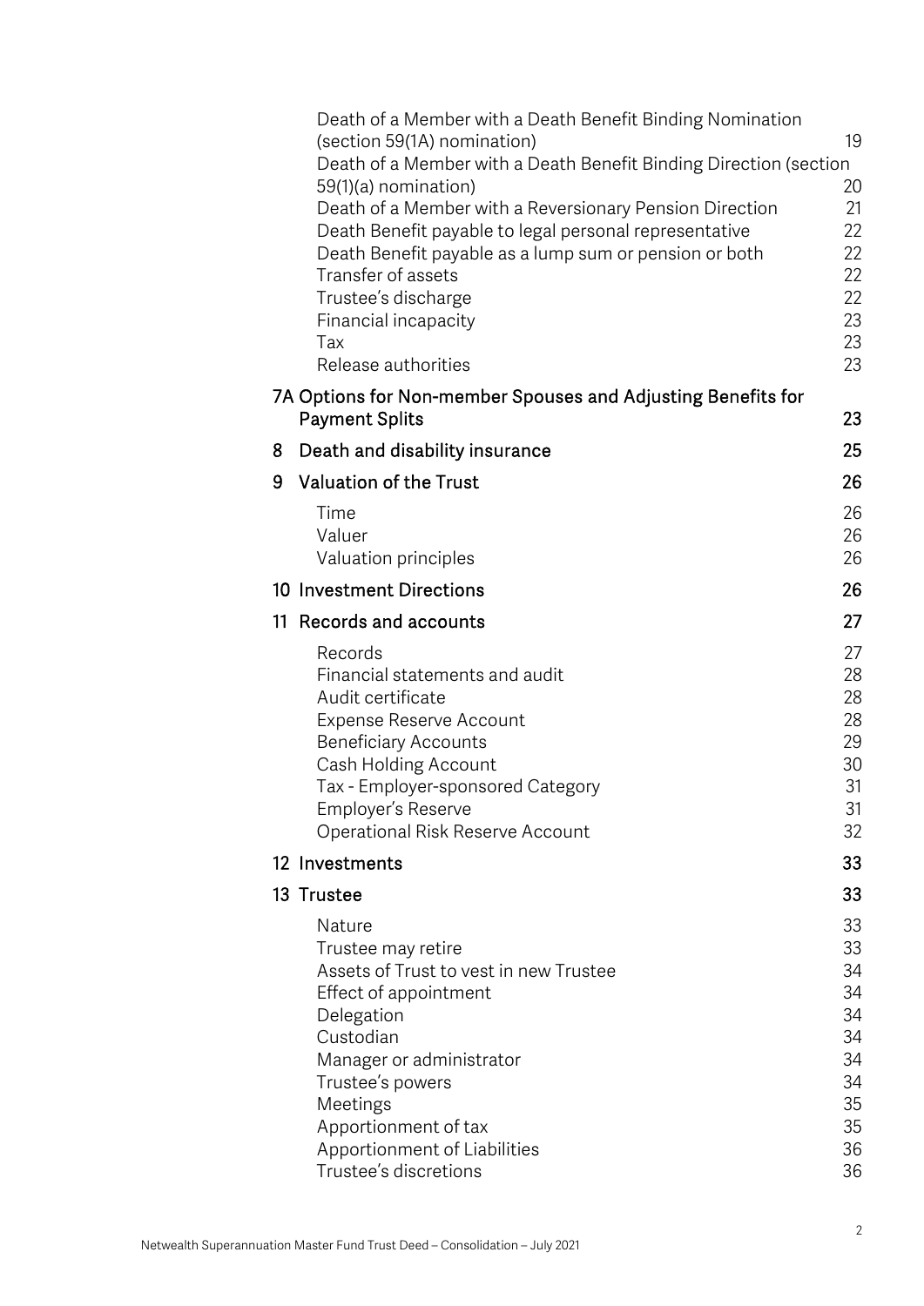Death of a Member with a Death Benefit Binding Nomination (section 59(1A) nomination) 19
Death of a Member with a Death Benefit Binding Direction (section 59(1)(a) nomination) 20
Death of a Member with a Reversionary Pension Direction 21
Death Benefit payable to legal personal representative 22
Death Benefit payable as a lump sum or pension or both 22
Transfer of assets 22
Trustee's discharge 22
Financial incapacity 23
Tax 23
Release authorities 23

**7A Options for Non-member Spouses and Adjusting Benefits for Payment Splits** 23

**8 Death and disability insurance** 25

**9 Valuation of the Trust** 26

Time 26
Valuer 26
Valuation principles 26

**10 Investment Directions** 26

**11 Records and accounts** 27

Records 27
Financial statements and audit 28
Audit certificate 28
Expense Reserve Account 28
Beneficiary Accounts 29
Cash Holding Account 30
Tax - Employer-sponsored Category 31
Employer's Reserve 31
Operational Risk Reserve Account 32

**12 Investments** 33

**13 Trustee** 33

Nature 33
Trustee may retire 33
Assets of Trust to vest in new Trustee 34
Effect of appointment 34
Delegation 34
Custodian 34
Manager or administrator 34
Trustee's powers 34
Meetings 35
Apportionment of tax 35
Apportionment of Liabilities 36
Trustee's discretions 36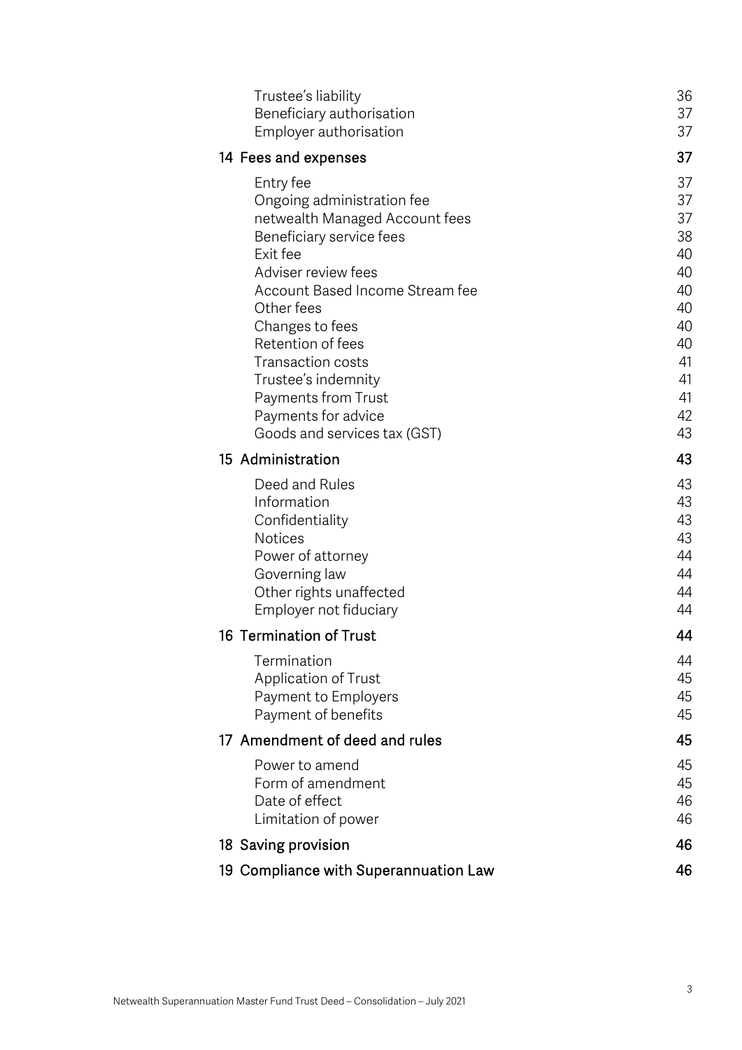| | |
|---|---|
| Trustee's liability | 36 |
| Beneficiary authorisation | 37 |
| Employer authorisation | 37 |
| **14 Fees and expenses** | **37** |
| Entry fee | 37 |
| Ongoing administration fee | 37 |
| netwealth Managed Account fees | 37 |
| Beneficiary service fees | 38 |
| Exit fee | 40 |
| Adviser review fees | 40 |
| Account Based Income Stream fee | 40 |
| Other fees | 40 |
| Changes to fees | 40 |
| Retention of fees | 40 |
| Transaction costs | 41 |
| Trustee's indemnity | 41 |
| Payments from Trust | 41 |
| Payments for advice | 42 |
| Goods and services tax (GST) | 43 |
| **15 Administration** | **43** |
| Deed and Rules | 43 |
| Information | 43 |
| Confidentiality | 43 |
| Notices | 43 |
| Power of attorney | 44 |
| Governing law | 44 |
| Other rights unaffected | 44 |
| Employer not fiduciary | 44 |
| **16 Termination of Trust** | **44** |
| Termination | 44 |
| Application of Trust | 45 |
| Payment to Employers | 45 |
| Payment of benefits | 45 |
| **17 Amendment of deed and rules** | **45** |
| Power to amend | 45 |
| Form of amendment | 45 |
| Date of effect | 46 |
| Limitation of power | 46 |
| **18 Saving provision** | **46** |
| **19 Compliance with Superannuation Law** | **46** |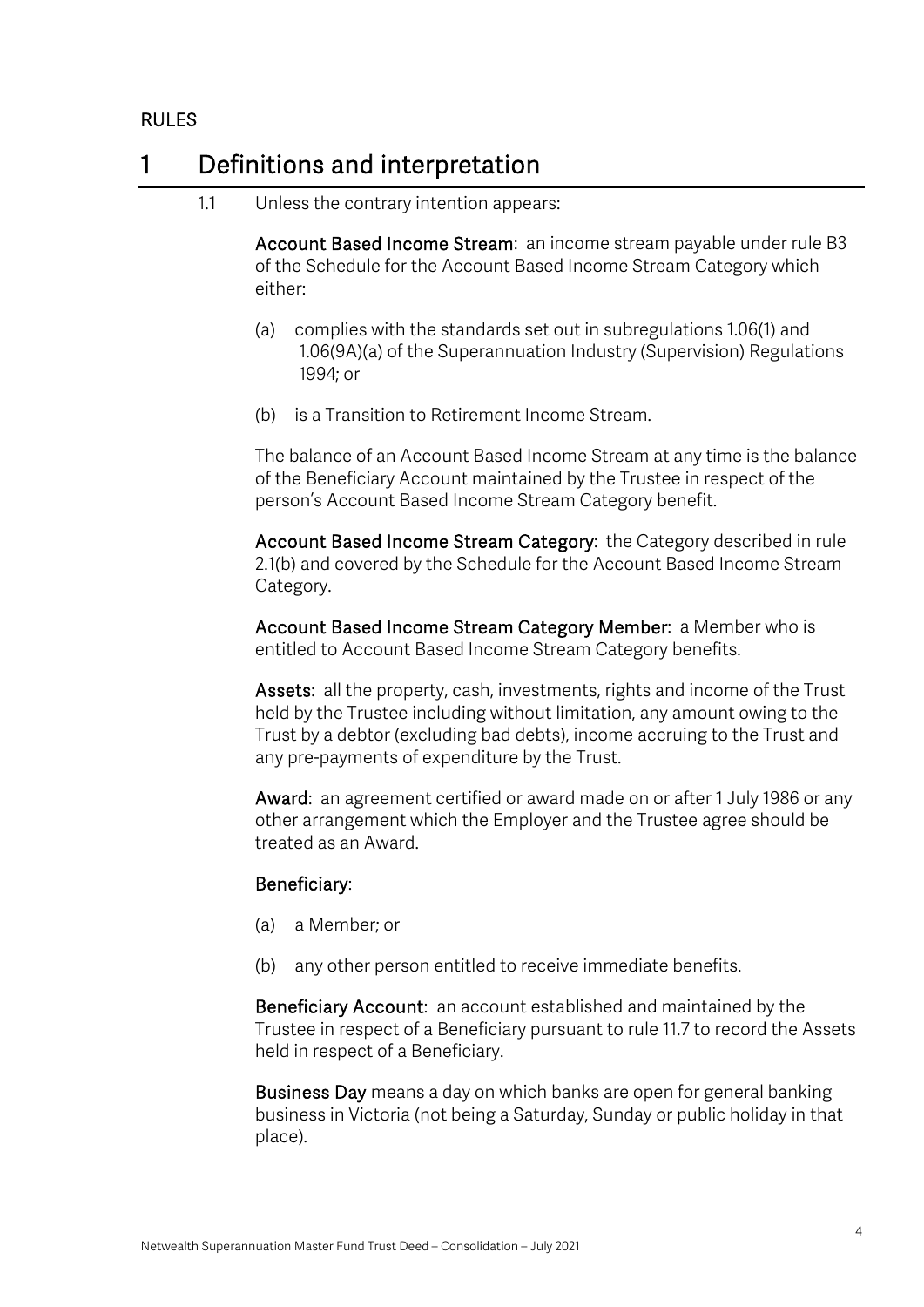RULES

# 1 Definitions and interpretation

1.1 Unless the contrary intention appears:

**Account Based Income Stream**: an income stream payable under rule B3 of the Schedule for the Account Based Income Stream Category which either:

(a) complies with the standards set out in subregulations 1.06(1) and 1.06(9A)(a) of the Superannuation Industry (Supervision) Regulations 1994; or

(b) is a Transition to Retirement Income Stream.

The balance of an Account Based Income Stream at any time is the balance of the Beneficiary Account maintained by the Trustee in respect of the person's Account Based Income Stream Category benefit.

**Account Based Income Stream Category**: the Category described in rule 2.1(b) and covered by the Schedule for the Account Based Income Stream Category.

**Account Based Income Stream Category Member**: a Member who is entitled to Account Based Income Stream Category benefits.

**Assets**: all the property, cash, investments, rights and income of the Trust held by the Trustee including without limitation, any amount owing to the Trust by a debtor (excluding bad debts), income accruing to the Trust and any pre-payments of expenditure by the Trust.

**Award**: an agreement certified or award made on or after 1 July 1986 or any other arrangement which the Employer and the Trustee agree should be treated as an Award.

**Beneficiary**:

(a) a Member; or

(b) any other person entitled to receive immediate benefits.

**Beneficiary Account**: an account established and maintained by the Trustee in respect of a Beneficiary pursuant to rule 11.7 to record the Assets held in respect of a Beneficiary.

**Business Day** means a day on which banks are open for general banking business in Victoria (not being a Saturday, Sunday or public holiday in that place).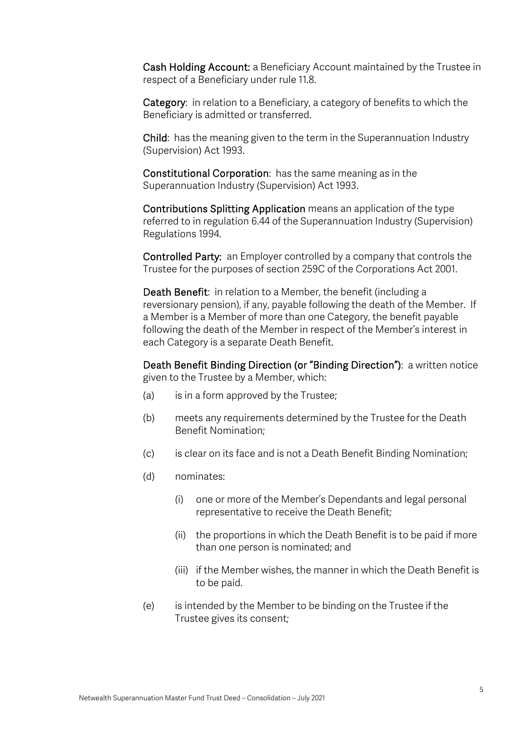**Cash Holding Account:** a Beneficiary Account maintained by the Trustee in respect of a Beneficiary under rule 11.8.

**Category**: in relation to a Beneficiary, a category of benefits to which the Beneficiary is admitted or transferred.

**Child**: has the meaning given to the term in the Superannuation Industry (Supervision) Act 1993.

**Constitutional Corporation**: has the same meaning as in the Superannuation Industry (Supervision) Act 1993.

**Contributions Splitting Application** means an application of the type referred to in regulation 6.44 of the Superannuation Industry (Supervision) Regulations 1994.

**Controlled Party:** an Employer controlled by a company that controls the Trustee for the purposes of section 259C of the Corporations Act 2001.

**Death Benefit**: in relation to a Member, the benefit (including a reversionary pension), if any, payable following the death of the Member. If a Member is a Member of more than one Category, the benefit payable following the death of the Member in respect of the Member's interest in each Category is a separate Death Benefit.

**Death Benefit Binding Direction (or "Binding Direction")**: a written notice given to the Trustee by a Member, which:

(a) is in a form approved by the Trustee;

(b) meets any requirements determined by the Trustee for the Death Benefit Nomination;

(c) is clear on its face and is not a Death Benefit Binding Nomination;

(d) nominates:

 (i) one or more of the Member's Dependants and legal personal representative to receive the Death Benefit;

 (ii) the proportions in which the Death Benefit is to be paid if more than one person is nominated; and

 (iii) if the Member wishes, the manner in which the Death Benefit is to be paid.

(e) is intended by the Member to be binding on the Trustee if the Trustee gives its consent;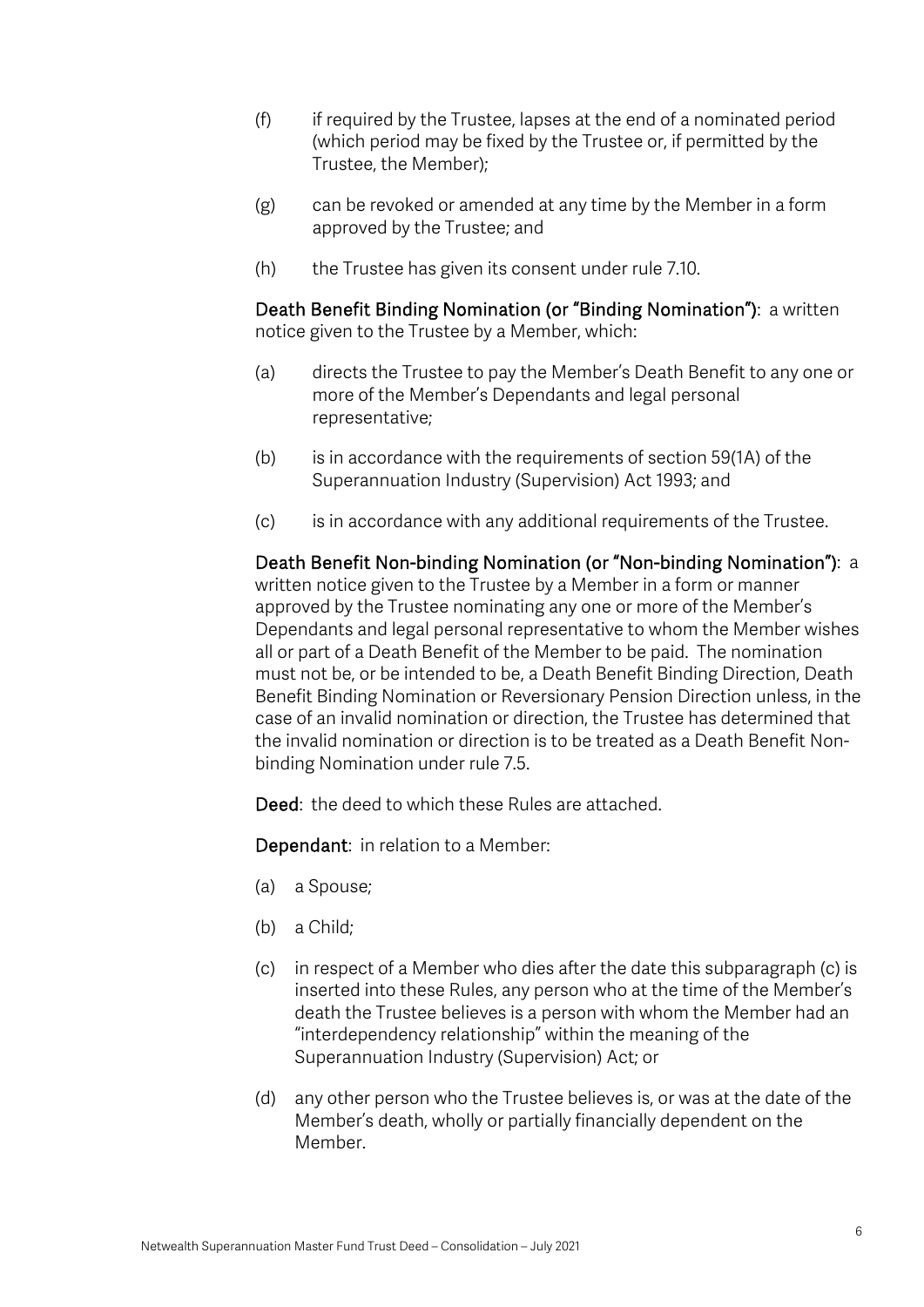(f) if required by the Trustee, lapses at the end of a nominated period (which period may be fixed by the Trustee or, if permitted by the Trustee, the Member);

(g) can be revoked or amended at any time by the Member in a form approved by the Trustee; and

(h) the Trustee has given its consent under rule 7.10.

**Death Benefit Binding Nomination (or "Binding Nomination")**: a written notice given to the Trustee by a Member, which:

(a) directs the Trustee to pay the Member's Death Benefit to any one or more of the Member's Dependants and legal personal representative;

(b) is in accordance with the requirements of section 59(1A) of the Superannuation Industry (Supervision) Act 1993; and

(c) is in accordance with any additional requirements of the Trustee.

**Death Benefit Non-binding Nomination (or "Non-binding Nomination")**: a written notice given to the Trustee by a Member in a form or manner approved by the Trustee nominating any one or more of the Member's Dependants and legal personal representative to whom the Member wishes all or part of a Death Benefit of the Member to be paid. The nomination must not be, or be intended to be, a Death Benefit Binding Direction, Death Benefit Binding Nomination or Reversionary Pension Direction unless, in the case of an invalid nomination or direction, the Trustee has determined that the invalid nomination or direction is to be treated as a Death Benefit Non-binding Nomination under rule 7.5.

**Deed**: the deed to which these Rules are attached.

**Dependant**: in relation to a Member:

(a) a Spouse;

(b) a Child;

(c) in respect of a Member who dies after the date this subparagraph (c) is inserted into these Rules, any person who at the time of the Member's death the Trustee believes is a person with whom the Member had an "interdependency relationship" within the meaning of the Superannuation Industry (Supervision) Act; or

(d) any other person who the Trustee believes is, or was at the date of the Member's death, wholly or partially financially dependent on the Member.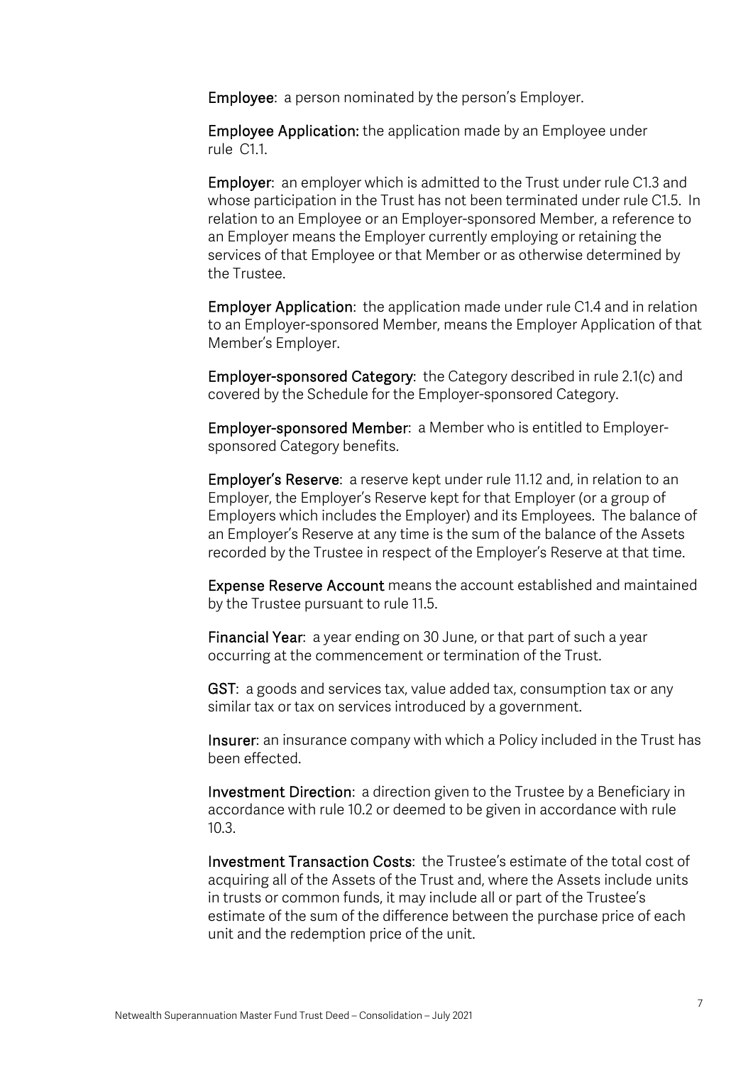**Employee**: a person nominated by the person's Employer.

**Employee Application:** the application made by an Employee under rule C1.1.

**Employer**: an employer which is admitted to the Trust under rule C1.3 and whose participation in the Trust has not been terminated under rule C1.5. In relation to an Employee or an Employer-sponsored Member, a reference to an Employer means the Employer currently employing or retaining the services of that Employee or that Member or as otherwise determined by the Trustee.

**Employer Application**: the application made under rule C1.4 and in relation to an Employer-sponsored Member, means the Employer Application of that Member's Employer.

**Employer-sponsored Category**: the Category described in rule 2.1(c) and covered by the Schedule for the Employer-sponsored Category.

**Employer-sponsored Member**: a Member who is entitled to Employer-sponsored Category benefits.

**Employer's Reserve**: a reserve kept under rule 11.12 and, in relation to an Employer, the Employer's Reserve kept for that Employer (or a group of Employers which includes the Employer) and its Employees. The balance of an Employer's Reserve at any time is the sum of the balance of the Assets recorded by the Trustee in respect of the Employer's Reserve at that time.

**Expense Reserve Account** means the account established and maintained by the Trustee pursuant to rule 11.5.

**Financial Year**: a year ending on 30 June, or that part of such a year occurring at the commencement or termination of the Trust.

**GST**: a goods and services tax, value added tax, consumption tax or any similar tax or tax on services introduced by a government.

**Insurer**: an insurance company with which a Policy included in the Trust has been effected.

**Investment Direction**: a direction given to the Trustee by a Beneficiary in accordance with rule 10.2 or deemed to be given in accordance with rule 10.3.

**Investment Transaction Costs**: the Trustee's estimate of the total cost of acquiring all of the Assets of the Trust and, where the Assets include units in trusts or common funds, it may include all or part of the Trustee's estimate of the sum of the difference between the purchase price of each unit and the redemption price of the unit.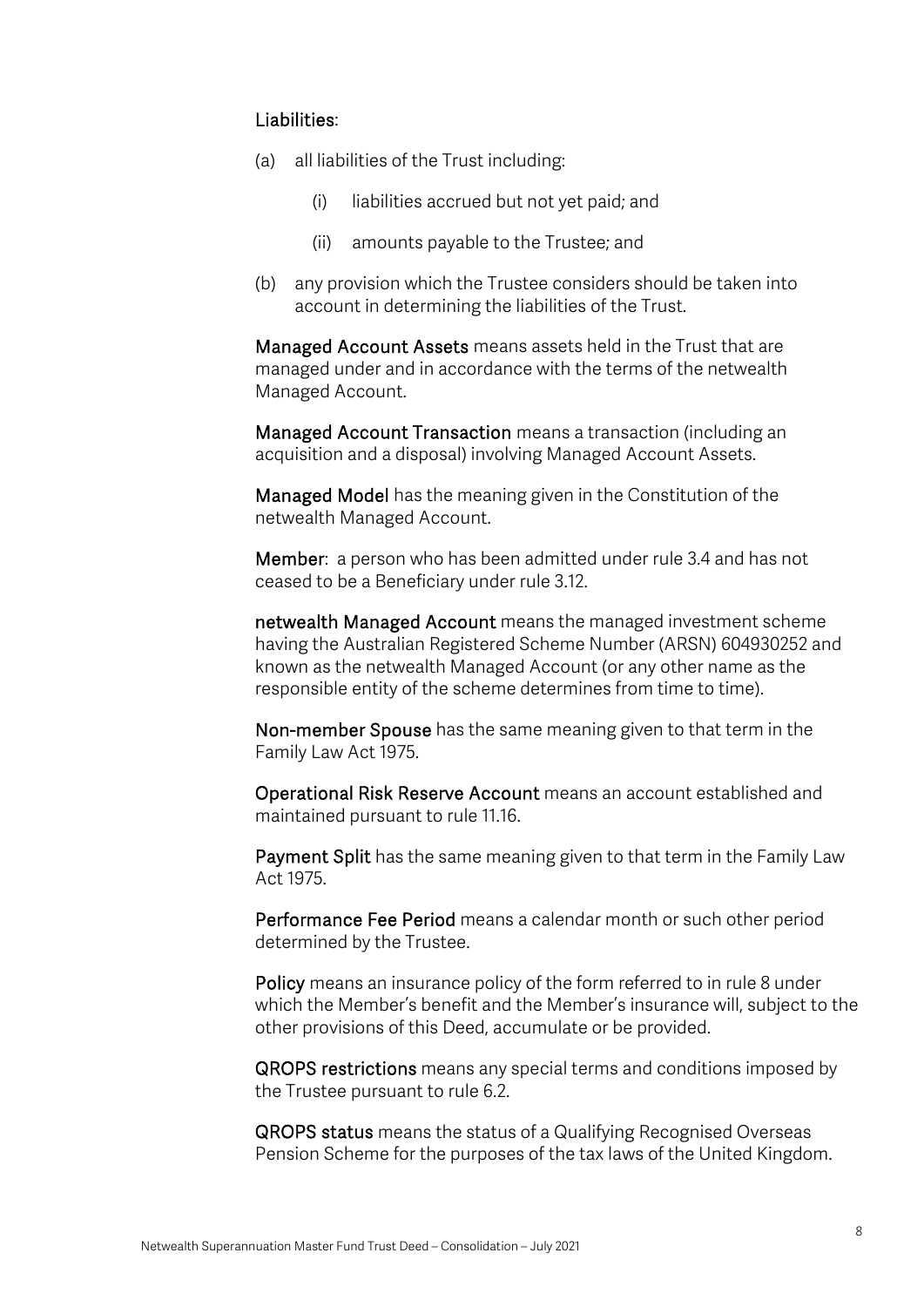**Liabilities**:

(a) all liabilities of the Trust including:

  (i) liabilities accrued but not yet paid; and

  (ii) amounts payable to the Trustee; and

(b) any provision which the Trustee considers should be taken into account in determining the liabilities of the Trust.

**Managed Account Assets** means assets held in the Trust that are managed under and in accordance with the terms of the netwealth Managed Account.

**Managed Account Transaction** means a transaction (including an acquisition and a disposal) involving Managed Account Assets.

**Managed Model** has the meaning given in the Constitution of the netwealth Managed Account.

**Member**: a person who has been admitted under rule 3.4 and has not ceased to be a Beneficiary under rule 3.12.

**netwealth Managed Account** means the managed investment scheme having the Australian Registered Scheme Number (ARSN) 604930252 and known as the netwealth Managed Account (or any other name as the responsible entity of the scheme determines from time to time).

**Non-member Spouse** has the same meaning given to that term in the Family Law Act 1975.

**Operational Risk Reserve Account** means an account established and maintained pursuant to rule 11.16.

**Payment Split** has the same meaning given to that term in the Family Law Act 1975.

**Performance Fee Period** means a calendar month or such other period determined by the Trustee.

**Policy** means an insurance policy of the form referred to in rule 8 under which the Member's benefit and the Member's insurance will, subject to the other provisions of this Deed, accumulate or be provided.

**QROPS restrictions** means any special terms and conditions imposed by the Trustee pursuant to rule 6.2.

**QROPS status** means the status of a Qualifying Recognised Overseas Pension Scheme for the purposes of the tax laws of the United Kingdom.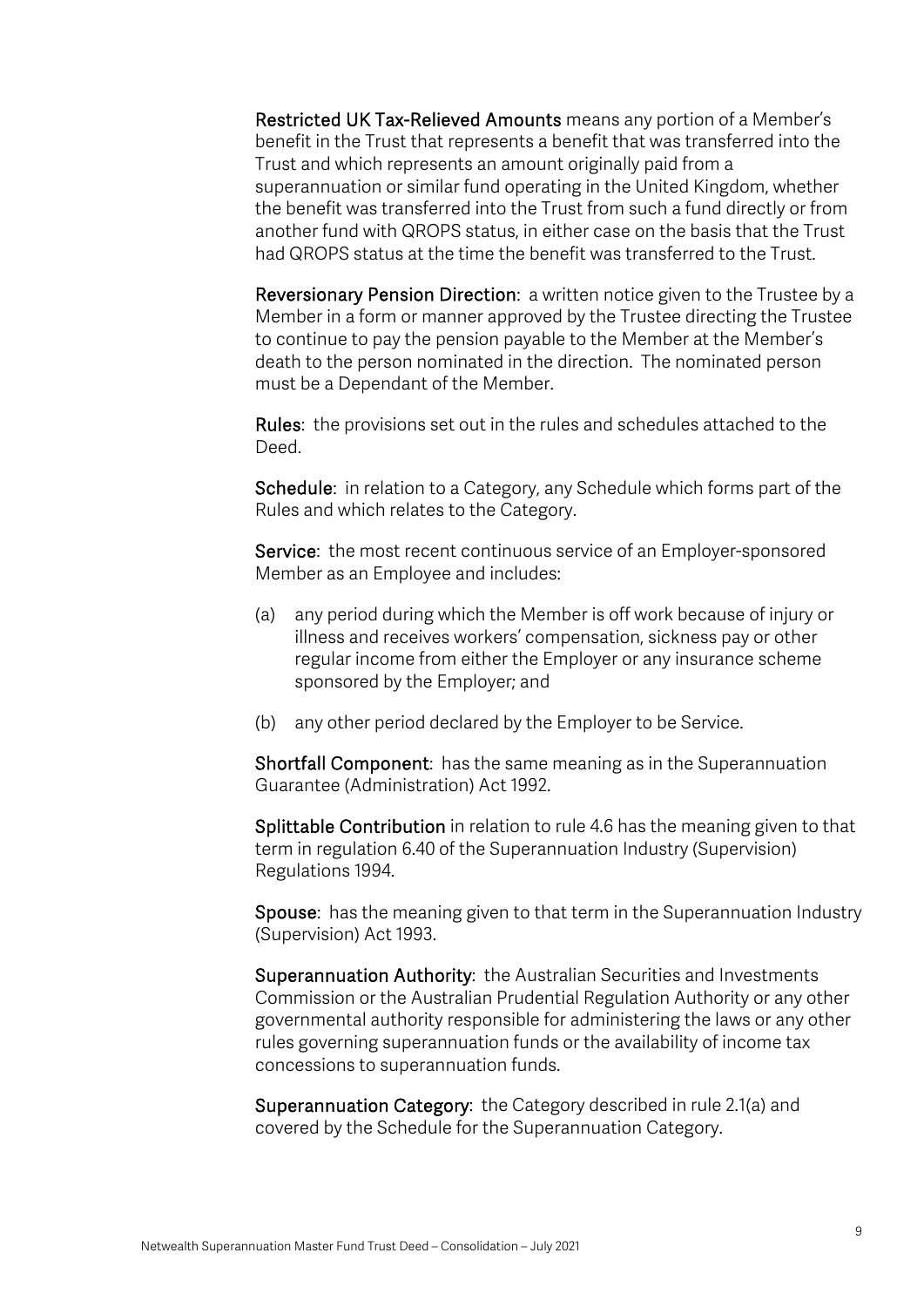**Restricted UK Tax-Relieved Amounts** means any portion of a Member's benefit in the Trust that represents a benefit that was transferred into the Trust and which represents an amount originally paid from a superannuation or similar fund operating in the United Kingdom, whether the benefit was transferred into the Trust from such a fund directly or from another fund with QROPS status, in either case on the basis that the Trust had QROPS status at the time the benefit was transferred to the Trust.

**Reversionary Pension Direction**: a written notice given to the Trustee by a Member in a form or manner approved by the Trustee directing the Trustee to continue to pay the pension payable to the Member at the Member's death to the person nominated in the direction. The nominated person must be a Dependant of the Member.

**Rules**: the provisions set out in the rules and schedules attached to the Deed.

**Schedule**: in relation to a Category, any Schedule which forms part of the Rules and which relates to the Category.

**Service**: the most recent continuous service of an Employer-sponsored Member as an Employee and includes:

(a) any period during which the Member is off work because of injury or illness and receives workers' compensation, sickness pay or other regular income from either the Employer or any insurance scheme sponsored by the Employer; and

(b) any other period declared by the Employer to be Service.

**Shortfall Component**: has the same meaning as in the Superannuation Guarantee (Administration) Act 1992.

**Splittable Contribution** in relation to rule 4.6 has the meaning given to that term in regulation 6.40 of the Superannuation Industry (Supervision) Regulations 1994.

**Spouse**: has the meaning given to that term in the Superannuation Industry (Supervision) Act 1993.

**Superannuation Authority**: the Australian Securities and Investments Commission or the Australian Prudential Regulation Authority or any other governmental authority responsible for administering the laws or any other rules governing superannuation funds or the availability of income tax concessions to superannuation funds.

**Superannuation Category**: the Category described in rule 2.1(a) and covered by the Schedule for the Superannuation Category.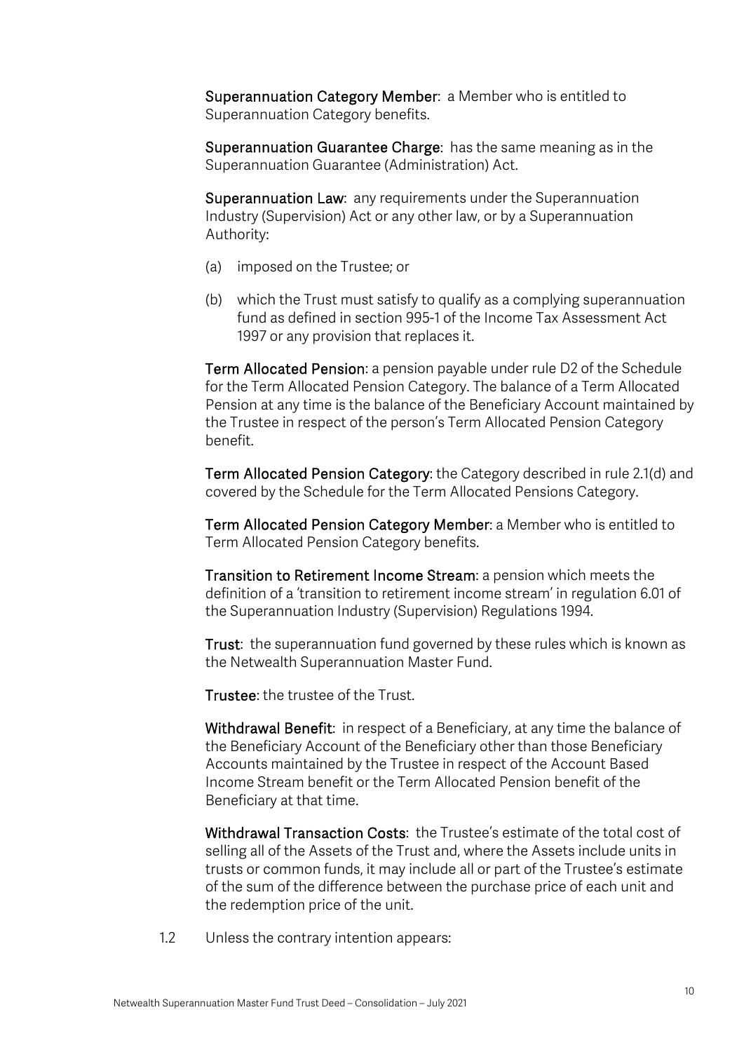**Superannuation Category Member**: a Member who is entitled to Superannuation Category benefits.

**Superannuation Guarantee Charge**: has the same meaning as in the Superannuation Guarantee (Administration) Act.

**Superannuation Law**: any requirements under the Superannuation Industry (Supervision) Act or any other law, or by a Superannuation Authority:

(a) imposed on the Trustee; or

(b) which the Trust must satisfy to qualify as a complying superannuation fund as defined in section 995-1 of the Income Tax Assessment Act 1997 or any provision that replaces it.

**Term Allocated Pension**: a pension payable under rule D2 of the Schedule for the Term Allocated Pension Category. The balance of a Term Allocated Pension at any time is the balance of the Beneficiary Account maintained by the Trustee in respect of the person's Term Allocated Pension Category benefit.

**Term Allocated Pension Category**: the Category described in rule 2.1(d) and covered by the Schedule for the Term Allocated Pensions Category.

**Term Allocated Pension Category Member**: a Member who is entitled to Term Allocated Pension Category benefits.

**Transition to Retirement Income Stream**: a pension which meets the definition of a 'transition to retirement income stream' in regulation 6.01 of the Superannuation Industry (Supervision) Regulations 1994.

**Trust**: the superannuation fund governed by these rules which is known as the Netwealth Superannuation Master Fund.

**Trustee**: the trustee of the Trust.

**Withdrawal Benefit**: in respect of a Beneficiary, at any time the balance of the Beneficiary Account of the Beneficiary other than those Beneficiary Accounts maintained by the Trustee in respect of the Account Based Income Stream benefit or the Term Allocated Pension benefit of the Beneficiary at that time.

**Withdrawal Transaction Costs**: the Trustee's estimate of the total cost of selling all of the Assets of the Trust and, where the Assets include units in trusts or common funds, it may include all or part of the Trustee's estimate of the sum of the difference between the purchase price of each unit and the redemption price of the unit.

1.2 Unless the contrary intention appears: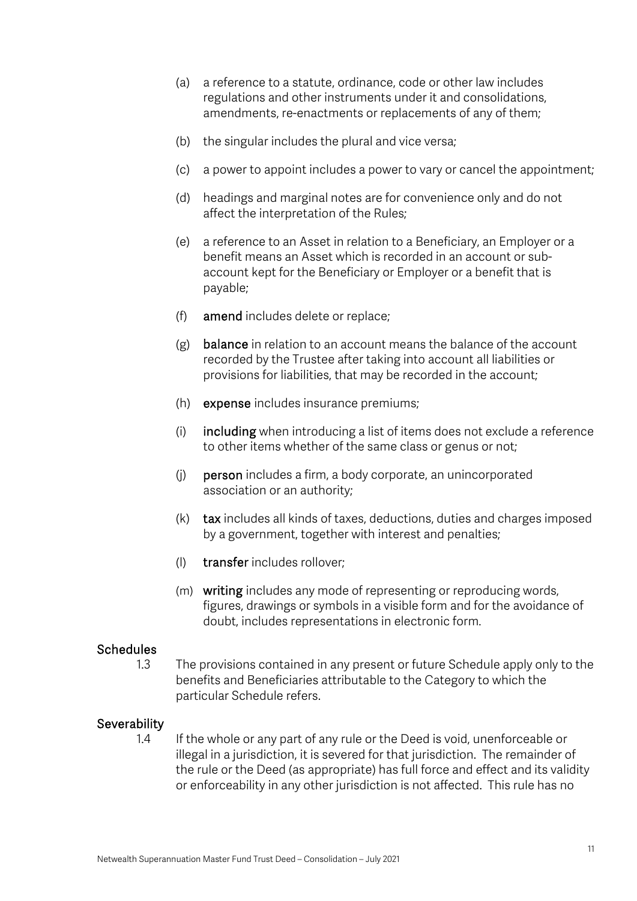(a) a reference to a statute, ordinance, code or other law includes regulations and other instruments under it and consolidations, amendments, re-enactments or replacements of any of them;

(b) the singular includes the plural and vice versa;

(c) a power to appoint includes a power to vary or cancel the appointment;

(d) headings and marginal notes are for convenience only and do not affect the interpretation of the Rules;

(e) a reference to an Asset in relation to a Beneficiary, an Employer or a benefit means an Asset which is recorded in an account or sub-account kept for the Beneficiary or Employer or a benefit that is payable;

(f) **amend** includes delete or replace;

(g) **balance** in relation to an account means the balance of the account recorded by the Trustee after taking into account all liabilities or provisions for liabilities, that may be recorded in the account;

(h) **expense** includes insurance premiums;

(i) **including** when introducing a list of items does not exclude a reference to other items whether of the same class or genus or not;

(j) **person** includes a firm, a body corporate, an unincorporated association or an authority;

(k) **tax** includes all kinds of taxes, deductions, duties and charges imposed by a government, together with interest and penalties;

(l) **transfer** includes rollover;

(m) **writing** includes any mode of representing or reproducing words, figures, drawings or symbols in a visible form and for the avoidance of doubt, includes representations in electronic form.

### Schedules

1.3 The provisions contained in any present or future Schedule apply only to the benefits and Beneficiaries attributable to the Category to which the particular Schedule refers.

### Severability

1.4 If the whole or any part of any rule or the Deed is void, unenforceable or illegal in a jurisdiction, it is severed for that jurisdiction. The remainder of the rule or the Deed (as appropriate) has full force and effect and its validity or enforceability in any other jurisdiction is not affected. This rule has no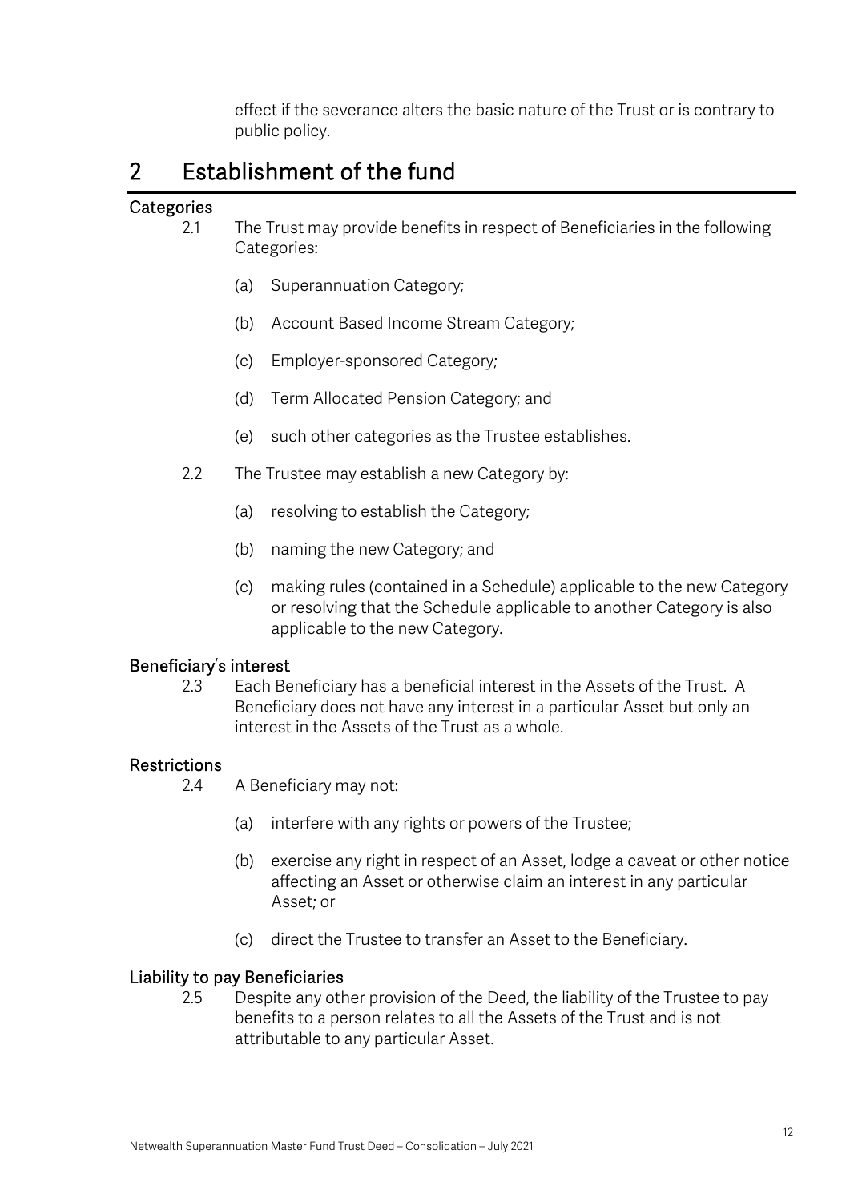effect if the severance alters the basic nature of the Trust or is contrary to public policy.

## 2 Establishment of the fund

### Categories

2.1 The Trust may provide benefits in respect of Beneficiaries in the following Categories:

(a) Superannuation Category;

(b) Account Based Income Stream Category;

(c) Employer-sponsored Category;

(d) Term Allocated Pension Category; and

(e) such other categories as the Trustee establishes.

2.2 The Trustee may establish a new Category by:

(a) resolving to establish the Category;

(b) naming the new Category; and

(c) making rules (contained in a Schedule) applicable to the new Category or resolving that the Schedule applicable to another Category is also applicable to the new Category.

### Beneficiary's interest

2.3 Each Beneficiary has a beneficial interest in the Assets of the Trust. A Beneficiary does not have any interest in a particular Asset but only an interest in the Assets of the Trust as a whole.

### Restrictions

2.4 A Beneficiary may not:

(a) interfere with any rights or powers of the Trustee;

(b) exercise any right in respect of an Asset, lodge a caveat or other notice affecting an Asset or otherwise claim an interest in any particular Asset; or

(c) direct the Trustee to transfer an Asset to the Beneficiary.

### Liability to pay Beneficiaries

2.5 Despite any other provision of the Deed, the liability of the Trustee to pay benefits to a person relates to all the Assets of the Trust and is not attributable to any particular Asset.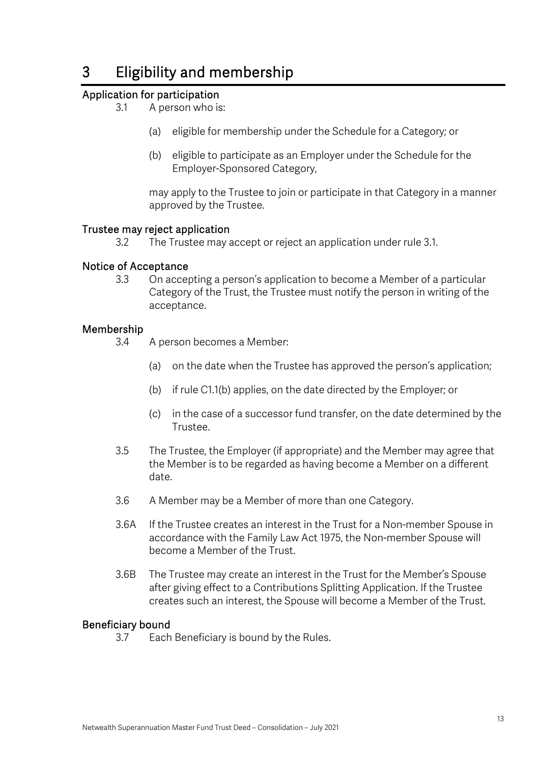# 3 Eligibility and membership

### Application for participation

3.1 A person who is:

(a) eligible for membership under the Schedule for a Category; or

(b) eligible to participate as an Employer under the Schedule for the Employer-Sponsored Category,

may apply to the Trustee to join or participate in that Category in a manner approved by the Trustee.

### Trustee may reject application

3.2 The Trustee may accept or reject an application under rule 3.1.

### Notice of Acceptance

3.3 On accepting a person's application to become a Member of a particular Category of the Trust, the Trustee must notify the person in writing of the acceptance.

### Membership

3.4 A person becomes a Member:

(a) on the date when the Trustee has approved the person's application;

(b) if rule C1.1(b) applies, on the date directed by the Employer; or

(c) in the case of a successor fund transfer, on the date determined by the Trustee.

3.5 The Trustee, the Employer (if appropriate) and the Member may agree that the Member is to be regarded as having become a Member on a different date.

3.6 A Member may be a Member of more than one Category.

3.6A If the Trustee creates an interest in the Trust for a Non-member Spouse in accordance with the Family Law Act 1975, the Non-member Spouse will become a Member of the Trust.

3.6B The Trustee may create an interest in the Trust for the Member's Spouse after giving effect to a Contributions Splitting Application. If the Trustee creates such an interest, the Spouse will become a Member of the Trust.

### Beneficiary bound

3.7 Each Beneficiary is bound by the Rules.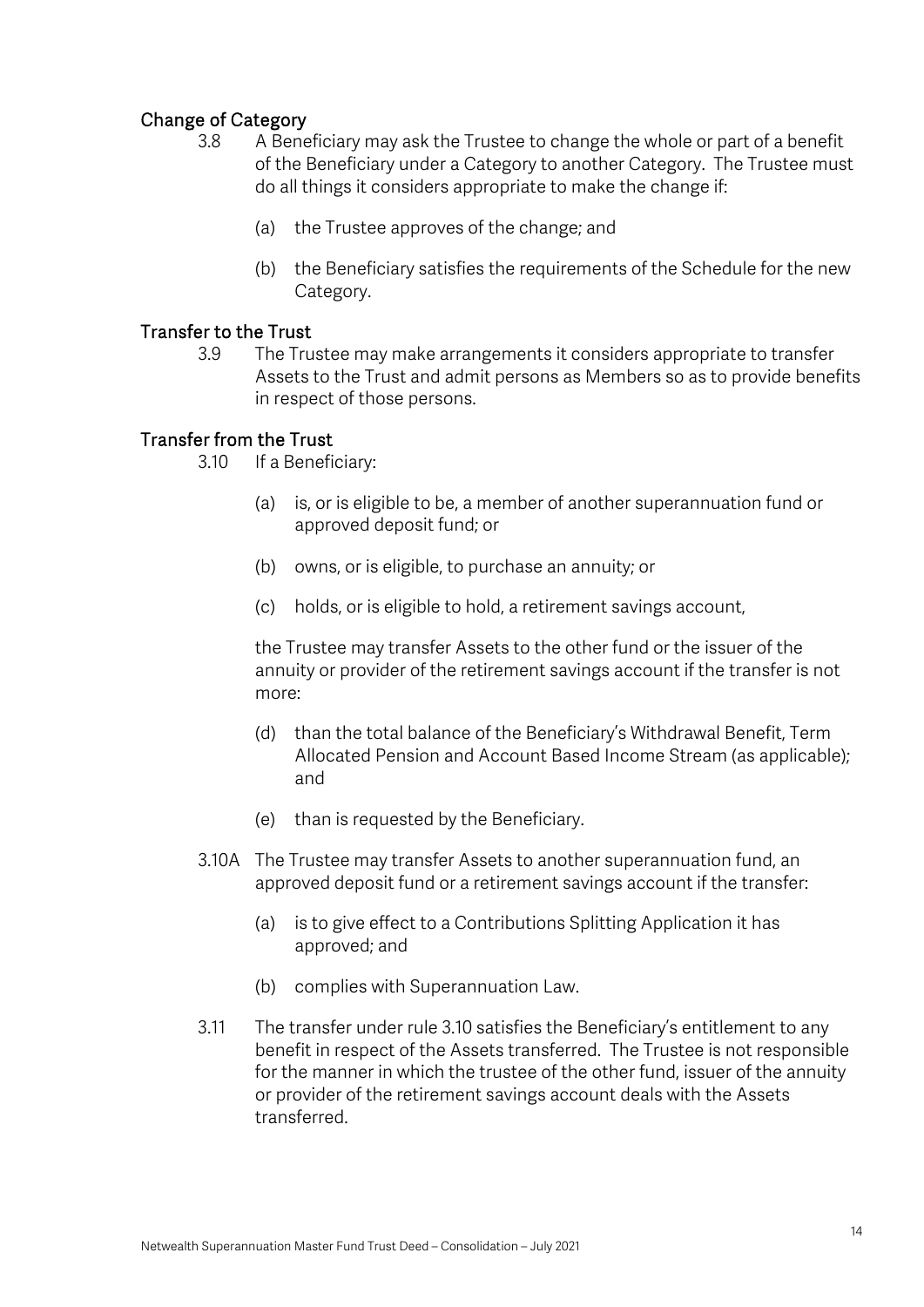## Change of Category

3.8 A Beneficiary may ask the Trustee to change the whole or part of a benefit of the Beneficiary under a Category to another Category. The Trustee must do all things it considers appropriate to make the change if:

(a) the Trustee approves of the change; and

(b) the Beneficiary satisfies the requirements of the Schedule for the new Category.

## Transfer to the Trust

3.9 The Trustee may make arrangements it considers appropriate to transfer Assets to the Trust and admit persons as Members so as to provide benefits in respect of those persons.

## Transfer from the Trust

3.10 If a Beneficiary:

(a) is, or is eligible to be, a member of another superannuation fund or approved deposit fund; or

(b) owns, or is eligible, to purchase an annuity; or

(c) holds, or is eligible to hold, a retirement savings account,

the Trustee may transfer Assets to the other fund or the issuer of the annuity or provider of the retirement savings account if the transfer is not more:

(d) than the total balance of the Beneficiary's Withdrawal Benefit, Term Allocated Pension and Account Based Income Stream (as applicable); and

(e) than is requested by the Beneficiary.

3.10A The Trustee may transfer Assets to another superannuation fund, an approved deposit fund or a retirement savings account if the transfer:

(a) is to give effect to a Contributions Splitting Application it has approved; and

(b) complies with Superannuation Law.

3.11 The transfer under rule 3.10 satisfies the Beneficiary's entitlement to any benefit in respect of the Assets transferred. The Trustee is not responsible for the manner in which the trustee of the other fund, issuer of the annuity or provider of the retirement savings account deals with the Assets transferred.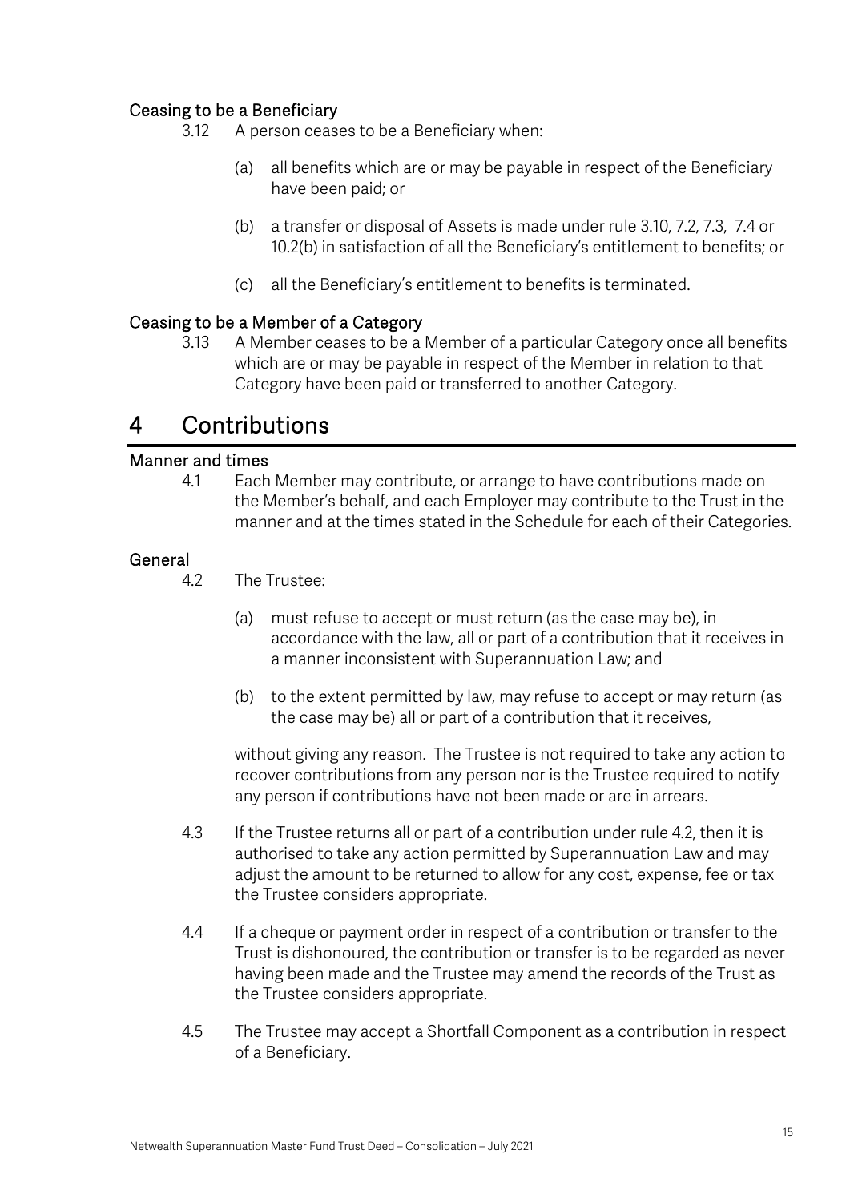### Ceasing to be a Beneficiary

3.12 A person ceases to be a Beneficiary when:

(a) all benefits which are or may be payable in respect of the Beneficiary have been paid; or

(b) a transfer or disposal of Assets is made under rule 3.10, 7.2, 7.3, 7.4 or 10.2(b) in satisfaction of all the Beneficiary's entitlement to benefits; or

(c) all the Beneficiary's entitlement to benefits is terminated.

### Ceasing to be a Member of a Category

3.13 A Member ceases to be a Member of a particular Category once all benefits which are or may be payable in respect of the Member in relation to that Category have been paid or transferred to another Category.

# 4 Contributions

### Manner and times

4.1 Each Member may contribute, or arrange to have contributions made on the Member's behalf, and each Employer may contribute to the Trust in the manner and at the times stated in the Schedule for each of their Categories.

### General

4.2 The Trustee:

(a) must refuse to accept or must return (as the case may be), in accordance with the law, all or part of a contribution that it receives in a manner inconsistent with Superannuation Law; and

(b) to the extent permitted by law, may refuse to accept or may return (as the case may be) all or part of a contribution that it receives,

without giving any reason. The Trustee is not required to take any action to recover contributions from any person nor is the Trustee required to notify any person if contributions have not been made or are in arrears.

4.3 If the Trustee returns all or part of a contribution under rule 4.2, then it is authorised to take any action permitted by Superannuation Law and may adjust the amount to be returned to allow for any cost, expense, fee or tax the Trustee considers appropriate.

4.4 If a cheque or payment order in respect of a contribution or transfer to the Trust is dishonoured, the contribution or transfer is to be regarded as never having been made and the Trustee may amend the records of the Trust as the Trustee considers appropriate.

4.5 The Trustee may accept a Shortfall Component as a contribution in respect of a Beneficiary.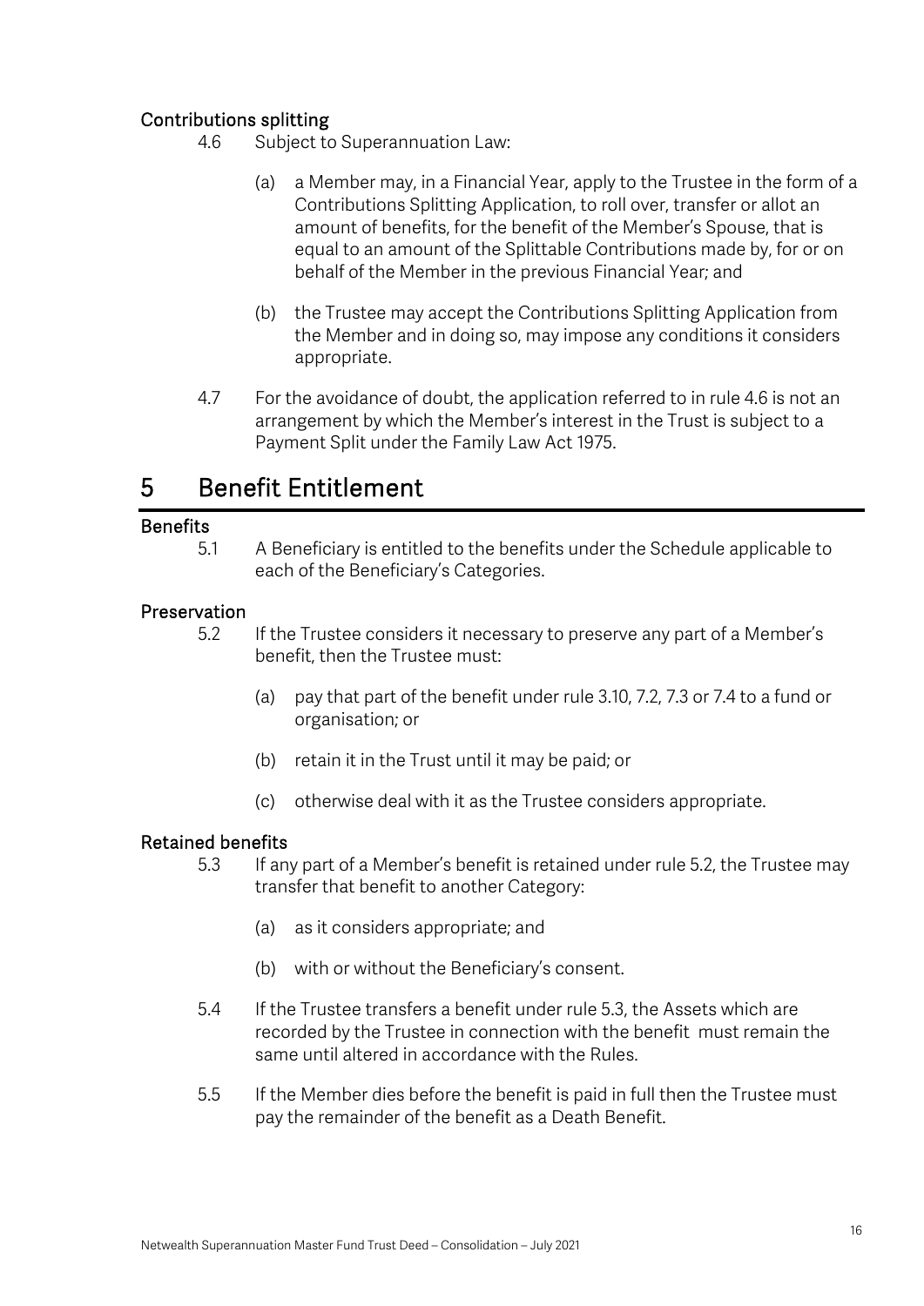### Contributions splitting

4.6 Subject to Superannuation Law:

(a) a Member may, in a Financial Year, apply to the Trustee in the form of a Contributions Splitting Application, to roll over, transfer or allot an amount of benefits, for the benefit of the Member's Spouse, that is equal to an amount of the Splittable Contributions made by, for or on behalf of the Member in the previous Financial Year; and

(b) the Trustee may accept the Contributions Splitting Application from the Member and in doing so, may impose any conditions it considers appropriate.

4.7 For the avoidance of doubt, the application referred to in rule 4.6 is not an arrangement by which the Member's interest in the Trust is subject to a Payment Split under the Family Law Act 1975.

## 5 Benefit Entitlement

### Benefits

5.1 A Beneficiary is entitled to the benefits under the Schedule applicable to each of the Beneficiary's Categories.

### Preservation

5.2 If the Trustee considers it necessary to preserve any part of a Member's benefit, then the Trustee must:

(a) pay that part of the benefit under rule 3.10, 7.2, 7.3 or 7.4 to a fund or organisation; or

(b) retain it in the Trust until it may be paid; or

(c) otherwise deal with it as the Trustee considers appropriate.

### Retained benefits

5.3 If any part of a Member's benefit is retained under rule 5.2, the Trustee may transfer that benefit to another Category:

(a) as it considers appropriate; and

(b) with or without the Beneficiary's consent.

5.4 If the Trustee transfers a benefit under rule 5.3, the Assets which are recorded by the Trustee in connection with the benefit must remain the same until altered in accordance with the Rules.

5.5 If the Member dies before the benefit is paid in full then the Trustee must pay the remainder of the benefit as a Death Benefit.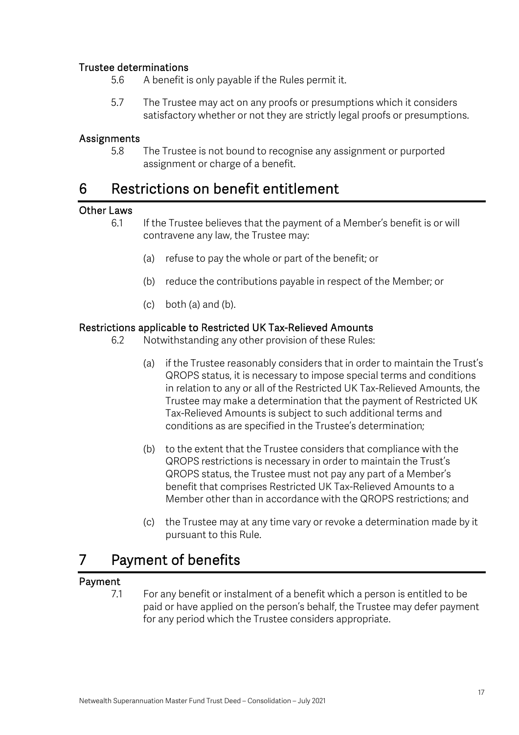#### Trustee determinations

5.6 A benefit is only payable if the Rules permit it.

5.7 The Trustee may act on any proofs or presumptions which it considers satisfactory whether or not they are strictly legal proofs or presumptions.

#### Assignments

5.8 The Trustee is not bound to recognise any assignment or purported assignment or charge of a benefit.

## 6 Restrictions on benefit entitlement

#### Other Laws

6.1 If the Trustee believes that the payment of a Member's benefit is or will contravene any law, the Trustee may:

(a) refuse to pay the whole or part of the benefit; or

(b) reduce the contributions payable in respect of the Member; or

(c) both (a) and (b).

#### Restrictions applicable to Restricted UK Tax-Relieved Amounts

6.2 Notwithstanding any other provision of these Rules:

(a) if the Trustee reasonably considers that in order to maintain the Trust's QROPS status, it is necessary to impose special terms and conditions in relation to any or all of the Restricted UK Tax-Relieved Amounts, the Trustee may make a determination that the payment of Restricted UK Tax-Relieved Amounts is subject to such additional terms and conditions as are specified in the Trustee's determination;

(b) to the extent that the Trustee considers that compliance with the QROPS restrictions is necessary in order to maintain the Trust's QROPS status, the Trustee must not pay any part of a Member's benefit that comprises Restricted UK Tax-Relieved Amounts to a Member other than in accordance with the QROPS restrictions; and

(c) the Trustee may at any time vary or revoke a determination made by it pursuant to this Rule.

## 7 Payment of benefits

#### Payment

7.1 For any benefit or instalment of a benefit which a person is entitled to be paid or have applied on the person's behalf, the Trustee may defer payment for any period which the Trustee considers appropriate.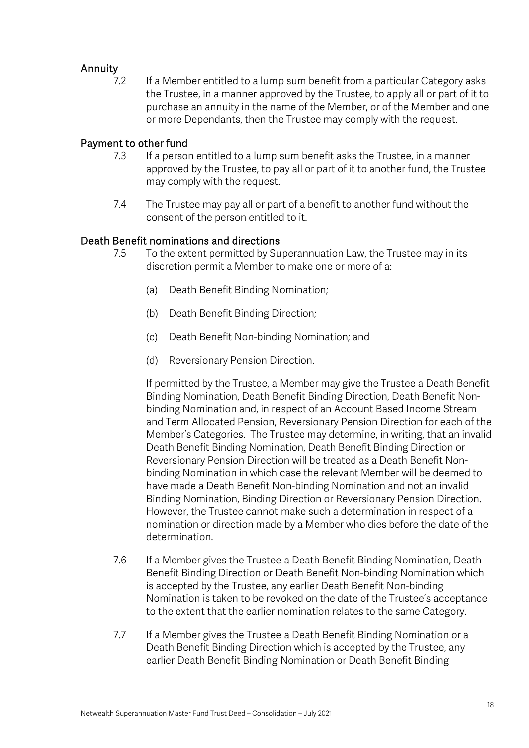## Annuity

7.2 If a Member entitled to a lump sum benefit from a particular Category asks the Trustee, in a manner approved by the Trustee, to apply all or part of it to purchase an annuity in the name of the Member, or of the Member and one or more Dependants, then the Trustee may comply with the request.

## Payment to other fund

7.3 If a person entitled to a lump sum benefit asks the Trustee, in a manner approved by the Trustee, to pay all or part of it to another fund, the Trustee may comply with the request.

7.4 The Trustee may pay all or part of a benefit to another fund without the consent of the person entitled to it.

## Death Benefit nominations and directions

7.5 To the extent permitted by Superannuation Law, the Trustee may in its discretion permit a Member to make one or more of a:

(a) Death Benefit Binding Nomination;

(b) Death Benefit Binding Direction;

(c) Death Benefit Non-binding Nomination; and

(d) Reversionary Pension Direction.

If permitted by the Trustee, a Member may give the Trustee a Death Benefit Binding Nomination, Death Benefit Binding Direction, Death Benefit Non-binding Nomination and, in respect of an Account Based Income Stream and Term Allocated Pension, Reversionary Pension Direction for each of the Member's Categories. The Trustee may determine, in writing, that an invalid Death Benefit Binding Nomination, Death Benefit Binding Direction or Reversionary Pension Direction will be treated as a Death Benefit Non-binding Nomination in which case the relevant Member will be deemed to have made a Death Benefit Non-binding Nomination and not an invalid Binding Nomination, Binding Direction or Reversionary Pension Direction. However, the Trustee cannot make such a determination in respect of a nomination or direction made by a Member who dies before the date of the determination.

7.6 If a Member gives the Trustee a Death Benefit Binding Nomination, Death Benefit Binding Direction or Death Benefit Non-binding Nomination which is accepted by the Trustee, any earlier Death Benefit Non-binding Nomination is taken to be revoked on the date of the Trustee's acceptance to the extent that the earlier nomination relates to the same Category.

7.7 If a Member gives the Trustee a Death Benefit Binding Nomination or a Death Benefit Binding Direction which is accepted by the Trustee, any earlier Death Benefit Binding Nomination or Death Benefit Binding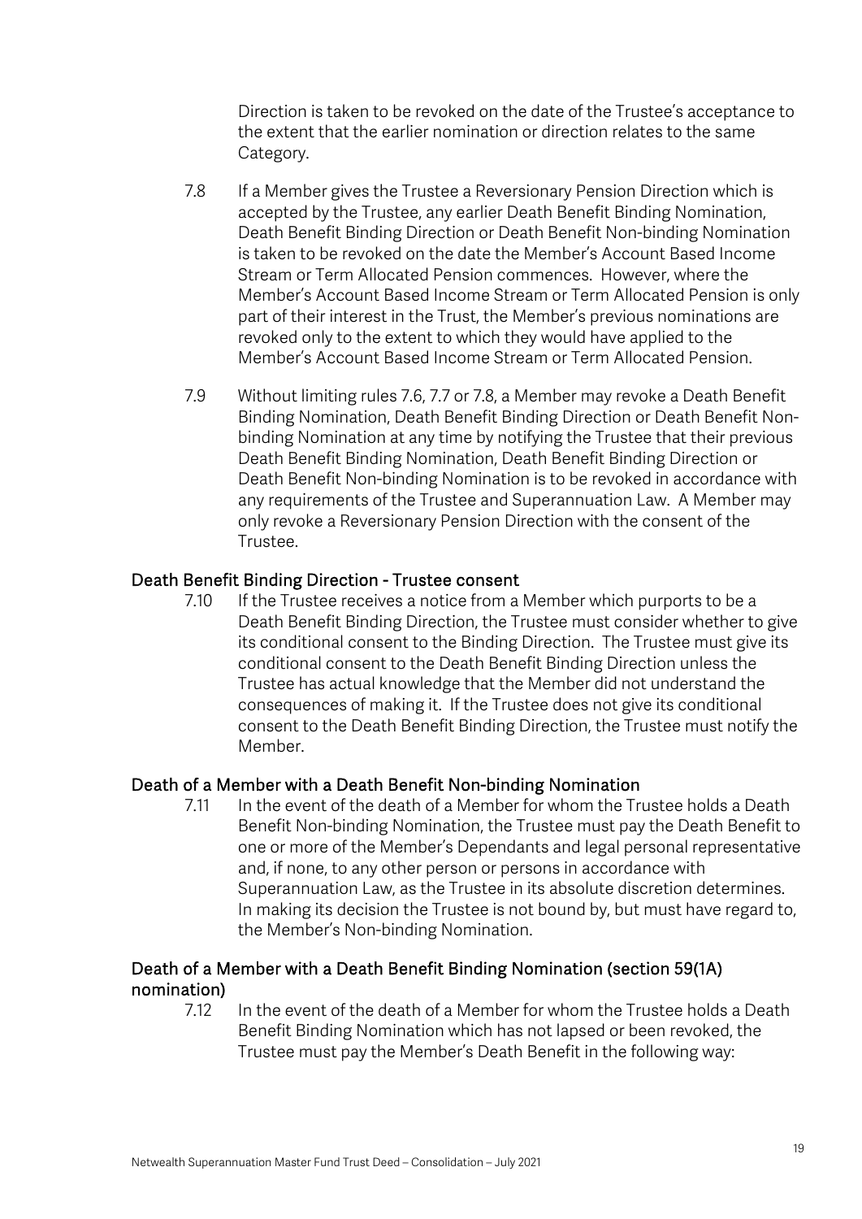Direction is taken to be revoked on the date of the Trustee's acceptance to the extent that the earlier nomination or direction relates to the same Category.

7.8 If a Member gives the Trustee a Reversionary Pension Direction which is accepted by the Trustee, any earlier Death Benefit Binding Nomination, Death Benefit Binding Direction or Death Benefit Non-binding Nomination is taken to be revoked on the date the Member's Account Based Income Stream or Term Allocated Pension commences. However, where the Member's Account Based Income Stream or Term Allocated Pension is only part of their interest in the Trust, the Member's previous nominations are revoked only to the extent to which they would have applied to the Member's Account Based Income Stream or Term Allocated Pension.

7.9 Without limiting rules 7.6, 7.7 or 7.8, a Member may revoke a Death Benefit Binding Nomination, Death Benefit Binding Direction or Death Benefit Non-binding Nomination at any time by notifying the Trustee that their previous Death Benefit Binding Nomination, Death Benefit Binding Direction or Death Benefit Non-binding Nomination is to be revoked in accordance with any requirements of the Trustee and Superannuation Law. A Member may only revoke a Reversionary Pension Direction with the consent of the Trustee.

### Death Benefit Binding Direction - Trustee consent

7.10 If the Trustee receives a notice from a Member which purports to be a Death Benefit Binding Direction, the Trustee must consider whether to give its conditional consent to the Binding Direction. The Trustee must give its conditional consent to the Death Benefit Binding Direction unless the Trustee has actual knowledge that the Member did not understand the consequences of making it. If the Trustee does not give its conditional consent to the Death Benefit Binding Direction, the Trustee must notify the Member.

### Death of a Member with a Death Benefit Non-binding Nomination

7.11 In the event of the death of a Member for whom the Trustee holds a Death Benefit Non-binding Nomination, the Trustee must pay the Death Benefit to one or more of the Member's Dependants and legal personal representative and, if none, to any other person or persons in accordance with Superannuation Law, as the Trustee in its absolute discretion determines. In making its decision the Trustee is not bound by, but must have regard to, the Member's Non-binding Nomination.

### Death of a Member with a Death Benefit Binding Nomination (section 59(1A) nomination)

7.12 In the event of the death of a Member for whom the Trustee holds a Death Benefit Binding Nomination which has not lapsed or been revoked, the Trustee must pay the Member's Death Benefit in the following way: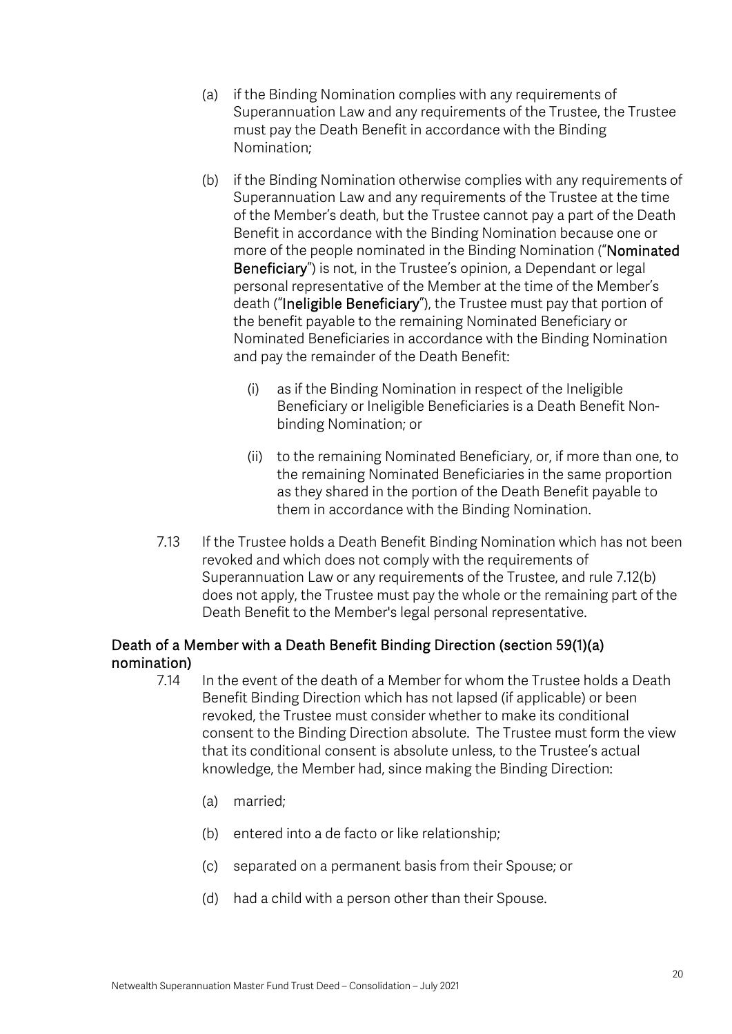(a) if the Binding Nomination complies with any requirements of Superannuation Law and any requirements of the Trustee, the Trustee must pay the Death Benefit in accordance with the Binding Nomination;

(b) if the Binding Nomination otherwise complies with any requirements of Superannuation Law and any requirements of the Trustee at the time of the Member's death, but the Trustee cannot pay a part of the Death Benefit in accordance with the Binding Nomination because one or more of the people nominated in the Binding Nomination ("**Nominated Beneficiary**") is not, in the Trustee's opinion, a Dependant or legal personal representative of the Member at the time of the Member's death ("**Ineligible Beneficiary**"), the Trustee must pay that portion of the benefit payable to the remaining Nominated Beneficiary or Nominated Beneficiaries in accordance with the Binding Nomination and pay the remainder of the Death Benefit:

   (i) as if the Binding Nomination in respect of the Ineligible Beneficiary or Ineligible Beneficiaries is a Death Benefit Non-binding Nomination; or

   (ii) to the remaining Nominated Beneficiary, or, if more than one, to the remaining Nominated Beneficiaries in the same proportion as they shared in the portion of the Death Benefit payable to them in accordance with the Binding Nomination.

7.13 If the Trustee holds a Death Benefit Binding Nomination which has not been revoked and which does not comply with the requirements of Superannuation Law or any requirements of the Trustee, and rule 7.12(b) does not apply, the Trustee must pay the whole or the remaining part of the Death Benefit to the Member's legal personal representative.

### Death of a Member with a Death Benefit Binding Direction (section 59(1)(a) nomination)

7.14 In the event of the death of a Member for whom the Trustee holds a Death Benefit Binding Direction which has not lapsed (if applicable) or been revoked, the Trustee must consider whether to make its conditional consent to the Binding Direction absolute. The Trustee must form the view that its conditional consent is absolute unless, to the Trustee's actual knowledge, the Member had, since making the Binding Direction:

(a) married;

(b) entered into a de facto or like relationship;

(c) separated on a permanent basis from their Spouse; or

(d) had a child with a person other than their Spouse.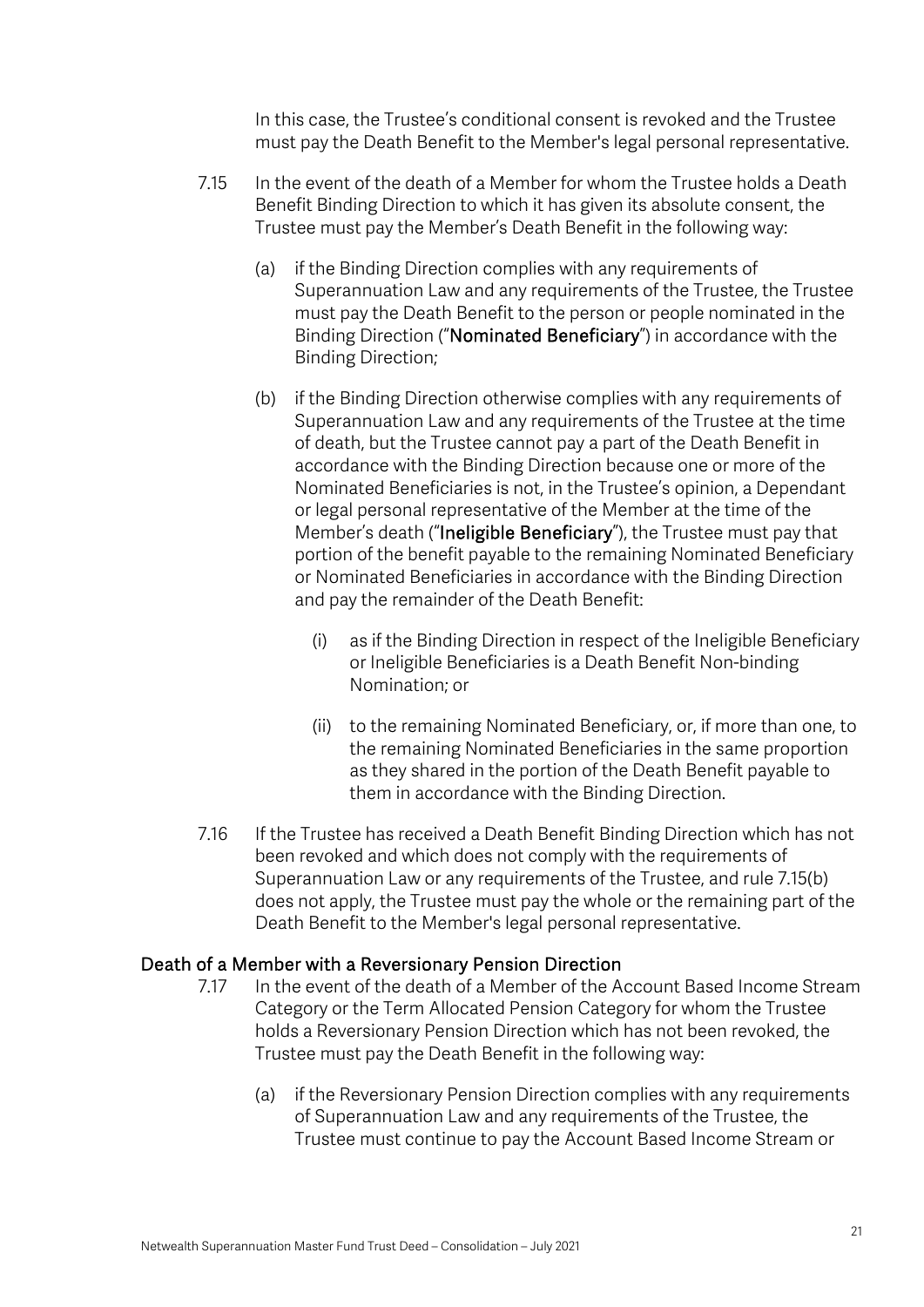In this case, the Trustee's conditional consent is revoked and the Trustee must pay the Death Benefit to the Member's legal personal representative.

7.15 In the event of the death of a Member for whom the Trustee holds a Death Benefit Binding Direction to which it has given its absolute consent, the Trustee must pay the Member's Death Benefit in the following way:

(a) if the Binding Direction complies with any requirements of Superannuation Law and any requirements of the Trustee, the Trustee must pay the Death Benefit to the person or people nominated in the Binding Direction ("**Nominated Beneficiary**") in accordance with the Binding Direction;

(b) if the Binding Direction otherwise complies with any requirements of Superannuation Law and any requirements of the Trustee at the time of death, but the Trustee cannot pay a part of the Death Benefit in accordance with the Binding Direction because one or more of the Nominated Beneficiaries is not, in the Trustee's opinion, a Dependant or legal personal representative of the Member at the time of the Member's death ("**Ineligible Beneficiary**"), the Trustee must pay that portion of the benefit payable to the remaining Nominated Beneficiary or Nominated Beneficiaries in accordance with the Binding Direction and pay the remainder of the Death Benefit:

(i) as if the Binding Direction in respect of the Ineligible Beneficiary or Ineligible Beneficiaries is a Death Benefit Non-binding Nomination; or

(ii) to the remaining Nominated Beneficiary, or, if more than one, to the remaining Nominated Beneficiaries in the same proportion as they shared in the portion of the Death Benefit payable to them in accordance with the Binding Direction.

7.16 If the Trustee has received a Death Benefit Binding Direction which has not been revoked and which does not comply with the requirements of Superannuation Law or any requirements of the Trustee, and rule 7.15(b) does not apply, the Trustee must pay the whole or the remaining part of the Death Benefit to the Member's legal personal representative.

## Death of a Member with a Reversionary Pension Direction

7.17 In the event of the death of a Member of the Account Based Income Stream Category or the Term Allocated Pension Category for whom the Trustee holds a Reversionary Pension Direction which has not been revoked, the Trustee must pay the Death Benefit in the following way:

(a) if the Reversionary Pension Direction complies with any requirements of Superannuation Law and any requirements of the Trustee, the Trustee must continue to pay the Account Based Income Stream or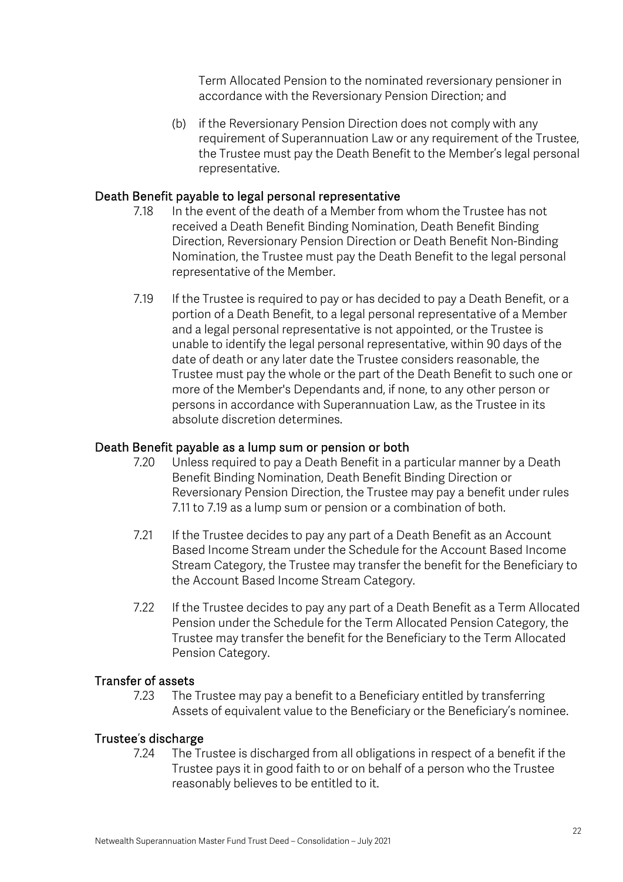Term Allocated Pension to the nominated reversionary pensioner in accordance with the Reversionary Pension Direction; and

(b) if the Reversionary Pension Direction does not comply with any requirement of Superannuation Law or any requirement of the Trustee, the Trustee must pay the Death Benefit to the Member's legal personal representative.

### Death Benefit payable to legal personal representative

7.18 In the event of the death of a Member from whom the Trustee has not received a Death Benefit Binding Nomination, Death Benefit Binding Direction, Reversionary Pension Direction or Death Benefit Non-Binding Nomination, the Trustee must pay the Death Benefit to the legal personal representative of the Member.

7.19 If the Trustee is required to pay or has decided to pay a Death Benefit, or a portion of a Death Benefit, to a legal personal representative of a Member and a legal personal representative is not appointed, or the Trustee is unable to identify the legal personal representative, within 90 days of the date of death or any later date the Trustee considers reasonable, the Trustee must pay the whole or the part of the Death Benefit to such one or more of the Member's Dependants and, if none, to any other person or persons in accordance with Superannuation Law, as the Trustee in its absolute discretion determines.

### Death Benefit payable as a lump sum or pension or both

7.20 Unless required to pay a Death Benefit in a particular manner by a Death Benefit Binding Nomination, Death Benefit Binding Direction or Reversionary Pension Direction, the Trustee may pay a benefit under rules 7.11 to 7.19 as a lump sum or pension or a combination of both.

7.21 If the Trustee decides to pay any part of a Death Benefit as an Account Based Income Stream under the Schedule for the Account Based Income Stream Category, the Trustee may transfer the benefit for the Beneficiary to the Account Based Income Stream Category.

7.22 If the Trustee decides to pay any part of a Death Benefit as a Term Allocated Pension under the Schedule for the Term Allocated Pension Category, the Trustee may transfer the benefit for the Beneficiary to the Term Allocated Pension Category.

### Transfer of assets

7.23 The Trustee may pay a benefit to a Beneficiary entitled by transferring Assets of equivalent value to the Beneficiary or the Beneficiary's nominee.

### Trustee's discharge

7.24 The Trustee is discharged from all obligations in respect of a benefit if the Trustee pays it in good faith to or on behalf of a person who the Trustee reasonably believes to be entitled to it.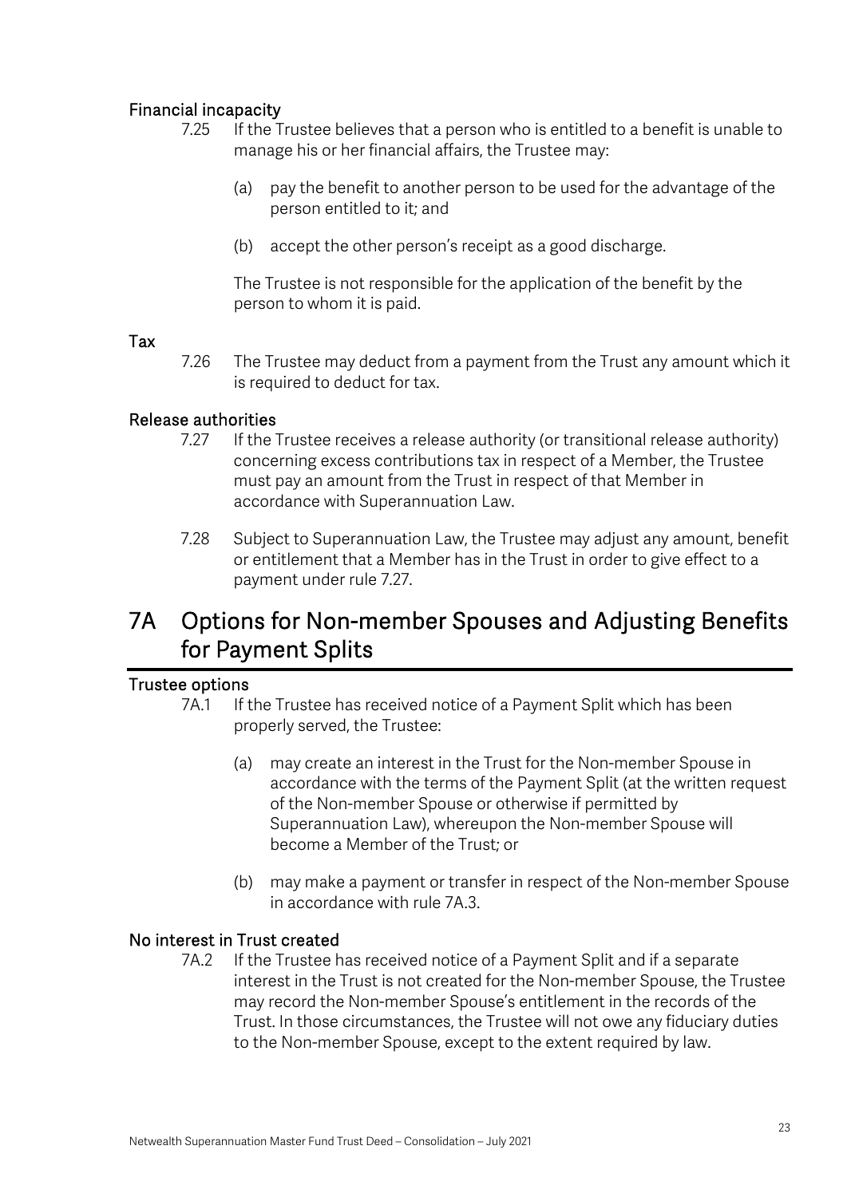#### Financial incapacity

7.25 If the Trustee believes that a person who is entitled to a benefit is unable to manage his or her financial affairs, the Trustee may:

(a) pay the benefit to another person to be used for the advantage of the person entitled to it; and

(b) accept the other person's receipt as a good discharge.

The Trustee is not responsible for the application of the benefit by the person to whom it is paid.

#### Tax

7.26 The Trustee may deduct from a payment from the Trust any amount which it is required to deduct for tax.

#### Release authorities

7.27 If the Trustee receives a release authority (or transitional release authority) concerning excess contributions tax in respect of a Member, the Trustee must pay an amount from the Trust in respect of that Member in accordance with Superannuation Law.

7.28 Subject to Superannuation Law, the Trustee may adjust any amount, benefit or entitlement that a Member has in the Trust in order to give effect to a payment under rule 7.27.

## 7A Options for Non-member Spouses and Adjusting Benefits for Payment Splits

#### Trustee options

7A.1 If the Trustee has received notice of a Payment Split which has been properly served, the Trustee:

(a) may create an interest in the Trust for the Non-member Spouse in accordance with the terms of the Payment Split (at the written request of the Non-member Spouse or otherwise if permitted by Superannuation Law), whereupon the Non-member Spouse will become a Member of the Trust; or

(b) may make a payment or transfer in respect of the Non-member Spouse in accordance with rule 7A.3.

#### No interest in Trust created

7A.2 If the Trustee has received notice of a Payment Split and if a separate interest in the Trust is not created for the Non-member Spouse, the Trustee may record the Non-member Spouse's entitlement in the records of the Trust. In those circumstances, the Trustee will not owe any fiduciary duties to the Non-member Spouse, except to the extent required by law.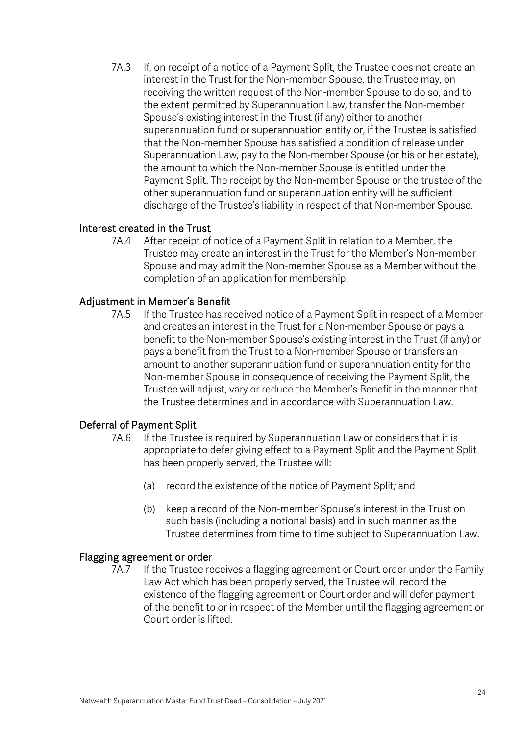7A.3 If, on receipt of a notice of a Payment Split, the Trustee does not create an interest in the Trust for the Non-member Spouse, the Trustee may, on receiving the written request of the Non-member Spouse to do so, and to the extent permitted by Superannuation Law, transfer the Non-member Spouse's existing interest in the Trust (if any) either to another superannuation fund or superannuation entity or, if the Trustee is satisfied that the Non-member Spouse has satisfied a condition of release under Superannuation Law, pay to the Non-member Spouse (or his or her estate), the amount to which the Non-member Spouse is entitled under the Payment Split. The receipt by the Non-member Spouse or the trustee of the other superannuation fund or superannuation entity will be sufficient discharge of the Trustee's liability in respect of that Non-member Spouse.

### Interest created in the Trust

7A.4 After receipt of notice of a Payment Split in relation to a Member, the Trustee may create an interest in the Trust for the Member's Non-member Spouse and may admit the Non-member Spouse as a Member without the completion of an application for membership.

### Adjustment in Member's Benefit

7A.5 If the Trustee has received notice of a Payment Split in respect of a Member and creates an interest in the Trust for a Non-member Spouse or pays a benefit to the Non-member Spouse's existing interest in the Trust (if any) or pays a benefit from the Trust to a Non-member Spouse or transfers an amount to another superannuation fund or superannuation entity for the Non-member Spouse in consequence of receiving the Payment Split, the Trustee will adjust, vary or reduce the Member's Benefit in the manner that the Trustee determines and in accordance with Superannuation Law.

### Deferral of Payment Split

7A.6 If the Trustee is required by Superannuation Law or considers that it is appropriate to defer giving effect to a Payment Split and the Payment Split has been properly served, the Trustee will:

(a) record the existence of the notice of Payment Split; and

(b) keep a record of the Non-member Spouse's interest in the Trust on such basis (including a notional basis) and in such manner as the Trustee determines from time to time subject to Superannuation Law.

### Flagging agreement or order

7A.7 If the Trustee receives a flagging agreement or Court order under the Family Law Act which has been properly served, the Trustee will record the existence of the flagging agreement or Court order and will defer payment of the benefit to or in respect of the Member until the flagging agreement or Court order is lifted.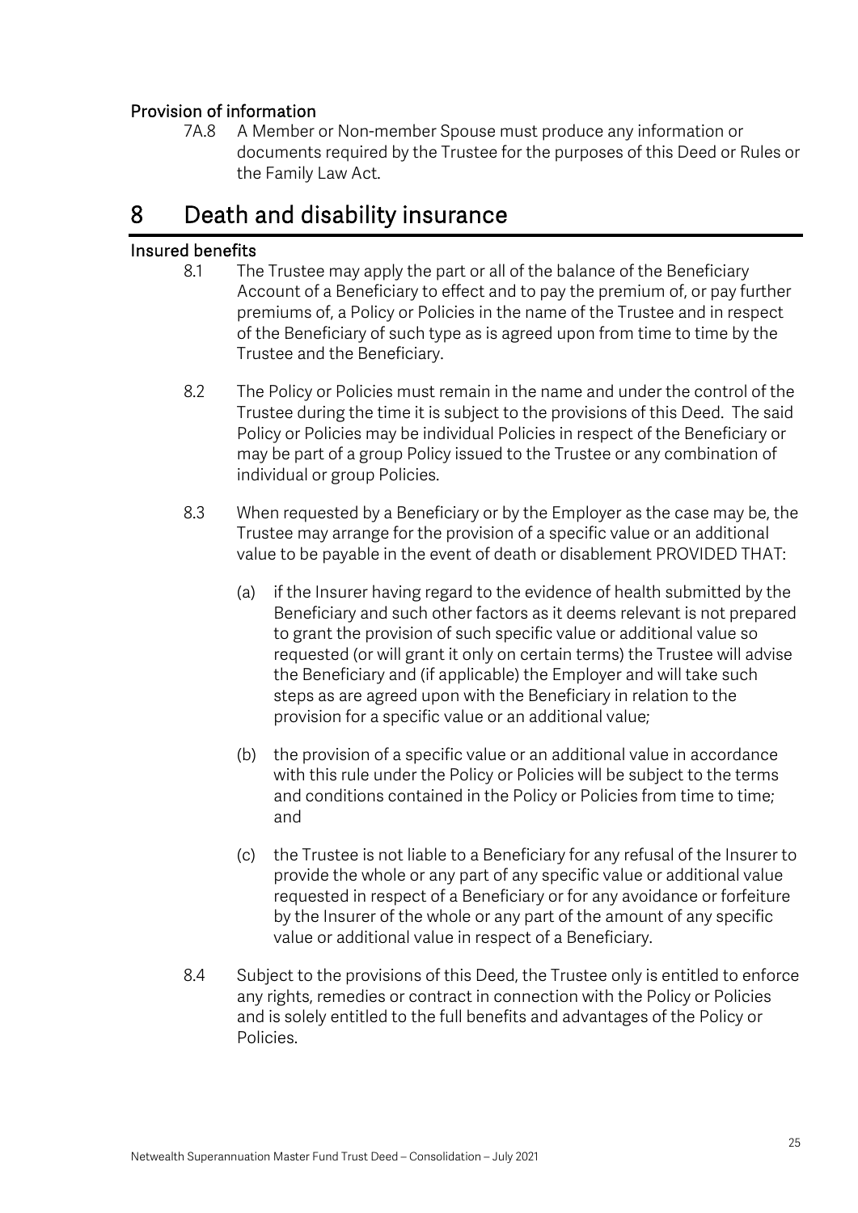### Provision of information

7A.8 A Member or Non-member Spouse must produce any information or documents required by the Trustee for the purposes of this Deed or Rules or the Family Law Act.

# 8 Death and disability insurance

### Insured benefits

8.1 The Trustee may apply the part or all of the balance of the Beneficiary Account of a Beneficiary to effect and to pay the premium of, or pay further premiums of, a Policy or Policies in the name of the Trustee and in respect of the Beneficiary of such type as is agreed upon from time to time by the Trustee and the Beneficiary.

8.2 The Policy or Policies must remain in the name and under the control of the Trustee during the time it is subject to the provisions of this Deed. The said Policy or Policies may be individual Policies in respect of the Beneficiary or may be part of a group Policy issued to the Trustee or any combination of individual or group Policies.

8.3 When requested by a Beneficiary or by the Employer as the case may be, the Trustee may arrange for the provision of a specific value or an additional value to be payable in the event of death or disablement PROVIDED THAT:

(a) if the Insurer having regard to the evidence of health submitted by the Beneficiary and such other factors as it deems relevant is not prepared to grant the provision of such specific value or additional value so requested (or will grant it only on certain terms) the Trustee will advise the Beneficiary and (if applicable) the Employer and will take such steps as are agreed upon with the Beneficiary in relation to the provision for a specific value or an additional value;

(b) the provision of a specific value or an additional value in accordance with this rule under the Policy or Policies will be subject to the terms and conditions contained in the Policy or Policies from time to time; and

(c) the Trustee is not liable to a Beneficiary for any refusal of the Insurer to provide the whole or any part of any specific value or additional value requested in respect of a Beneficiary or for any avoidance or forfeiture by the Insurer of the whole or any part of the amount of any specific value or additional value in respect of a Beneficiary.

8.4 Subject to the provisions of this Deed, the Trustee only is entitled to enforce any rights, remedies or contract in connection with the Policy or Policies and is solely entitled to the full benefits and advantages of the Policy or Policies.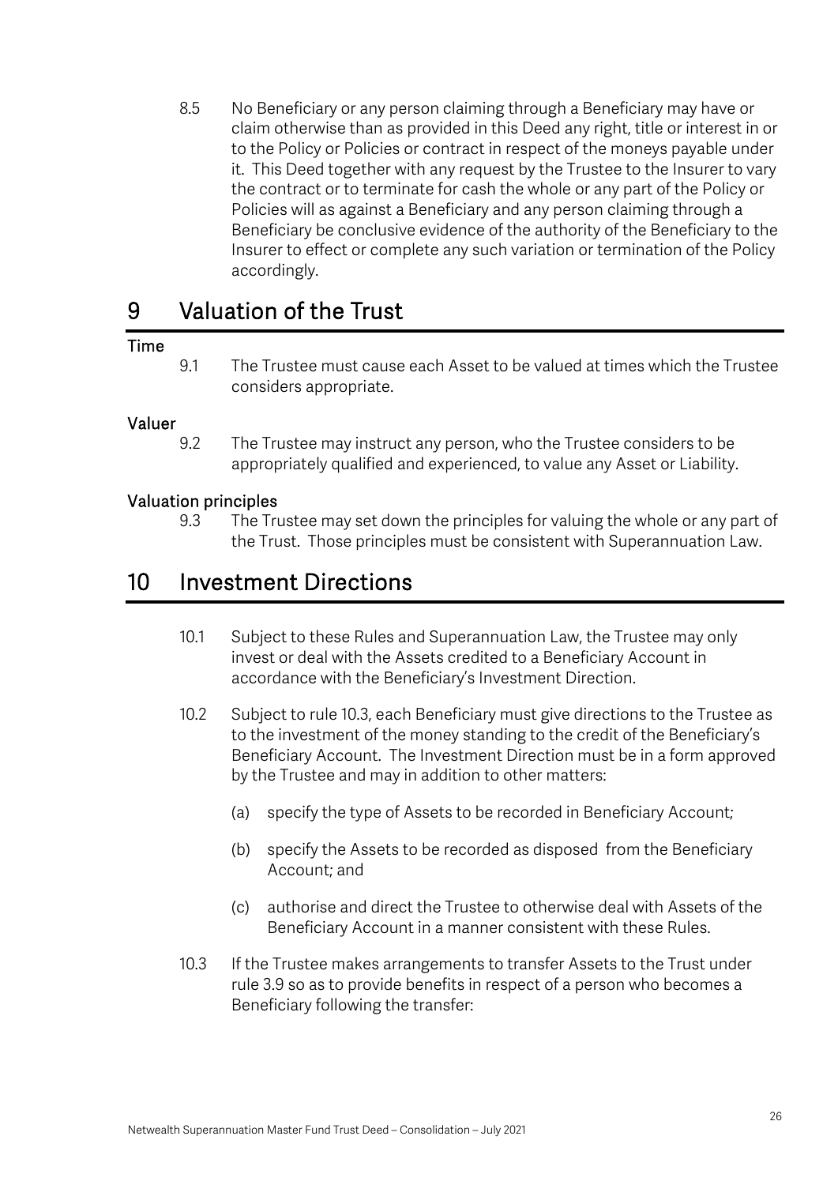8.5 No Beneficiary or any person claiming through a Beneficiary may have or claim otherwise than as provided in this Deed any right, title or interest in or to the Policy or Policies or contract in respect of the moneys payable under it. This Deed together with any request by the Trustee to the Insurer to vary the contract or to terminate for cash the whole or any part of the Policy or Policies will as against a Beneficiary and any person claiming through a Beneficiary be conclusive evidence of the authority of the Beneficiary to the Insurer to effect or complete any such variation or termination of the Policy accordingly.

# 9 Valuation of the Trust

**Time**

9.1 The Trustee must cause each Asset to be valued at times which the Trustee considers appropriate.

**Valuer**

9.2 The Trustee may instruct any person, who the Trustee considers to be appropriately qualified and experienced, to value any Asset or Liability.

**Valuation principles**

9.3 The Trustee may set down the principles for valuing the whole or any part of the Trust. Those principles must be consistent with Superannuation Law.

# 10 Investment Directions

10.1 Subject to these Rules and Superannuation Law, the Trustee may only invest or deal with the Assets credited to a Beneficiary Account in accordance with the Beneficiary's Investment Direction.

10.2 Subject to rule 10.3, each Beneficiary must give directions to the Trustee as to the investment of the money standing to the credit of the Beneficiary's Beneficiary Account. The Investment Direction must be in a form approved by the Trustee and may in addition to other matters:

(a) specify the type of Assets to be recorded in Beneficiary Account;

(b) specify the Assets to be recorded as disposed from the Beneficiary Account; and

(c) authorise and direct the Trustee to otherwise deal with Assets of the Beneficiary Account in a manner consistent with these Rules.

10.3 If the Trustee makes arrangements to transfer Assets to the Trust under rule 3.9 so as to provide benefits in respect of a person who becomes a Beneficiary following the transfer: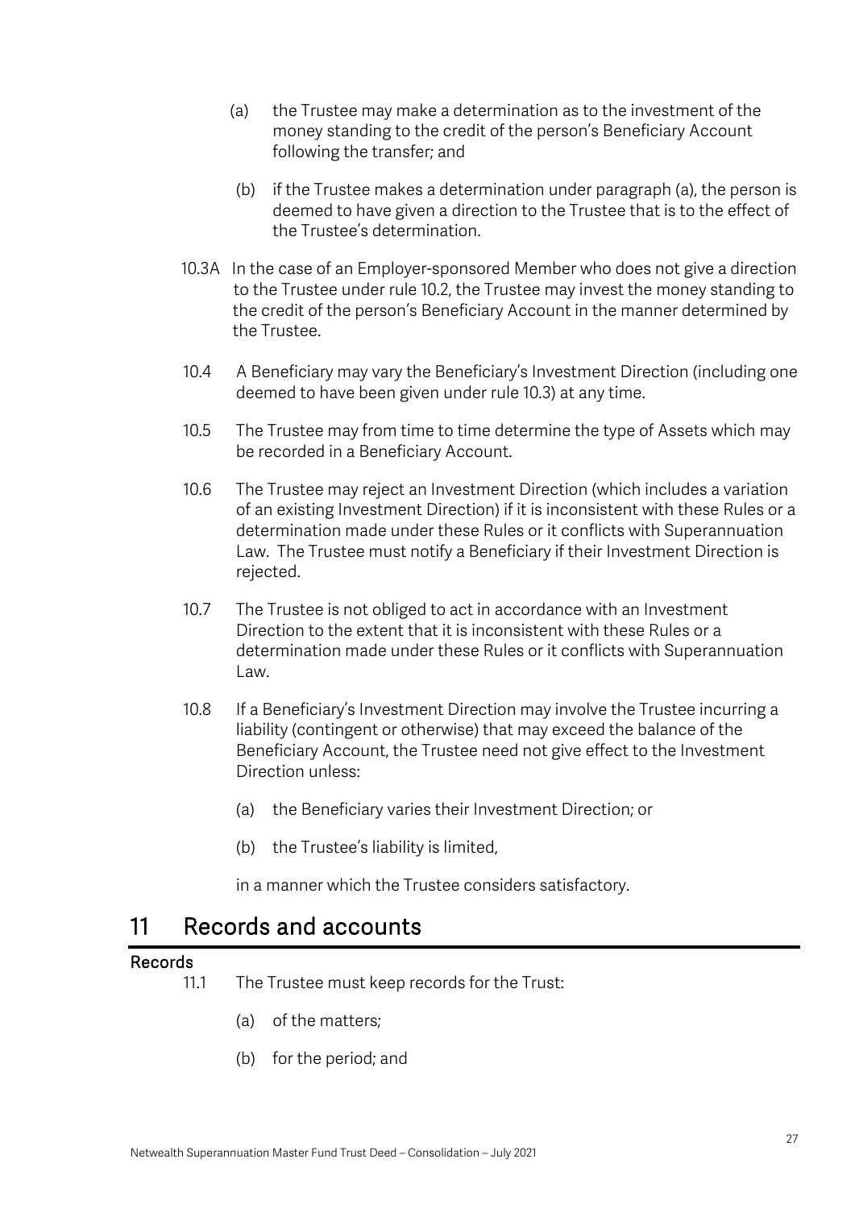(a) the Trustee may make a determination as to the investment of the money standing to the credit of the person's Beneficiary Account following the transfer; and

(b) if the Trustee makes a determination under paragraph (a), the person is deemed to have given a direction to the Trustee that is to the effect of the Trustee's determination.

10.3A In the case of an Employer-sponsored Member who does not give a direction to the Trustee under rule 10.2, the Trustee may invest the money standing to the credit of the person's Beneficiary Account in the manner determined by the Trustee.

10.4 A Beneficiary may vary the Beneficiary's Investment Direction (including one deemed to have been given under rule 10.3) at any time.

10.5 The Trustee may from time to time determine the type of Assets which may be recorded in a Beneficiary Account.

10.6 The Trustee may reject an Investment Direction (which includes a variation of an existing Investment Direction) if it is inconsistent with these Rules or a determination made under these Rules or it conflicts with Superannuation Law. The Trustee must notify a Beneficiary if their Investment Direction is rejected.

10.7 The Trustee is not obliged to act in accordance with an Investment Direction to the extent that it is inconsistent with these Rules or a determination made under these Rules or it conflicts with Superannuation Law.

10.8 If a Beneficiary's Investment Direction may involve the Trustee incurring a liability (contingent or otherwise) that may exceed the balance of the Beneficiary Account, the Trustee need not give effect to the Investment Direction unless:

(a) the Beneficiary varies their Investment Direction; or

(b) the Trustee's liability is limited,

in a manner which the Trustee considers satisfactory.

# 11 Records and accounts

### Records

11.1 The Trustee must keep records for the Trust:

(a) of the matters;

(b) for the period; and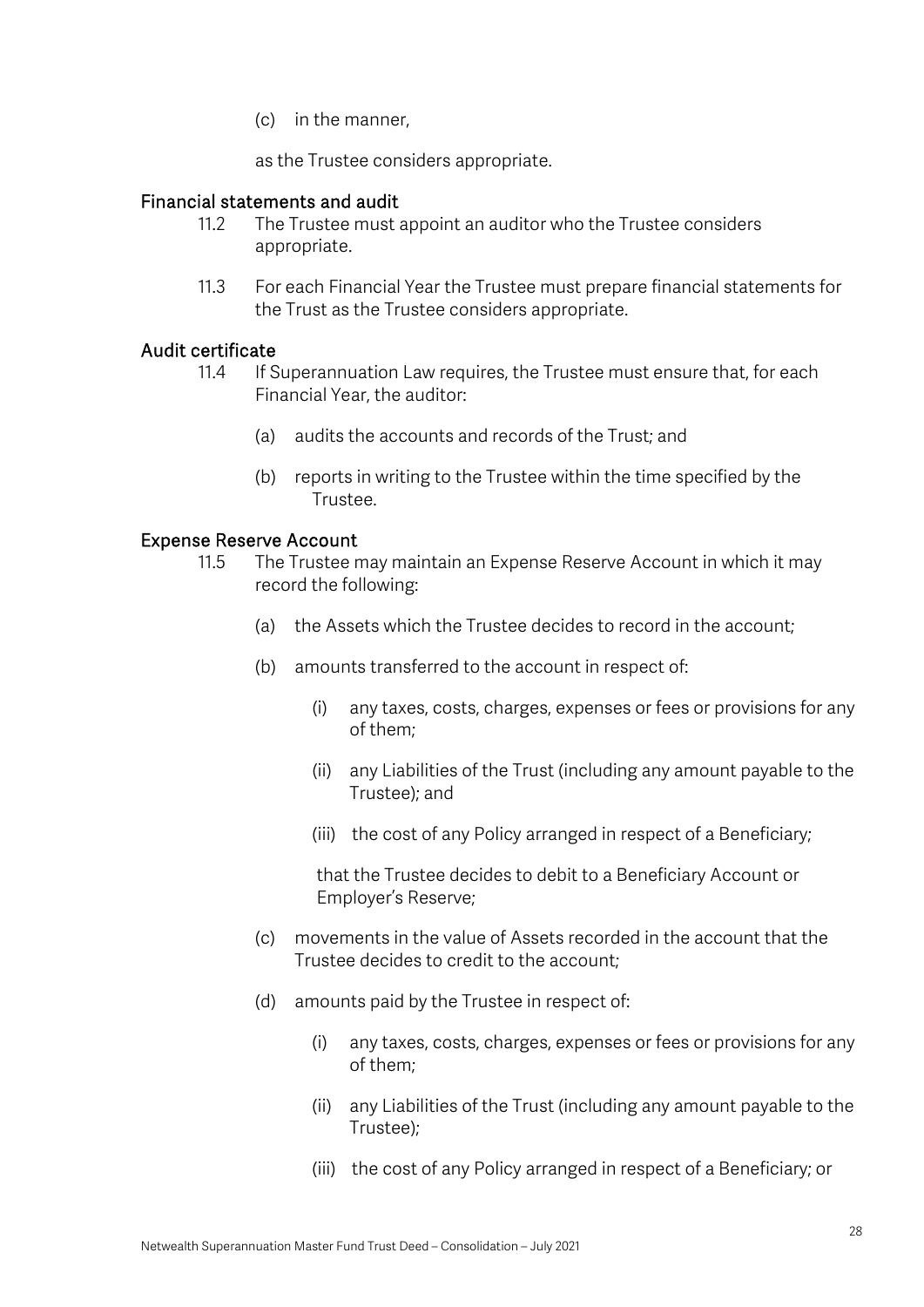(c) in the manner,

as the Trustee considers appropriate.

### Financial statements and audit

11.2 The Trustee must appoint an auditor who the Trustee considers appropriate.

11.3 For each Financial Year the Trustee must prepare financial statements for the Trust as the Trustee considers appropriate.

### Audit certificate

11.4 If Superannuation Law requires, the Trustee must ensure that, for each Financial Year, the auditor:

(a) audits the accounts and records of the Trust; and

(b) reports in writing to the Trustee within the time specified by the Trustee.

### Expense Reserve Account

11.5 The Trustee may maintain an Expense Reserve Account in which it may record the following:

(a) the Assets which the Trustee decides to record in the account;

(b) amounts transferred to the account in respect of:

(i) any taxes, costs, charges, expenses or fees or provisions for any of them;

(ii) any Liabilities of the Trust (including any amount payable to the Trustee); and

(iii) the cost of any Policy arranged in respect of a Beneficiary;

that the Trustee decides to debit to a Beneficiary Account or Employer's Reserve;

(c) movements in the value of Assets recorded in the account that the Trustee decides to credit to the account;

(d) amounts paid by the Trustee in respect of:

(i) any taxes, costs, charges, expenses or fees or provisions for any of them;

(ii) any Liabilities of the Trust (including any amount payable to the Trustee);

(iii) the cost of any Policy arranged in respect of a Beneficiary; or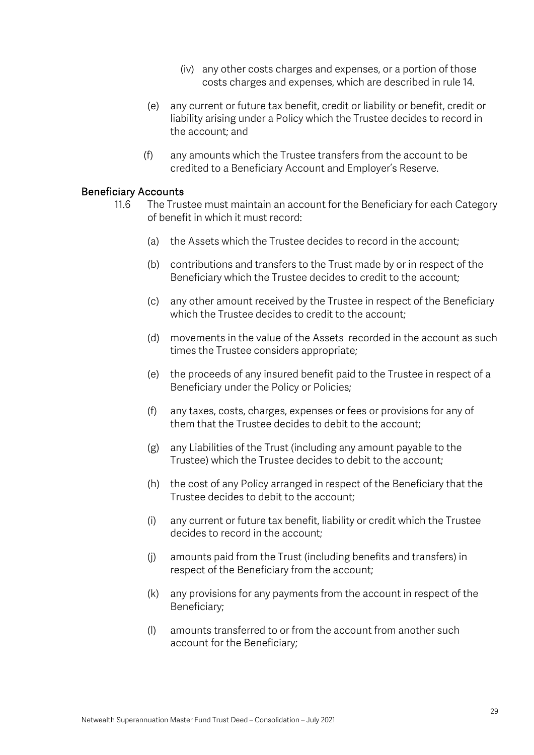(iv) any other costs charges and expenses, or a portion of those costs charges and expenses, which are described in rule 14.

(e) any current or future tax benefit, credit or liability or benefit, credit or liability arising under a Policy which the Trustee decides to record in the account; and

(f) any amounts which the Trustee transfers from the account to be credited to a Beneficiary Account and Employer's Reserve.

### Beneficiary Accounts

11.6 The Trustee must maintain an account for the Beneficiary for each Category of benefit in which it must record:

(a) the Assets which the Trustee decides to record in the account;

(b) contributions and transfers to the Trust made by or in respect of the Beneficiary which the Trustee decides to credit to the account;

(c) any other amount received by the Trustee in respect of the Beneficiary which the Trustee decides to credit to the account;

(d) movements in the value of the Assets recorded in the account as such times the Trustee considers appropriate;

(e) the proceeds of any insured benefit paid to the Trustee in respect of a Beneficiary under the Policy or Policies;

(f) any taxes, costs, charges, expenses or fees or provisions for any of them that the Trustee decides to debit to the account;

(g) any Liabilities of the Trust (including any amount payable to the Trustee) which the Trustee decides to debit to the account;

(h) the cost of any Policy arranged in respect of the Beneficiary that the Trustee decides to debit to the account;

(i) any current or future tax benefit, liability or credit which the Trustee decides to record in the account;

(j) amounts paid from the Trust (including benefits and transfers) in respect of the Beneficiary from the account;

(k) any provisions for any payments from the account in respect of the Beneficiary;

(l) amounts transferred to or from the account from another such account for the Beneficiary;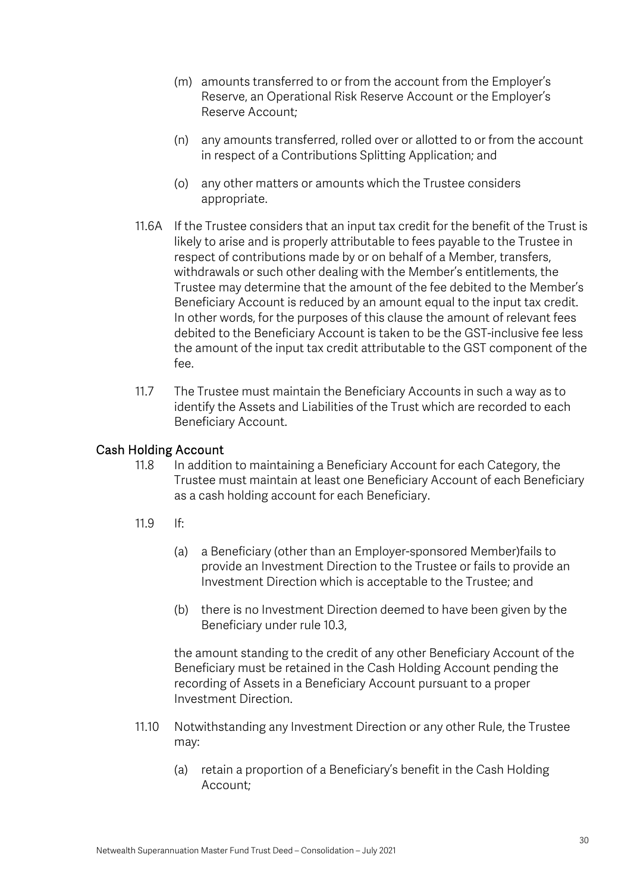(m) amounts transferred to or from the account from the Employer's Reserve, an Operational Risk Reserve Account or the Employer's Reserve Account;

(n) any amounts transferred, rolled over or allotted to or from the account in respect of a Contributions Splitting Application; and

(o) any other matters or amounts which the Trustee considers appropriate.

11.6A If the Trustee considers that an input tax credit for the benefit of the Trust is likely to arise and is properly attributable to fees payable to the Trustee in respect of contributions made by or on behalf of a Member, transfers, withdrawals or such other dealing with the Member's entitlements, the Trustee may determine that the amount of the fee debited to the Member's Beneficiary Account is reduced by an amount equal to the input tax credit. In other words, for the purposes of this clause the amount of relevant fees debited to the Beneficiary Account is taken to be the GST-inclusive fee less the amount of the input tax credit attributable to the GST component of the fee.

11.7 The Trustee must maintain the Beneficiary Accounts in such a way as to identify the Assets and Liabilities of the Trust which are recorded to each Beneficiary Account.

## Cash Holding Account

11.8 In addition to maintaining a Beneficiary Account for each Category, the Trustee must maintain at least one Beneficiary Account of each Beneficiary as a cash holding account for each Beneficiary.

11.9 If:

(a) a Beneficiary (other than an Employer-sponsored Member)fails to provide an Investment Direction to the Trustee or fails to provide an Investment Direction which is acceptable to the Trustee; and

(b) there is no Investment Direction deemed to have been given by the Beneficiary under rule 10.3,

the amount standing to the credit of any other Beneficiary Account of the Beneficiary must be retained in the Cash Holding Account pending the recording of Assets in a Beneficiary Account pursuant to a proper Investment Direction.

11.10 Notwithstanding any Investment Direction or any other Rule, the Trustee may:

(a) retain a proportion of a Beneficiary's benefit in the Cash Holding Account;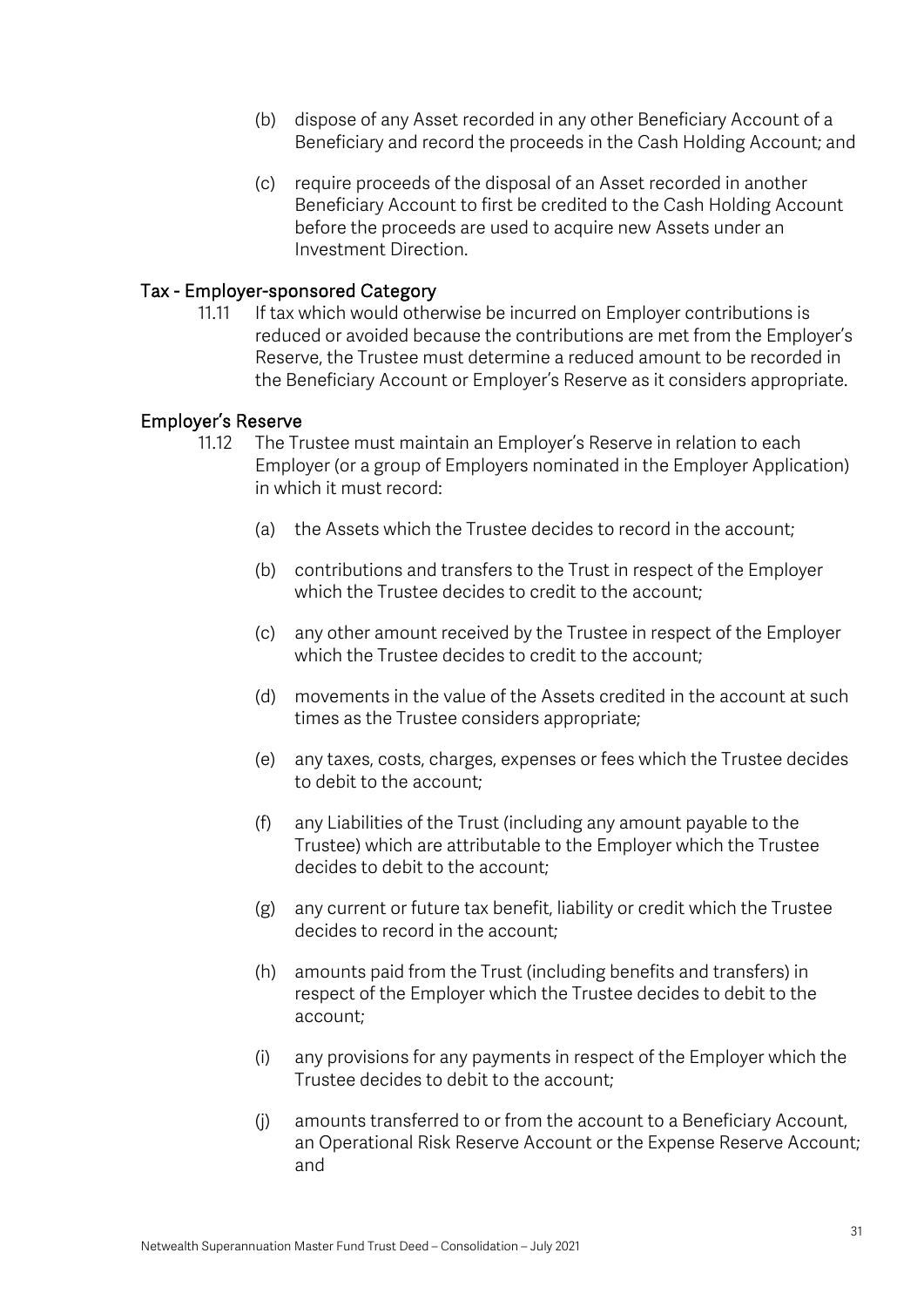(b) dispose of any Asset recorded in any other Beneficiary Account of a Beneficiary and record the proceeds in the Cash Holding Account; and

(c) require proceeds of the disposal of an Asset recorded in another Beneficiary Account to first be credited to the Cash Holding Account before the proceeds are used to acquire new Assets under an Investment Direction.

## Tax - Employer-sponsored Category

11.11 If tax which would otherwise be incurred on Employer contributions is reduced or avoided because the contributions are met from the Employer's Reserve, the Trustee must determine a reduced amount to be recorded in the Beneficiary Account or Employer's Reserve as it considers appropriate.

## Employer's Reserve

11.12 The Trustee must maintain an Employer's Reserve in relation to each Employer (or a group of Employers nominated in the Employer Application) in which it must record:

(a) the Assets which the Trustee decides to record in the account;

(b) contributions and transfers to the Trust in respect of the Employer which the Trustee decides to credit to the account;

(c) any other amount received by the Trustee in respect of the Employer which the Trustee decides to credit to the account;

(d) movements in the value of the Assets credited in the account at such times as the Trustee considers appropriate;

(e) any taxes, costs, charges, expenses or fees which the Trustee decides to debit to the account;

(f) any Liabilities of the Trust (including any amount payable to the Trustee) which are attributable to the Employer which the Trustee decides to debit to the account;

(g) any current or future tax benefit, liability or credit which the Trustee decides to record in the account;

(h) amounts paid from the Trust (including benefits and transfers) in respect of the Employer which the Trustee decides to debit to the account;

(i) any provisions for any payments in respect of the Employer which the Trustee decides to debit to the account;

(j) amounts transferred to or from the account to a Beneficiary Account, an Operational Risk Reserve Account or the Expense Reserve Account; and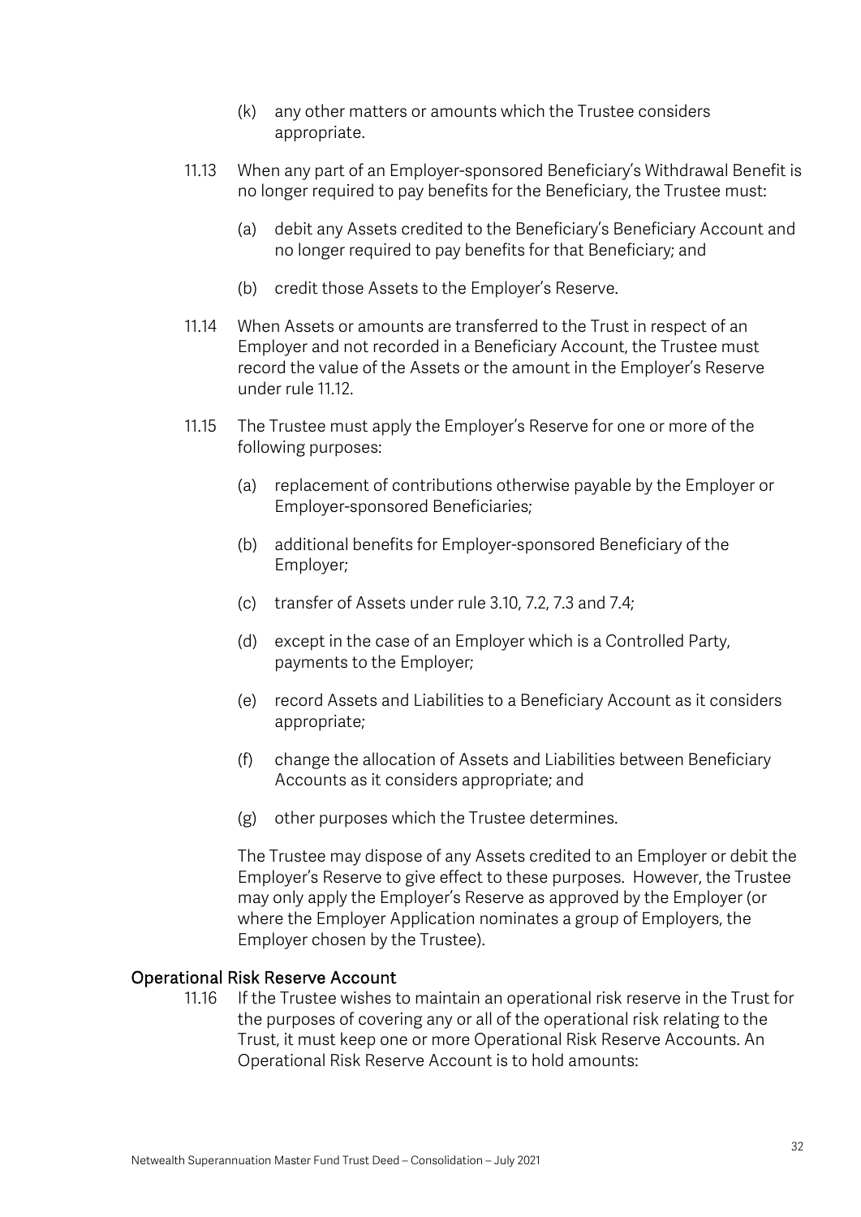(k) any other matters or amounts which the Trustee considers appropriate.

11.13 When any part of an Employer-sponsored Beneficiary's Withdrawal Benefit is no longer required to pay benefits for the Beneficiary, the Trustee must:

(a) debit any Assets credited to the Beneficiary's Beneficiary Account and no longer required to pay benefits for that Beneficiary; and

(b) credit those Assets to the Employer's Reserve.

11.14 When Assets or amounts are transferred to the Trust in respect of an Employer and not recorded in a Beneficiary Account, the Trustee must record the value of the Assets or the amount in the Employer's Reserve under rule 11.12.

11.15 The Trustee must apply the Employer's Reserve for one or more of the following purposes:

(a) replacement of contributions otherwise payable by the Employer or Employer-sponsored Beneficiaries;

(b) additional benefits for Employer-sponsored Beneficiary of the Employer;

(c) transfer of Assets under rule 3.10, 7.2, 7.3 and 7.4;

(d) except in the case of an Employer which is a Controlled Party, payments to the Employer;

(e) record Assets and Liabilities to a Beneficiary Account as it considers appropriate;

(f) change the allocation of Assets and Liabilities between Beneficiary Accounts as it considers appropriate; and

(g) other purposes which the Trustee determines.

The Trustee may dispose of any Assets credited to an Employer or debit the Employer's Reserve to give effect to these purposes. However, the Trustee may only apply the Employer's Reserve as approved by the Employer (or where the Employer Application nominates a group of Employers, the Employer chosen by the Trustee).

### Operational Risk Reserve Account

11.16 If the Trustee wishes to maintain an operational risk reserve in the Trust for the purposes of covering any or all of the operational risk relating to the Trust, it must keep one or more Operational Risk Reserve Accounts. An Operational Risk Reserve Account is to hold amounts: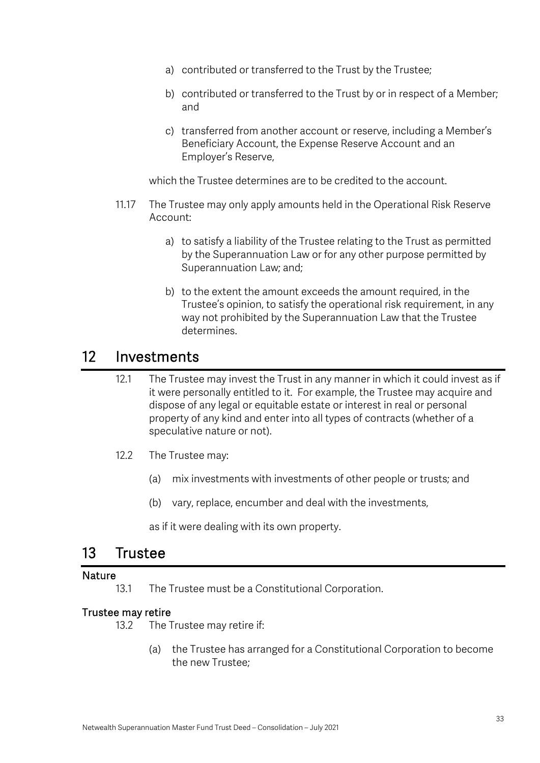a) contributed or transferred to the Trust by the Trustee;

b) contributed or transferred to the Trust by or in respect of a Member; and

c) transferred from another account or reserve, including a Member's Beneficiary Account, the Expense Reserve Account and an Employer's Reserve,

which the Trustee determines are to be credited to the account.

11.17 The Trustee may only apply amounts held in the Operational Risk Reserve Account:

a) to satisfy a liability of the Trustee relating to the Trust as permitted by the Superannuation Law or for any other purpose permitted by Superannuation Law; and;

b) to the extent the amount exceeds the amount required, in the Trustee's opinion, to satisfy the operational risk requirement, in any way not prohibited by the Superannuation Law that the Trustee determines.

# 12 Investments

12.1 The Trustee may invest the Trust in any manner in which it could invest as if it were personally entitled to it. For example, the Trustee may acquire and dispose of any legal or equitable estate or interest in real or personal property of any kind and enter into all types of contracts (whether of a speculative nature or not).

12.2 The Trustee may:

(a) mix investments with investments of other people or trusts; and

(b) vary, replace, encumber and deal with the investments,

as if it were dealing with its own property.

# 13 Trustee

**Nature**

13.1 The Trustee must be a Constitutional Corporation.

**Trustee may retire**

13.2 The Trustee may retire if:

(a) the Trustee has arranged for a Constitutional Corporation to become the new Trustee;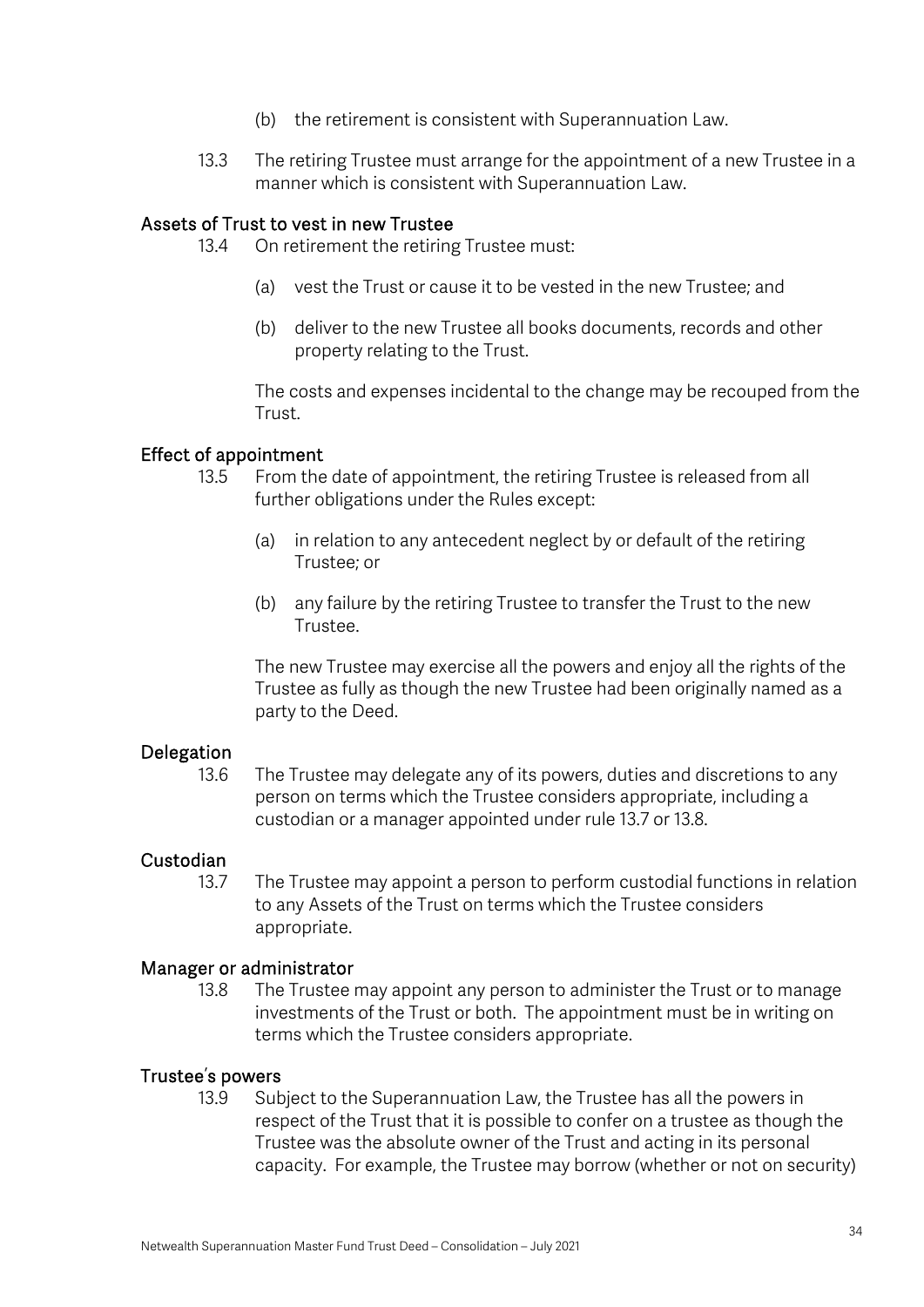(b) the retirement is consistent with Superannuation Law.

13.3 The retiring Trustee must arrange for the appointment of a new Trustee in a manner which is consistent with Superannuation Law.

### Assets of Trust to vest in new Trustee

13.4 On retirement the retiring Trustee must:

(a) vest the Trust or cause it to be vested in the new Trustee; and

(b) deliver to the new Trustee all books documents, records and other property relating to the Trust.

The costs and expenses incidental to the change may be recouped from the Trust.

### Effect of appointment

13.5 From the date of appointment, the retiring Trustee is released from all further obligations under the Rules except:

(a) in relation to any antecedent neglect by or default of the retiring Trustee; or

(b) any failure by the retiring Trustee to transfer the Trust to the new Trustee.

The new Trustee may exercise all the powers and enjoy all the rights of the Trustee as fully as though the new Trustee had been originally named as a party to the Deed.

### Delegation

13.6 The Trustee may delegate any of its powers, duties and discretions to any person on terms which the Trustee considers appropriate, including a custodian or a manager appointed under rule 13.7 or 13.8.

### Custodian

13.7 The Trustee may appoint a person to perform custodial functions in relation to any Assets of the Trust on terms which the Trustee considers appropriate.

### Manager or administrator

13.8 The Trustee may appoint any person to administer the Trust or to manage investments of the Trust or both. The appointment must be in writing on terms which the Trustee considers appropriate.

### Trustee's powers

13.9 Subject to the Superannuation Law, the Trustee has all the powers in respect of the Trust that it is possible to confer on a trustee as though the Trustee was the absolute owner of the Trust and acting in its personal capacity. For example, the Trustee may borrow (whether or not on security)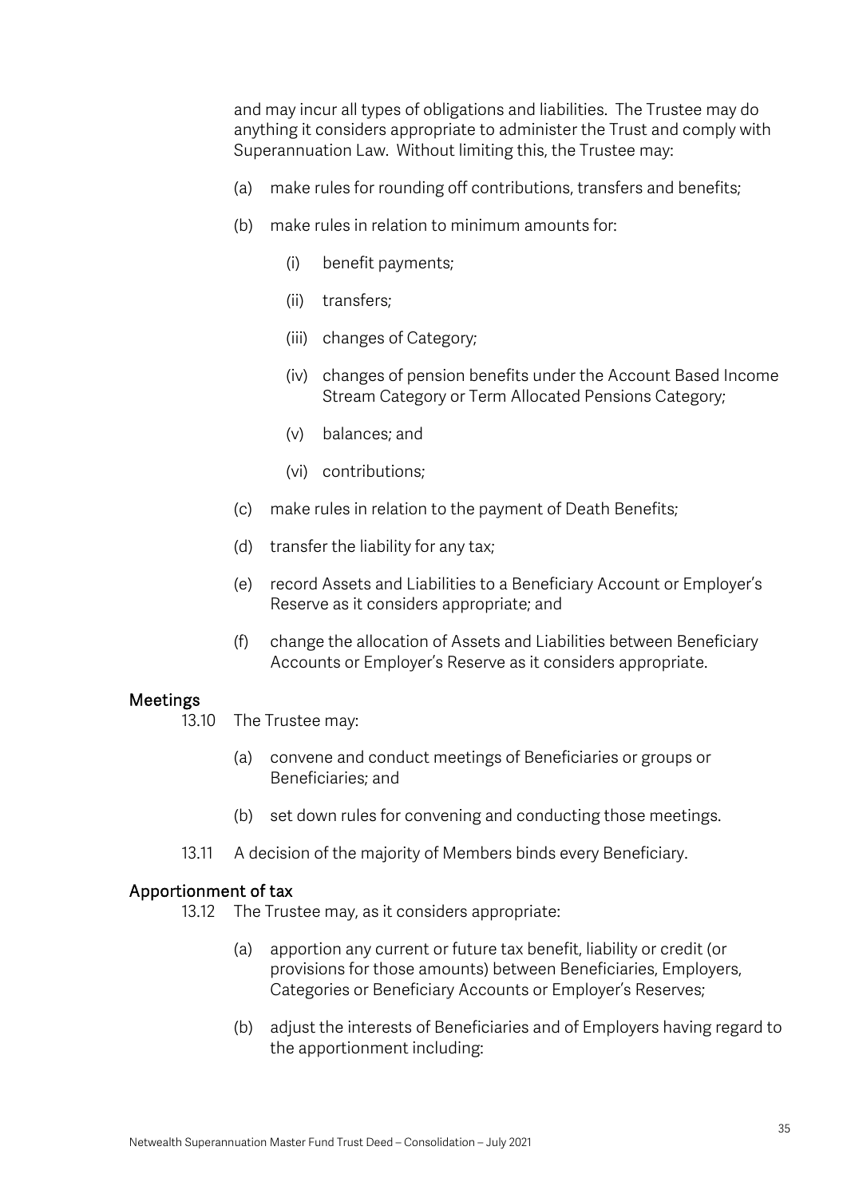and may incur all types of obligations and liabilities. The Trustee may do anything it considers appropriate to administer the Trust and comply with Superannuation Law. Without limiting this, the Trustee may:

(a) make rules for rounding off contributions, transfers and benefits;

(b) make rules in relation to minimum amounts for:

  (i) benefit payments;

  (ii) transfers;

  (iii) changes of Category;

  (iv) changes of pension benefits under the Account Based Income Stream Category or Term Allocated Pensions Category;

  (v) balances; and

  (vi) contributions;

(c) make rules in relation to the payment of Death Benefits;

(d) transfer the liability for any tax;

(e) record Assets and Liabilities to a Beneficiary Account or Employer's Reserve as it considers appropriate; and

(f) change the allocation of Assets and Liabilities between Beneficiary Accounts or Employer's Reserve as it considers appropriate.

## Meetings

13.10 The Trustee may:

(a) convene and conduct meetings of Beneficiaries or groups or Beneficiaries; and

(b) set down rules for convening and conducting those meetings.

13.11 A decision of the majority of Members binds every Beneficiary.

## Apportionment of tax

13.12 The Trustee may, as it considers appropriate:

(a) apportion any current or future tax benefit, liability or credit (or provisions for those amounts) between Beneficiaries, Employers, Categories or Beneficiary Accounts or Employer's Reserves;

(b) adjust the interests of Beneficiaries and of Employers having regard to the apportionment including: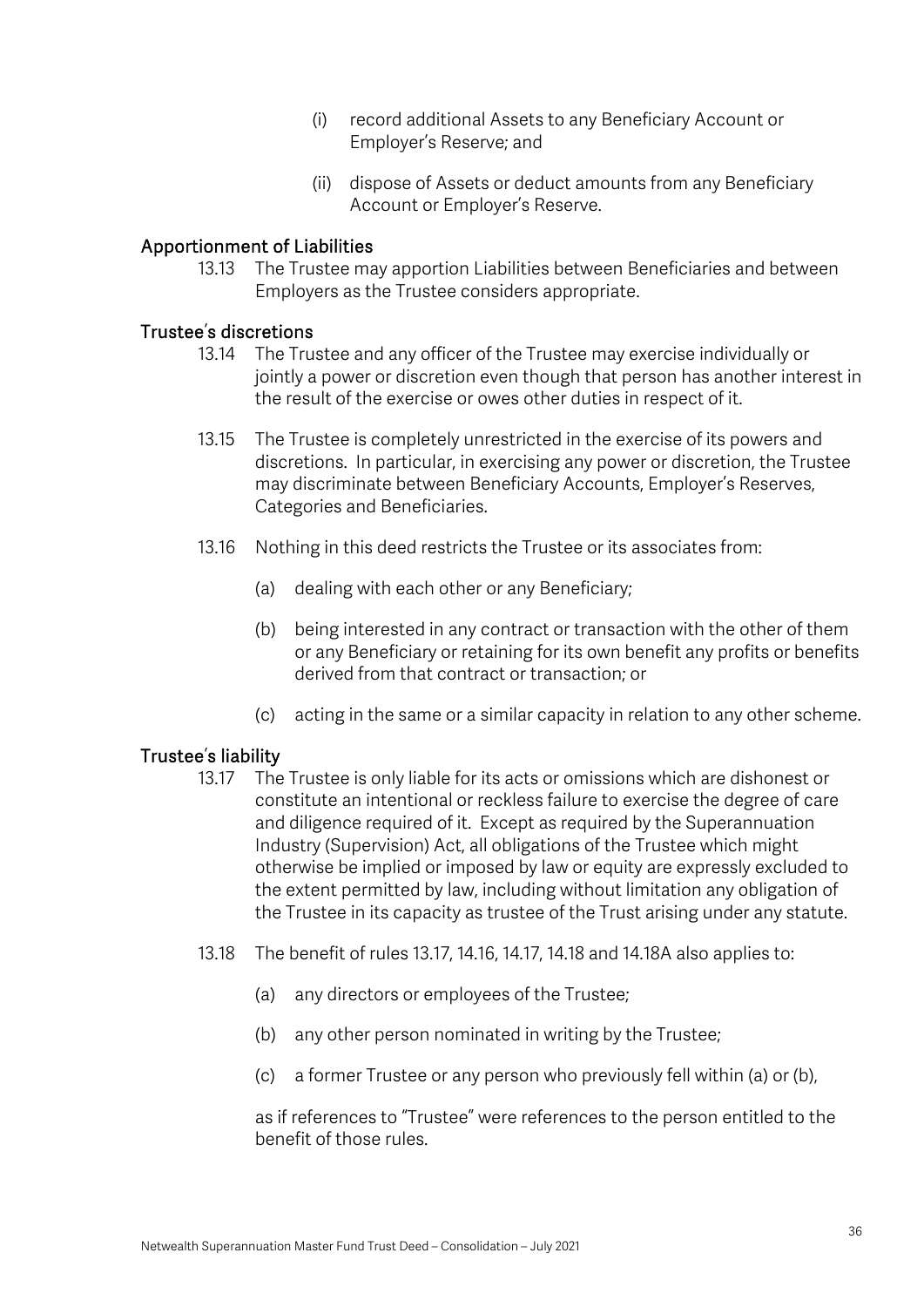(i) record additional Assets to any Beneficiary Account or Employer's Reserve; and

(ii) dispose of Assets or deduct amounts from any Beneficiary Account or Employer's Reserve.

## Apportionment of Liabilities

13.13 The Trustee may apportion Liabilities between Beneficiaries and between Employers as the Trustee considers appropriate.

## Trustee's discretions

13.14 The Trustee and any officer of the Trustee may exercise individually or jointly a power or discretion even though that person has another interest in the result of the exercise or owes other duties in respect of it.

13.15 The Trustee is completely unrestricted in the exercise of its powers and discretions. In particular, in exercising any power or discretion, the Trustee may discriminate between Beneficiary Accounts, Employer's Reserves, Categories and Beneficiaries.

13.16 Nothing in this deed restricts the Trustee or its associates from:

(a) dealing with each other or any Beneficiary;

(b) being interested in any contract or transaction with the other of them or any Beneficiary or retaining for its own benefit any profits or benefits derived from that contract or transaction; or

(c) acting in the same or a similar capacity in relation to any other scheme.

## Trustee's liability

13.17 The Trustee is only liable for its acts or omissions which are dishonest or constitute an intentional or reckless failure to exercise the degree of care and diligence required of it. Except as required by the Superannuation Industry (Supervision) Act, all obligations of the Trustee which might otherwise be implied or imposed by law or equity are expressly excluded to the extent permitted by law, including without limitation any obligation of the Trustee in its capacity as trustee of the Trust arising under any statute.

13.18 The benefit of rules 13.17, 14.16, 14.17, 14.18 and 14.18A also applies to:

(a) any directors or employees of the Trustee;

(b) any other person nominated in writing by the Trustee;

(c) a former Trustee or any person who previously fell within (a) or (b),

as if references to "Trustee" were references to the person entitled to the benefit of those rules.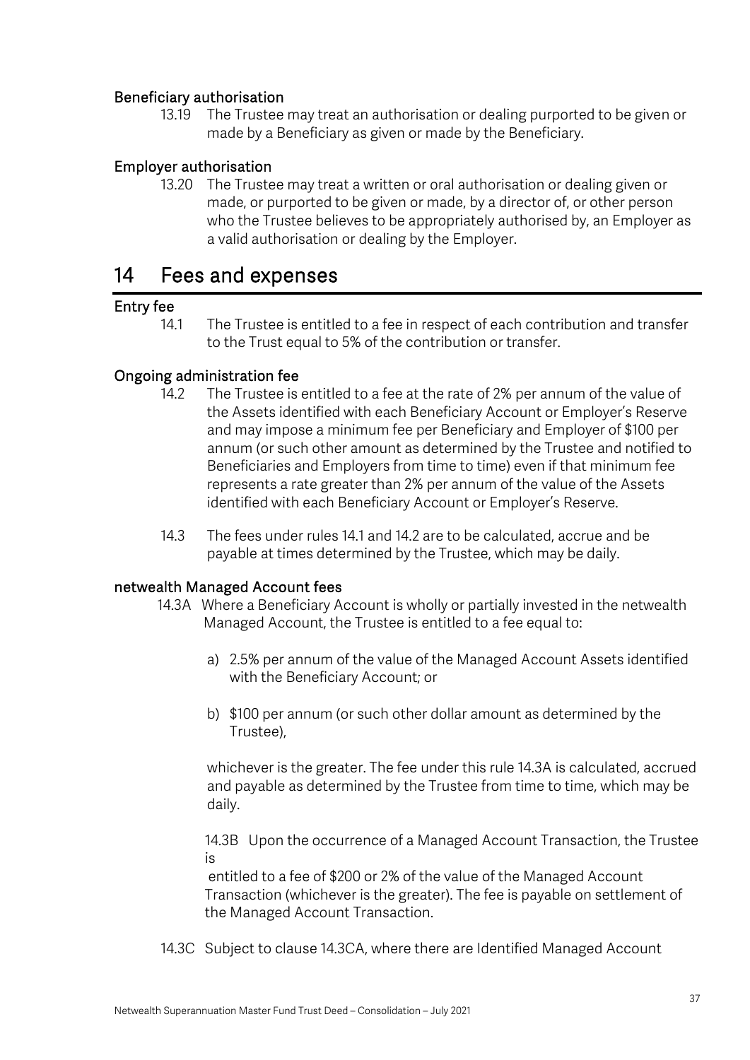#### Beneficiary authorisation

13.19 The Trustee may treat an authorisation or dealing purported to be given or made by a Beneficiary as given or made by the Beneficiary.

#### Employer authorisation

13.20 The Trustee may treat a written or oral authorisation or dealing given or made, or purported to be given or made, by a director of, or other person who the Trustee believes to be appropriately authorised by, an Employer as a valid authorisation or dealing by the Employer.

# 14 Fees and expenses

#### Entry fee

14.1 The Trustee is entitled to a fee in respect of each contribution and transfer to the Trust equal to 5% of the contribution or transfer.

#### Ongoing administration fee

14.2 The Trustee is entitled to a fee at the rate of 2% per annum of the value of the Assets identified with each Beneficiary Account or Employer's Reserve and may impose a minimum fee per Beneficiary and Employer of $100 per annum (or such other amount as determined by the Trustee and notified to Beneficiaries and Employers from time to time) even if that minimum fee represents a rate greater than 2% per annum of the value of the Assets identified with each Beneficiary Account or Employer's Reserve.

14.3 The fees under rules 14.1 and 14.2 are to be calculated, accrue and be payable at times determined by the Trustee, which may be daily.

#### netwealth Managed Account fees

14.3A Where a Beneficiary Account is wholly or partially invested in the netwealth Managed Account, the Trustee is entitled to a fee equal to:

a) 2.5% per annum of the value of the Managed Account Assets identified with the Beneficiary Account; or

b) $100 per annum (or such other dollar amount as determined by the Trustee),

whichever is the greater. The fee under this rule 14.3A is calculated, accrued and payable as determined by the Trustee from time to time, which may be daily.

14.3B Upon the occurrence of a Managed Account Transaction, the Trustee is entitled to a fee of $200 or 2% of the value of the Managed Account Transaction (whichever is the greater). The fee is payable on settlement of the Managed Account Transaction.

14.3C Subject to clause 14.3CA, where there are Identified Managed Account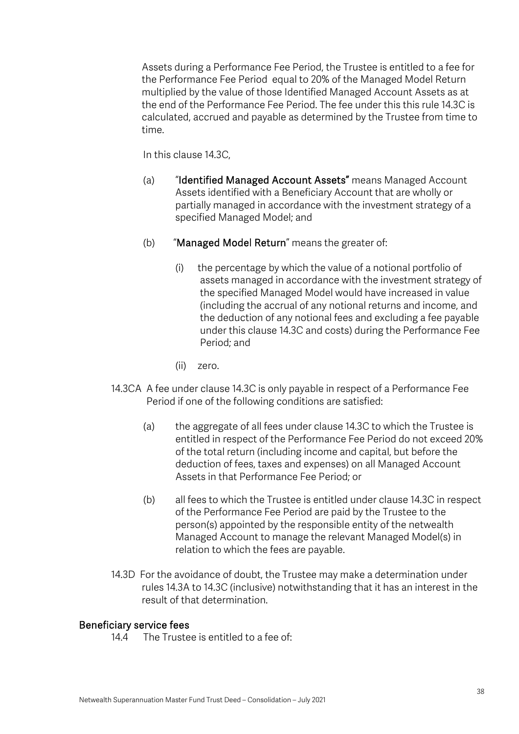Assets during a Performance Fee Period, the Trustee is entitled to a fee for the Performance Fee Period equal to 20% of the Managed Model Return multiplied by the value of those Identified Managed Account Assets as at the end of the Performance Fee Period. The fee under this this rule 14.3C is calculated, accrued and payable as determined by the Trustee from time to time.

In this clause 14.3C,

(a) "**Identified Managed Account Assets"** means Managed Account Assets identified with a Beneficiary Account that are wholly or partially managed in accordance with the investment strategy of a specified Managed Model; and

(b) "**Managed Model Return**" means the greater of:

  (i) the percentage by which the value of a notional portfolio of assets managed in accordance with the investment strategy of the specified Managed Model would have increased in value (including the accrual of any notional returns and income, and the deduction of any notional fees and excluding a fee payable under this clause 14.3C and costs) during the Performance Fee Period; and

  (ii) zero.

14.3CA A fee under clause 14.3C is only payable in respect of a Performance Fee Period if one of the following conditions are satisfied:

(a) the aggregate of all fees under clause 14.3C to which the Trustee is entitled in respect of the Performance Fee Period do not exceed 20% of the total return (including income and capital, but before the deduction of fees, taxes and expenses) on all Managed Account Assets in that Performance Fee Period; or

(b) all fees to which the Trustee is entitled under clause 14.3C in respect of the Performance Fee Period are paid by the Trustee to the person(s) appointed by the responsible entity of the netwealth Managed Account to manage the relevant Managed Model(s) in relation to which the fees are payable.

14.3D For the avoidance of doubt, the Trustee may make a determination under rules 14.3A to 14.3C (inclusive) notwithstanding that it has an interest in the result of that determination.

## Beneficiary service fees

14.4 The Trustee is entitled to a fee of: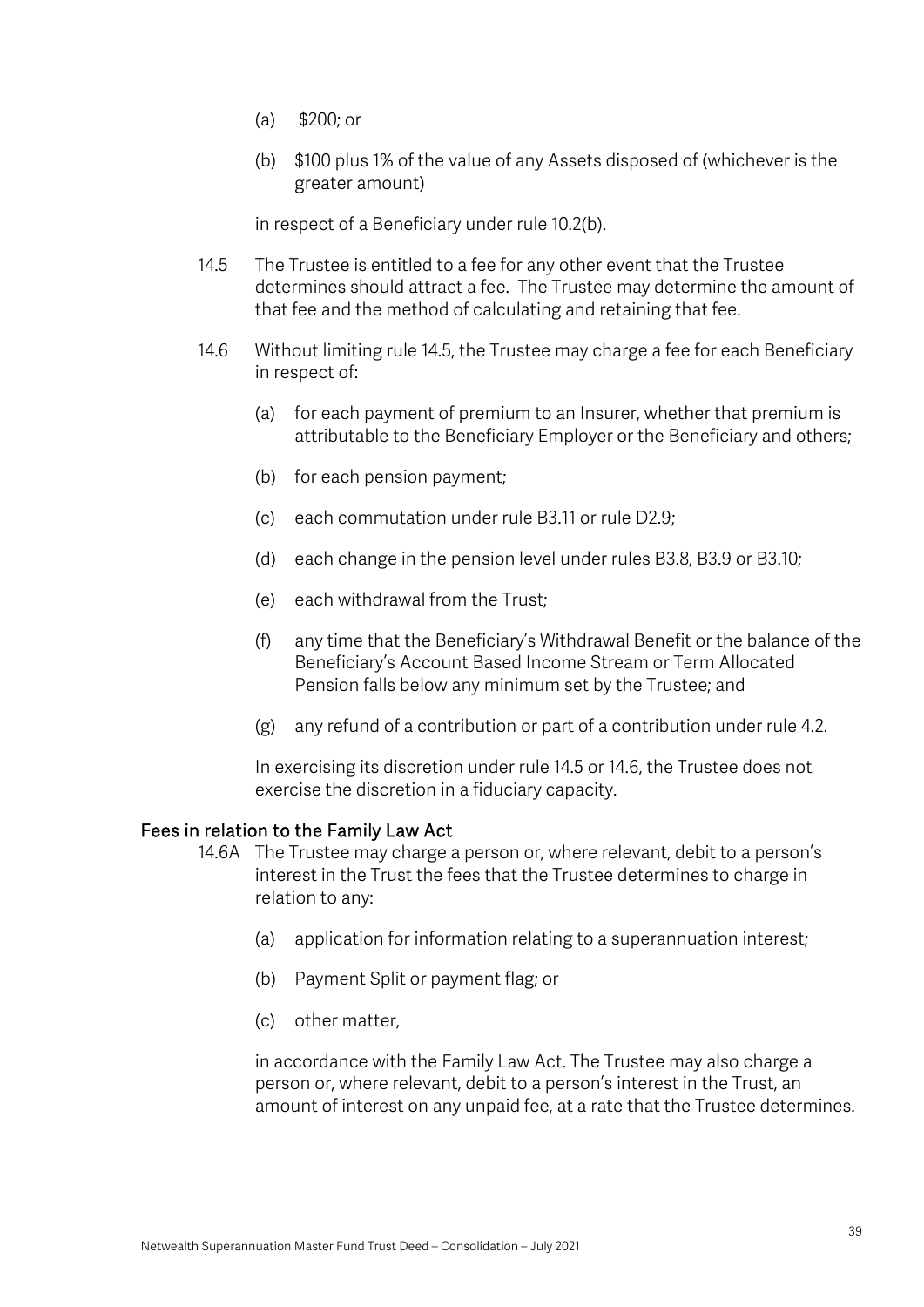(a) $200; or

(b) $100 plus 1% of the value of any Assets disposed of (whichever is the greater amount)

in respect of a Beneficiary under rule 10.2(b).

14.5 The Trustee is entitled to a fee for any other event that the Trustee determines should attract a fee. The Trustee may determine the amount of that fee and the method of calculating and retaining that fee.

14.6 Without limiting rule 14.5, the Trustee may charge a fee for each Beneficiary in respect of:

(a) for each payment of premium to an Insurer, whether that premium is attributable to the Beneficiary Employer or the Beneficiary and others;

(b) for each pension payment;

(c) each commutation under rule B3.11 or rule D2.9;

(d) each change in the pension level under rules B3.8, B3.9 or B3.10;

(e) each withdrawal from the Trust;

(f) any time that the Beneficiary's Withdrawal Benefit or the balance of the Beneficiary's Account Based Income Stream or Term Allocated Pension falls below any minimum set by the Trustee; and

(g) any refund of a contribution or part of a contribution under rule 4.2.

In exercising its discretion under rule 14.5 or 14.6, the Trustee does not exercise the discretion in a fiduciary capacity.

### Fees in relation to the Family Law Act

14.6A The Trustee may charge a person or, where relevant, debit to a person's interest in the Trust the fees that the Trustee determines to charge in relation to any:

(a) application for information relating to a superannuation interest;

(b) Payment Split or payment flag; or

(c) other matter,

in accordance with the Family Law Act. The Trustee may also charge a person or, where relevant, debit to a person's interest in the Trust, an amount of interest on any unpaid fee, at a rate that the Trustee determines.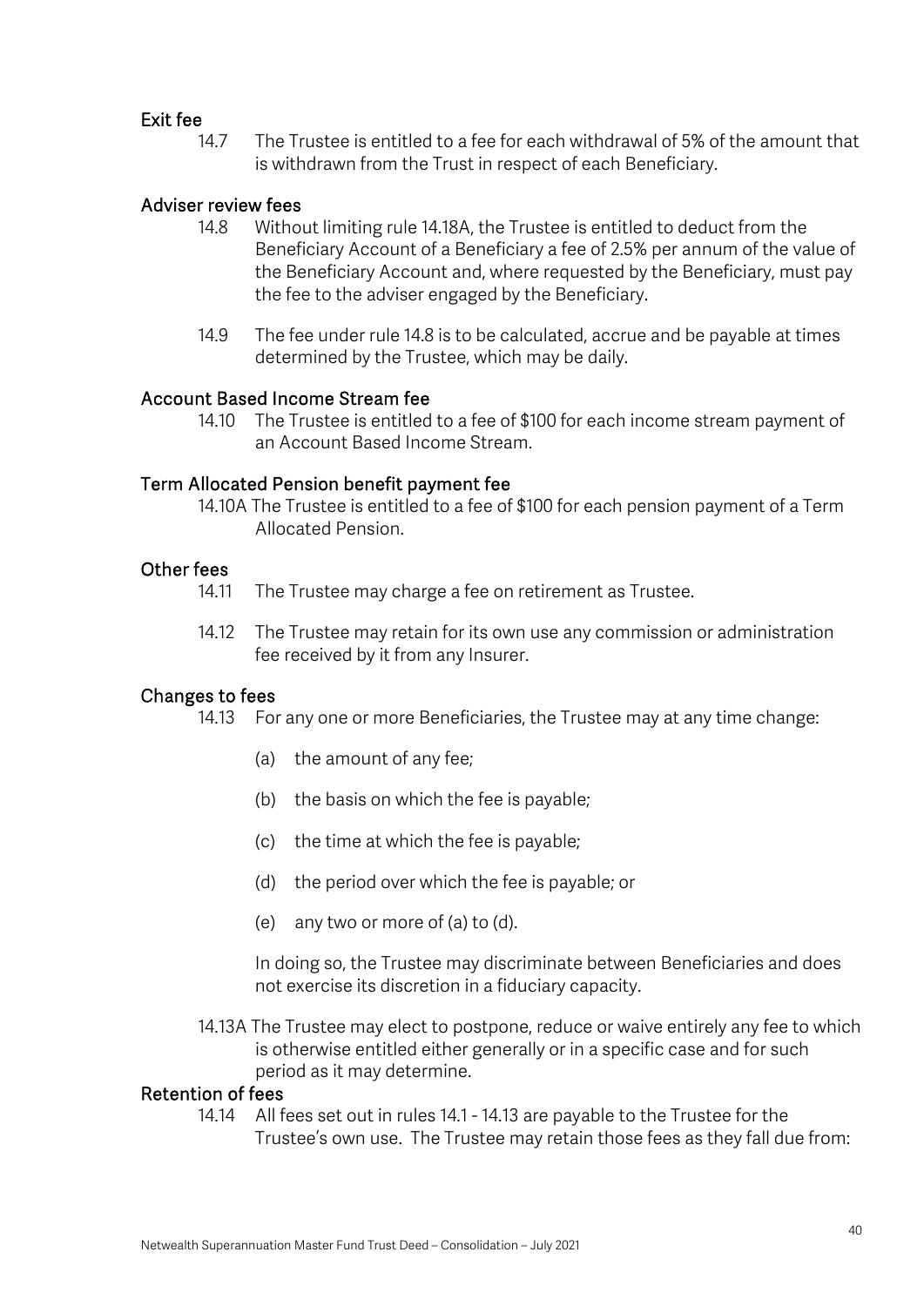### Exit fee

14.7 The Trustee is entitled to a fee for each withdrawal of 5% of the amount that is withdrawn from the Trust in respect of each Beneficiary.

### Adviser review fees

14.8 Without limiting rule 14.18A, the Trustee is entitled to deduct from the Beneficiary Account of a Beneficiary a fee of 2.5% per annum of the value of the Beneficiary Account and, where requested by the Beneficiary, must pay the fee to the adviser engaged by the Beneficiary.

14.9 The fee under rule 14.8 is to be calculated, accrue and be payable at times determined by the Trustee, which may be daily.

### Account Based Income Stream fee

14.10 The Trustee is entitled to a fee of $100 for each income stream payment of an Account Based Income Stream.

### Term Allocated Pension benefit payment fee

14.10A The Trustee is entitled to a fee of $100 for each pension payment of a Term Allocated Pension.

### Other fees

14.11 The Trustee may charge a fee on retirement as Trustee.

14.12 The Trustee may retain for its own use any commission or administration fee received by it from any Insurer.

### Changes to fees

14.13 For any one or more Beneficiaries, the Trustee may at any time change:

(a) the amount of any fee;

(b) the basis on which the fee is payable;

(c) the time at which the fee is payable;

(d) the period over which the fee is payable; or

(e) any two or more of (a) to (d).

In doing so, the Trustee may discriminate between Beneficiaries and does not exercise its discretion in a fiduciary capacity.

14.13A The Trustee may elect to postpone, reduce or waive entirely any fee to which is otherwise entitled either generally or in a specific case and for such period as it may determine.

### Retention of fees

14.14 All fees set out in rules 14.1 - 14.13 are payable to the Trustee for the Trustee's own use. The Trustee may retain those fees as they fall due from: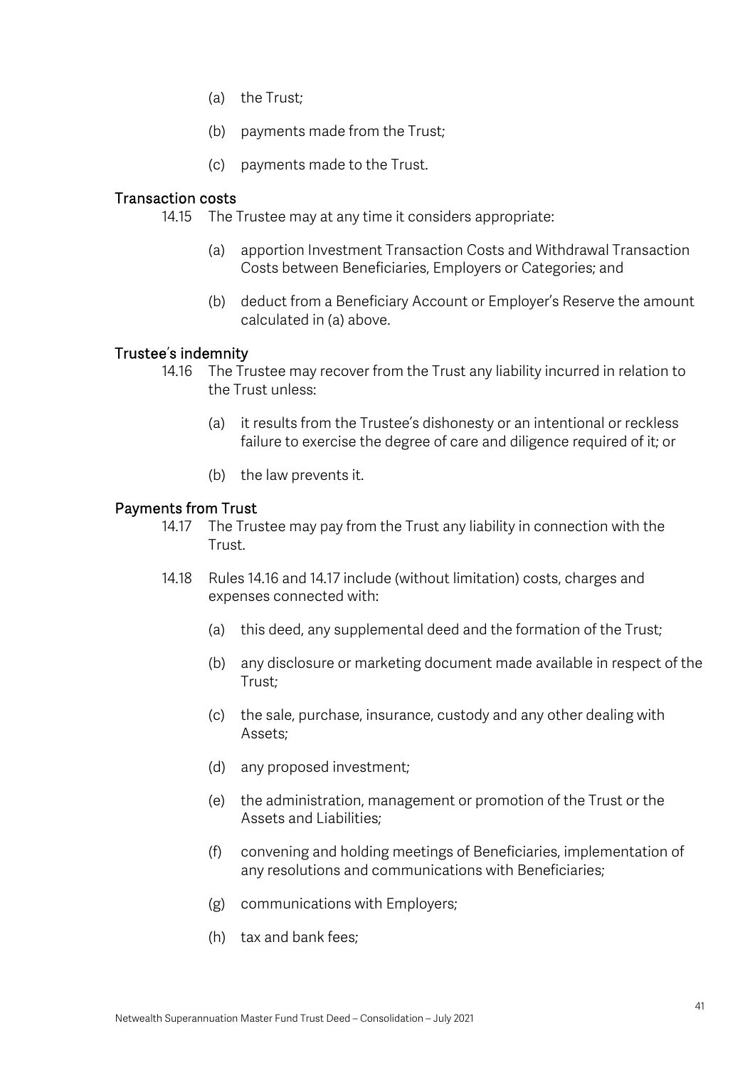(a) the Trust;

(b) payments made from the Trust;

(c) payments made to the Trust.

### Transaction costs

14.15 The Trustee may at any time it considers appropriate:

(a) apportion Investment Transaction Costs and Withdrawal Transaction Costs between Beneficiaries, Employers or Categories; and

(b) deduct from a Beneficiary Account or Employer's Reserve the amount calculated in (a) above.

### Trustee's indemnity

14.16 The Trustee may recover from the Trust any liability incurred in relation to the Trust unless:

(a) it results from the Trustee's dishonesty or an intentional or reckless failure to exercise the degree of care and diligence required of it; or

(b) the law prevents it.

### Payments from Trust

14.17 The Trustee may pay from the Trust any liability in connection with the Trust.

14.18 Rules 14.16 and 14.17 include (without limitation) costs, charges and expenses connected with:

(a) this deed, any supplemental deed and the formation of the Trust;

(b) any disclosure or marketing document made available in respect of the Trust;

(c) the sale, purchase, insurance, custody and any other dealing with Assets;

(d) any proposed investment;

(e) the administration, management or promotion of the Trust or the Assets and Liabilities;

(f) convening and holding meetings of Beneficiaries, implementation of any resolutions and communications with Beneficiaries;

(g) communications with Employers;

(h) tax and bank fees;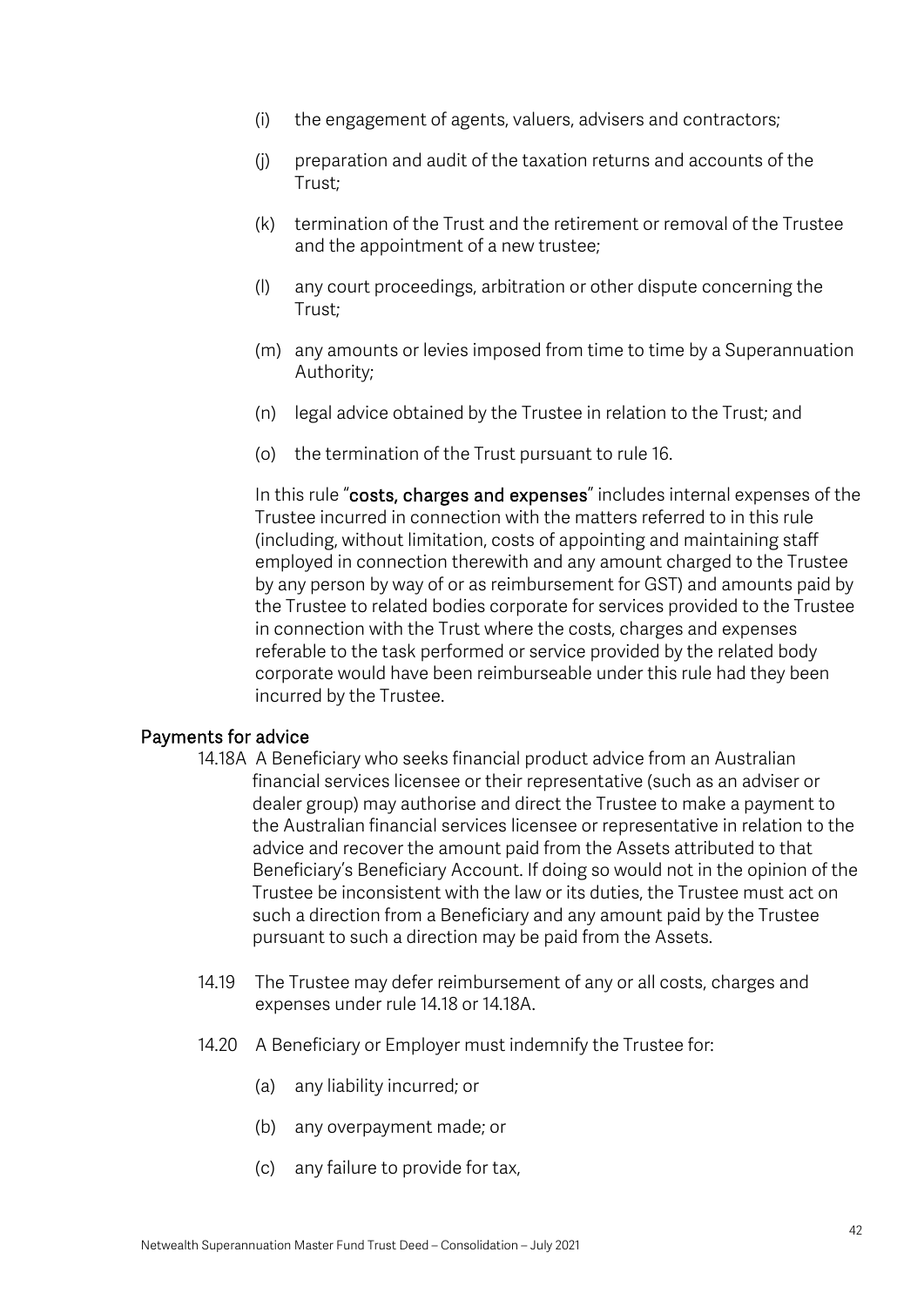(i) the engagement of agents, valuers, advisers and contractors;

(j) preparation and audit of the taxation returns and accounts of the Trust;

(k) termination of the Trust and the retirement or removal of the Trustee and the appointment of a new trustee;

(l) any court proceedings, arbitration or other dispute concerning the Trust;

(m) any amounts or levies imposed from time to time by a Superannuation Authority;

(n) legal advice obtained by the Trustee in relation to the Trust; and

(o) the termination of the Trust pursuant to rule 16.

In this rule "**costs, charges and expenses**" includes internal expenses of the Trustee incurred in connection with the matters referred to in this rule (including, without limitation, costs of appointing and maintaining staff employed in connection therewith and any amount charged to the Trustee by any person by way of or as reimbursement for GST) and amounts paid by the Trustee to related bodies corporate for services provided to the Trustee in connection with the Trust where the costs, charges and expenses referable to the task performed or service provided by the related body corporate would have been reimburseable under this rule had they been incurred by the Trustee.

### Payments for advice

14.18A A Beneficiary who seeks financial product advice from an Australian financial services licensee or their representative (such as an adviser or dealer group) may authorise and direct the Trustee to make a payment to the Australian financial services licensee or representative in relation to the advice and recover the amount paid from the Assets attributed to that Beneficiary's Beneficiary Account. If doing so would not in the opinion of the Trustee be inconsistent with the law or its duties, the Trustee must act on such a direction from a Beneficiary and any amount paid by the Trustee pursuant to such a direction may be paid from the Assets.

14.19 The Trustee may defer reimbursement of any or all costs, charges and expenses under rule 14.18 or 14.18A.

14.20 A Beneficiary or Employer must indemnify the Trustee for:

(a) any liability incurred; or

(b) any overpayment made; or

(c) any failure to provide for tax,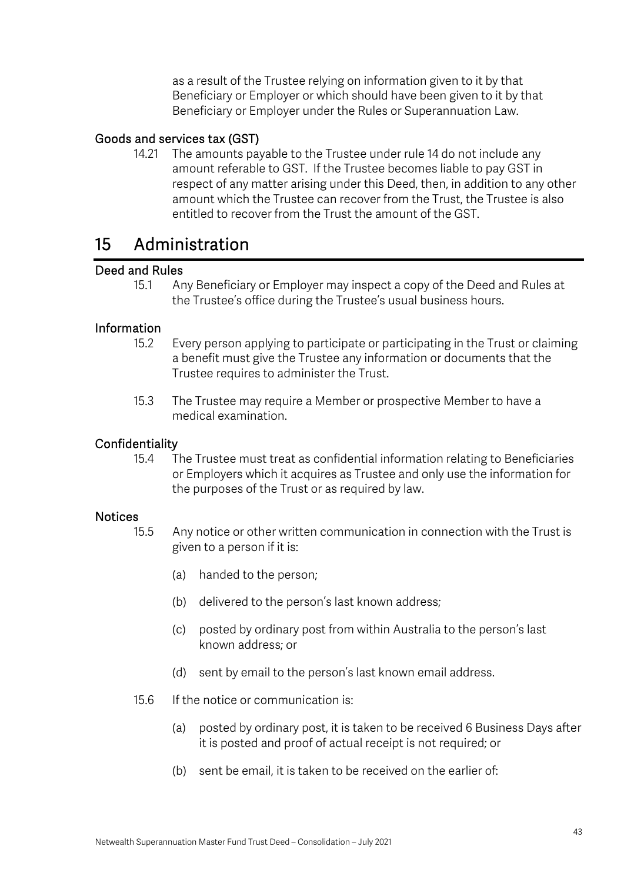as a result of the Trustee relying on information given to it by that Beneficiary or Employer or which should have been given to it by that Beneficiary or Employer under the Rules or Superannuation Law.

### Goods and services tax (GST)

14.21 The amounts payable to the Trustee under rule 14 do not include any amount referable to GST. If the Trustee becomes liable to pay GST in respect of any matter arising under this Deed, then, in addition to any other amount which the Trustee can recover from the Trust, the Trustee is also entitled to recover from the Trust the amount of the GST.

## 15 Administration

### Deed and Rules

15.1 Any Beneficiary or Employer may inspect a copy of the Deed and Rules at the Trustee's office during the Trustee's usual business hours.

### Information

15.2 Every person applying to participate or participating in the Trust or claiming a benefit must give the Trustee any information or documents that the Trustee requires to administer the Trust.

15.3 The Trustee may require a Member or prospective Member to have a medical examination.

### Confidentiality

15.4 The Trustee must treat as confidential information relating to Beneficiaries or Employers which it acquires as Trustee and only use the information for the purposes of the Trust or as required by law.

### Notices

15.5 Any notice or other written communication in connection with the Trust is given to a person if it is:

(a) handed to the person;

(b) delivered to the person's last known address;

(c) posted by ordinary post from within Australia to the person's last known address; or

(d) sent by email to the person's last known email address.

15.6 If the notice or communication is:

(a) posted by ordinary post, it is taken to be received 6 Business Days after it is posted and proof of actual receipt is not required; or

(b) sent be email, it is taken to be received on the earlier of: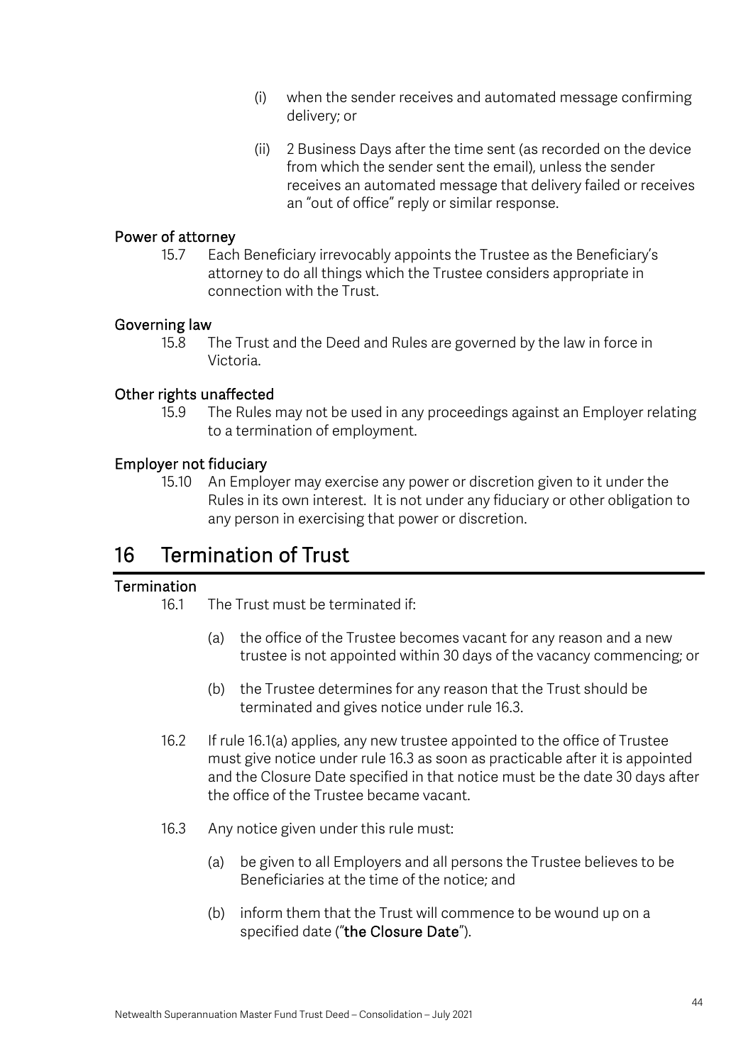(i) when the sender receives and automated message confirming delivery; or

(ii) 2 Business Days after the time sent (as recorded on the device from which the sender sent the email), unless the sender receives an automated message that delivery failed or receives an "out of office" reply or similar response.

### Power of attorney

15.7 Each Beneficiary irrevocably appoints the Trustee as the Beneficiary's attorney to do all things which the Trustee considers appropriate in connection with the Trust.

### Governing law

15.8 The Trust and the Deed and Rules are governed by the law in force in Victoria.

### Other rights unaffected

15.9 The Rules may not be used in any proceedings against an Employer relating to a termination of employment.

### Employer not fiduciary

15.10 An Employer may exercise any power or discretion given to it under the Rules in its own interest. It is not under any fiduciary or other obligation to any person in exercising that power or discretion.

## 16 Termination of Trust

### Termination

16.1 The Trust must be terminated if:

(a) the office of the Trustee becomes vacant for any reason and a new trustee is not appointed within 30 days of the vacancy commencing; or

(b) the Trustee determines for any reason that the Trust should be terminated and gives notice under rule 16.3.

16.2 If rule 16.1(a) applies, any new trustee appointed to the office of Trustee must give notice under rule 16.3 as soon as practicable after it is appointed and the Closure Date specified in that notice must be the date 30 days after the office of the Trustee became vacant.

16.3 Any notice given under this rule must:

(a) be given to all Employers and all persons the Trustee believes to be Beneficiaries at the time of the notice; and

(b) inform them that the Trust will commence to be wound up on a specified date ("**the Closure Date**").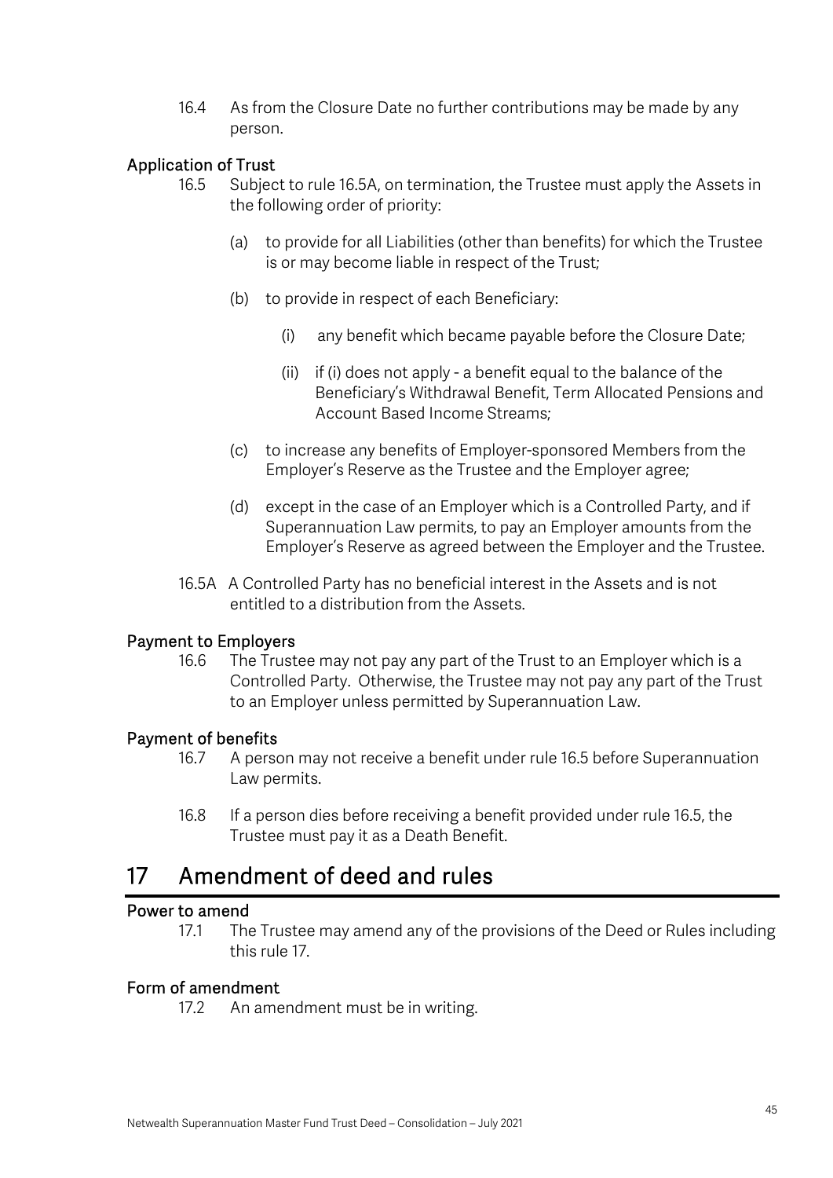16.4 As from the Closure Date no further contributions may be made by any person.

### Application of Trust

16.5 Subject to rule 16.5A, on termination, the Trustee must apply the Assets in the following order of priority:

(a) to provide for all Liabilities (other than benefits) for which the Trustee is or may become liable in respect of the Trust;

(b) to provide in respect of each Beneficiary:

(i) any benefit which became payable before the Closure Date;

(ii) if (i) does not apply - a benefit equal to the balance of the Beneficiary's Withdrawal Benefit, Term Allocated Pensions and Account Based Income Streams;

(c) to increase any benefits of Employer-sponsored Members from the Employer's Reserve as the Trustee and the Employer agree;

(d) except in the case of an Employer which is a Controlled Party, and if Superannuation Law permits, to pay an Employer amounts from the Employer's Reserve as agreed between the Employer and the Trustee.

16.5A A Controlled Party has no beneficial interest in the Assets and is not entitled to a distribution from the Assets.

### Payment to Employers

16.6 The Trustee may not pay any part of the Trust to an Employer which is a Controlled Party. Otherwise, the Trustee may not pay any part of the Trust to an Employer unless permitted by Superannuation Law.

### Payment of benefits

16.7 A person may not receive a benefit under rule 16.5 before Superannuation Law permits.

16.8 If a person dies before receiving a benefit provided under rule 16.5, the Trustee must pay it as a Death Benefit.

# 17 Amendment of deed and rules

### Power to amend

17.1 The Trustee may amend any of the provisions of the Deed or Rules including this rule 17.

### Form of amendment

17.2 An amendment must be in writing.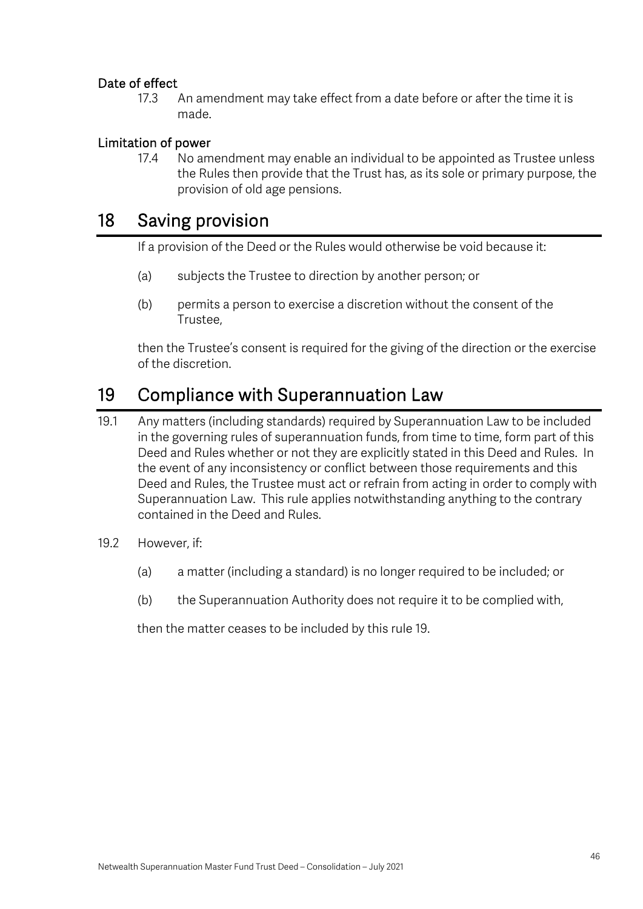### Date of effect

17.3 An amendment may take effect from a date before or after the time it is made.

### Limitation of power

17.4 No amendment may enable an individual to be appointed as Trustee unless the Rules then provide that the Trust has, as its sole or primary purpose, the provision of old age pensions.

## 18 Saving provision

If a provision of the Deed or the Rules would otherwise be void because it:

(a) subjects the Trustee to direction by another person; or

(b) permits a person to exercise a discretion without the consent of the Trustee,

then the Trustee's consent is required for the giving of the direction or the exercise of the discretion.

## 19 Compliance with Superannuation Law

19.1 Any matters (including standards) required by Superannuation Law to be included in the governing rules of superannuation funds, from time to time, form part of this Deed and Rules whether or not they are explicitly stated in this Deed and Rules. In the event of any inconsistency or conflict between those requirements and this Deed and Rules, the Trustee must act or refrain from acting in order to comply with Superannuation Law. This rule applies notwithstanding anything to the contrary contained in the Deed and Rules.

19.2 However, if:

(a) a matter (including a standard) is no longer required to be included; or

(b) the Superannuation Authority does not require it to be complied with,

then the matter ceases to be included by this rule 19.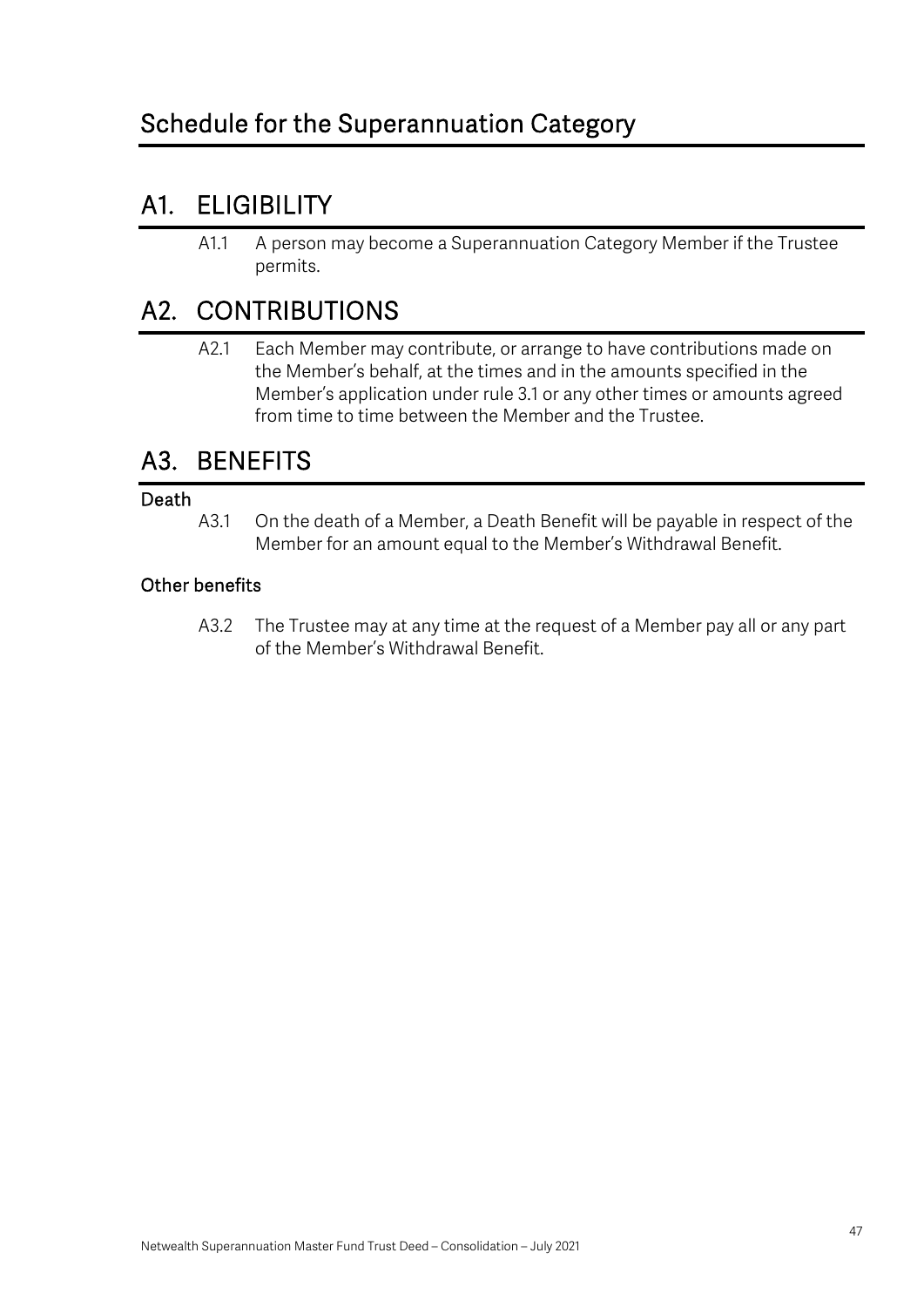# Schedule for the Superannuation Category

## A1. ELIGIBILITY

A1.1 A person may become a Superannuation Category Member if the Trustee permits.

## A2. CONTRIBUTIONS

A2.1 Each Member may contribute, or arrange to have contributions made on the Member's behalf, at the times and in the amounts specified in the Member's application under rule 3.1 or any other times or amounts agreed from time to time between the Member and the Trustee.

## A3. BENEFITS

### Death

A3.1 On the death of a Member, a Death Benefit will be payable in respect of the Member for an amount equal to the Member's Withdrawal Benefit.

### Other benefits

A3.2 The Trustee may at any time at the request of a Member pay all or any part of the Member's Withdrawal Benefit.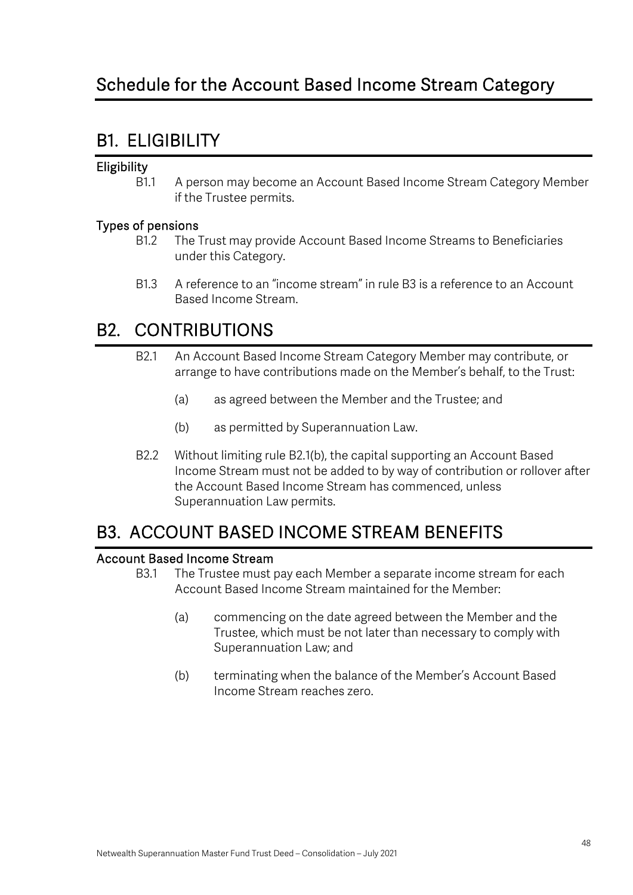# Schedule for the Account Based Income Stream Category

## B1. ELIGIBILITY

**Eligibility**

B1.1 A person may become an Account Based Income Stream Category Member if the Trustee permits.

**Types of pensions**

B1.2 The Trust may provide Account Based Income Streams to Beneficiaries under this Category.

B1.3 A reference to an "income stream" in rule B3 is a reference to an Account Based Income Stream.

## B2. CONTRIBUTIONS

B2.1 An Account Based Income Stream Category Member may contribute, or arrange to have contributions made on the Member's behalf, to the Trust:

(a) as agreed between the Member and the Trustee; and

(b) as permitted by Superannuation Law.

B2.2 Without limiting rule B2.1(b), the capital supporting an Account Based Income Stream must not be added to by way of contribution or rollover after the Account Based Income Stream has commenced, unless Superannuation Law permits.

## B3. ACCOUNT BASED INCOME STREAM BENEFITS

**Account Based Income Stream**

B3.1 The Trustee must pay each Member a separate income stream for each Account Based Income Stream maintained for the Member:

(a) commencing on the date agreed between the Member and the Trustee, which must be not later than necessary to comply with Superannuation Law; and

(b) terminating when the balance of the Member's Account Based Income Stream reaches zero.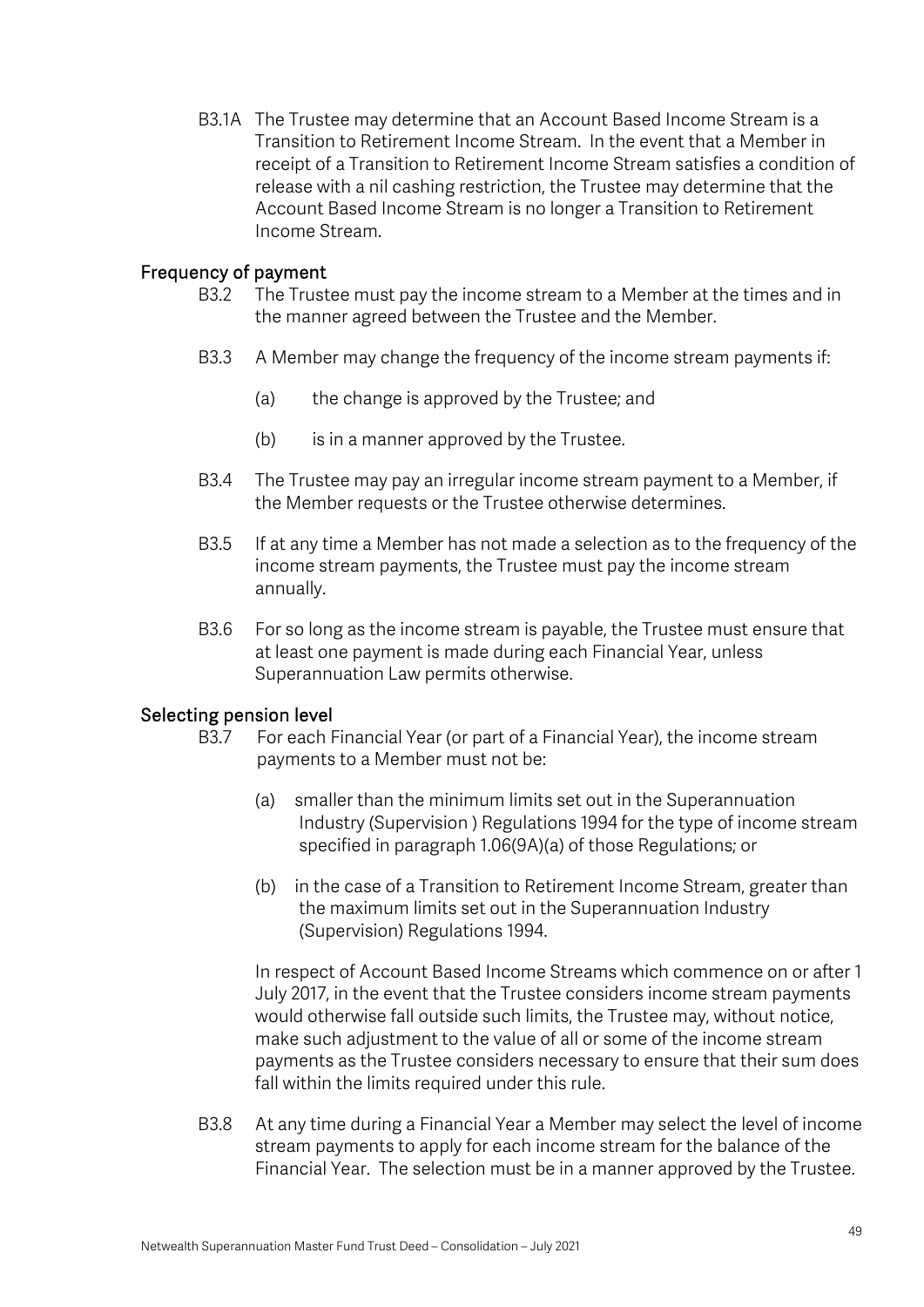B3.1A The Trustee may determine that an Account Based Income Stream is a Transition to Retirement Income Stream. In the event that a Member in receipt of a Transition to Retirement Income Stream satisfies a condition of release with a nil cashing restriction, the Trustee may determine that the Account Based Income Stream is no longer a Transition to Retirement Income Stream.

### Frequency of payment

B3.2 The Trustee must pay the income stream to a Member at the times and in the manner agreed between the Trustee and the Member.

B3.3 A Member may change the frequency of the income stream payments if:

(a) the change is approved by the Trustee; and

(b) is in a manner approved by the Trustee.

B3.4 The Trustee may pay an irregular income stream payment to a Member, if the Member requests or the Trustee otherwise determines.

B3.5 If at any time a Member has not made a selection as to the frequency of the income stream payments, the Trustee must pay the income stream annually.

B3.6 For so long as the income stream is payable, the Trustee must ensure that at least one payment is made during each Financial Year, unless Superannuation Law permits otherwise.

### Selecting pension level

B3.7 For each Financial Year (or part of a Financial Year), the income stream payments to a Member must not be:

(a) smaller than the minimum limits set out in the Superannuation Industry (Supervision ) Regulations 1994 for the type of income stream specified in paragraph 1.06(9A)(a) of those Regulations; or

(b) in the case of a Transition to Retirement Income Stream, greater than the maximum limits set out in the Superannuation Industry (Supervision) Regulations 1994.

In respect of Account Based Income Streams which commence on or after 1 July 2017, in the event that the Trustee considers income stream payments would otherwise fall outside such limits, the Trustee may, without notice, make such adjustment to the value of all or some of the income stream payments as the Trustee considers necessary to ensure that their sum does fall within the limits required under this rule.

B3.8 At any time during a Financial Year a Member may select the level of income stream payments to apply for each income stream for the balance of the Financial Year. The selection must be in a manner approved by the Trustee.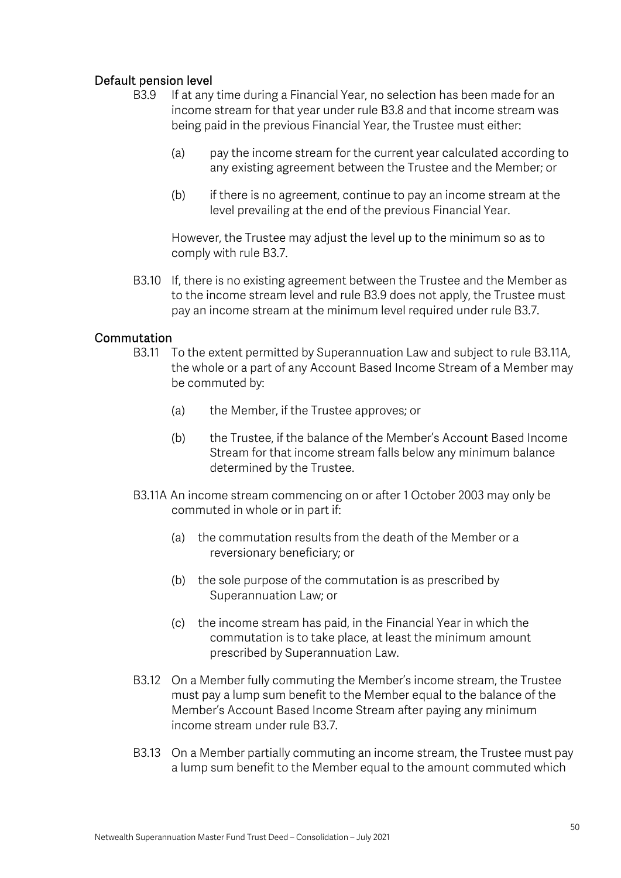### Default pension level

B3.9 If at any time during a Financial Year, no selection has been made for an income stream for that year under rule B3.8 and that income stream was being paid in the previous Financial Year, the Trustee must either:

(a) pay the income stream for the current year calculated according to any existing agreement between the Trustee and the Member; or

(b) if there is no agreement, continue to pay an income stream at the level prevailing at the end of the previous Financial Year.

However, the Trustee may adjust the level up to the minimum so as to comply with rule B3.7.

B3.10 If, there is no existing agreement between the Trustee and the Member as to the income stream level and rule B3.9 does not apply, the Trustee must pay an income stream at the minimum level required under rule B3.7.

### Commutation

B3.11 To the extent permitted by Superannuation Law and subject to rule B3.11A, the whole or a part of any Account Based Income Stream of a Member may be commuted by:

(a) the Member, if the Trustee approves; or

(b) the Trustee, if the balance of the Member's Account Based Income Stream for that income stream falls below any minimum balance determined by the Trustee.

B3.11A An income stream commencing on or after 1 October 2003 may only be commuted in whole or in part if:

(a) the commutation results from the death of the Member or a reversionary beneficiary; or

(b) the sole purpose of the commutation is as prescribed by Superannuation Law; or

(c) the income stream has paid, in the Financial Year in which the commutation is to take place, at least the minimum amount prescribed by Superannuation Law.

B3.12 On a Member fully commuting the Member's income stream, the Trustee must pay a lump sum benefit to the Member equal to the balance of the Member's Account Based Income Stream after paying any minimum income stream under rule B3.7.

B3.13 On a Member partially commuting an income stream, the Trustee must pay a lump sum benefit to the Member equal to the amount commuted which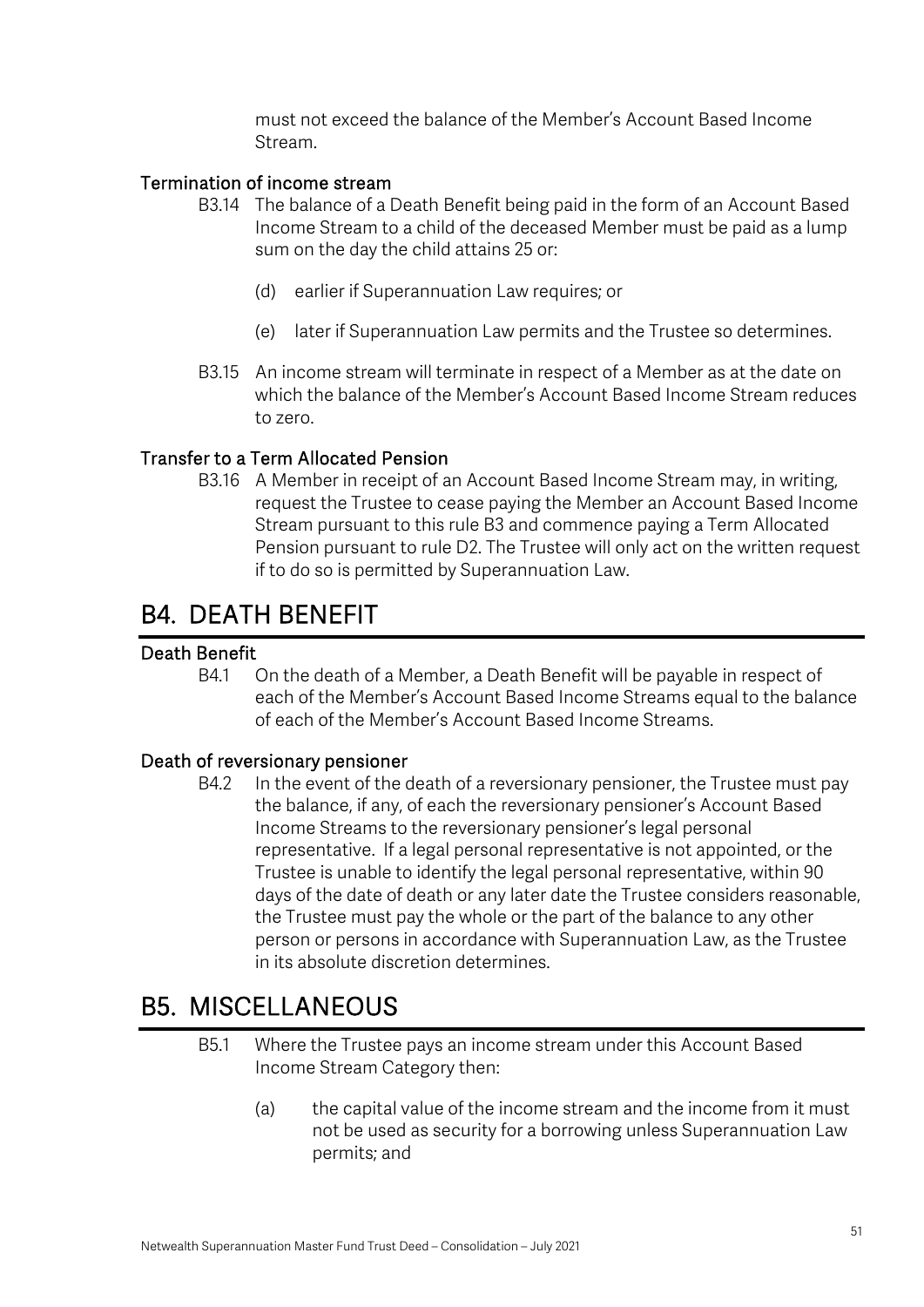must not exceed the balance of the Member's Account Based Income Stream.

### Termination of income stream

B3.14 The balance of a Death Benefit being paid in the form of an Account Based Income Stream to a child of the deceased Member must be paid as a lump sum on the day the child attains 25 or:

(d) earlier if Superannuation Law requires; or

(e) later if Superannuation Law permits and the Trustee so determines.

B3.15 An income stream will terminate in respect of a Member as at the date on which the balance of the Member's Account Based Income Stream reduces to zero.

### Transfer to a Term Allocated Pension

B3.16 A Member in receipt of an Account Based Income Stream may, in writing, request the Trustee to cease paying the Member an Account Based Income Stream pursuant to this rule B3 and commence paying a Term Allocated Pension pursuant to rule D2. The Trustee will only act on the written request if to do so is permitted by Superannuation Law.

## B4. DEATH BENEFIT

### Death Benefit

B4.1 On the death of a Member, a Death Benefit will be payable in respect of each of the Member's Account Based Income Streams equal to the balance of each of the Member's Account Based Income Streams.

### Death of reversionary pensioner

B4.2 In the event of the death of a reversionary pensioner, the Trustee must pay the balance, if any, of each the reversionary pensioner's Account Based Income Streams to the reversionary pensioner's legal personal representative. If a legal personal representative is not appointed, or the Trustee is unable to identify the legal personal representative, within 90 days of the date of death or any later date the Trustee considers reasonable, the Trustee must pay the whole or the part of the balance to any other person or persons in accordance with Superannuation Law, as the Trustee in its absolute discretion determines.

## B5. MISCELLANEOUS

B5.1 Where the Trustee pays an income stream under this Account Based Income Stream Category then:

(a) the capital value of the income stream and the income from it must not be used as security for a borrowing unless Superannuation Law permits; and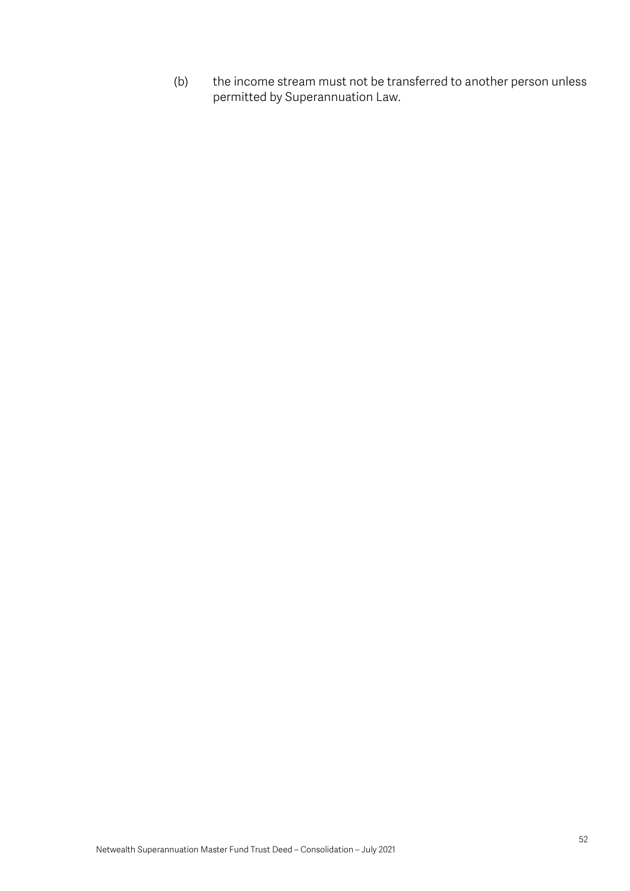(b) the income stream must not be transferred to another person unless permitted by Superannuation Law.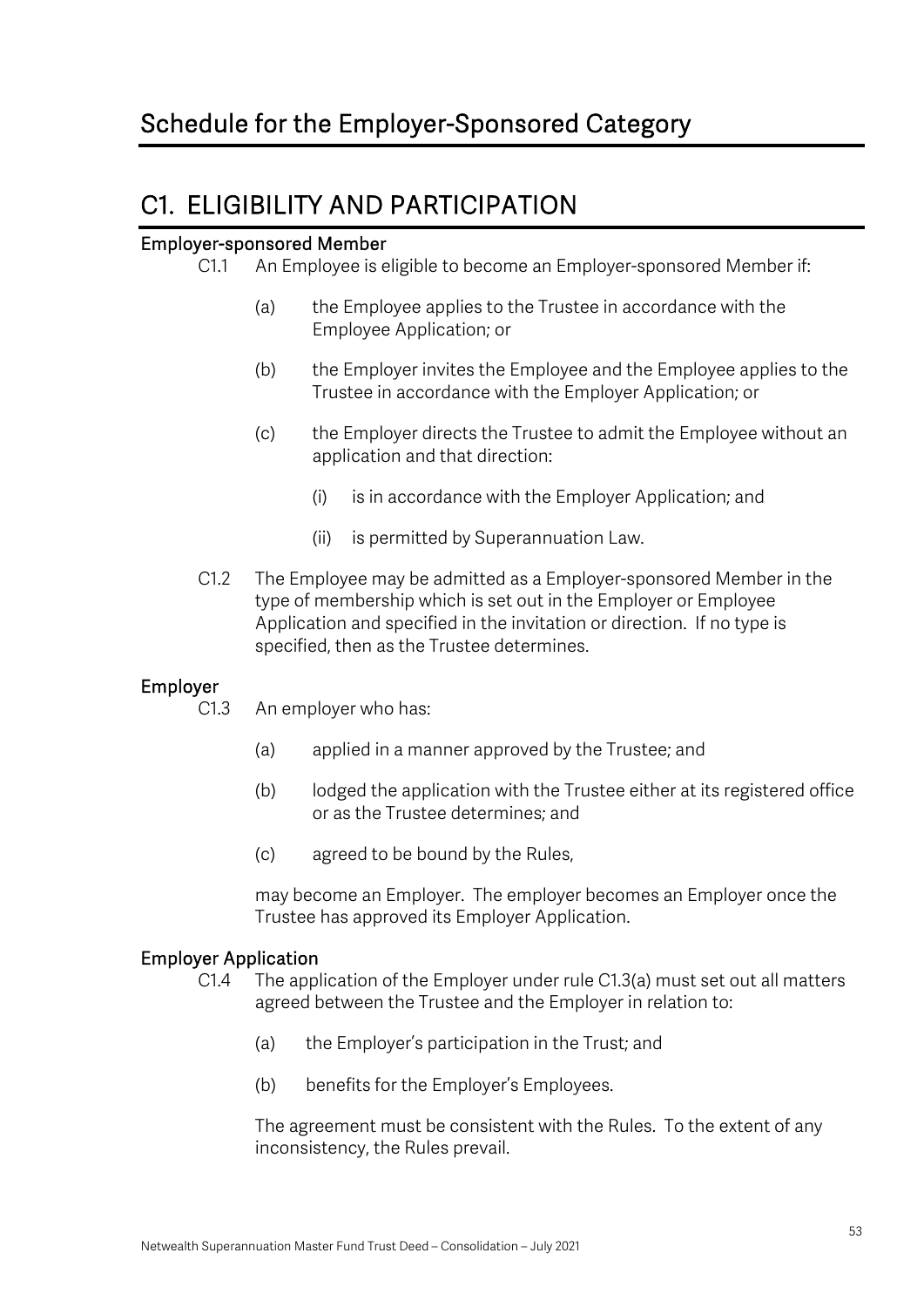# Schedule for the Employer-Sponsored Category

## C1. ELIGIBILITY AND PARTICIPATION

### Employer-sponsored Member

C1.1 An Employee is eligible to become an Employer-sponsored Member if:

(a) the Employee applies to the Trustee in accordance with the Employee Application; or

(b) the Employer invites the Employee and the Employee applies to the Trustee in accordance with the Employer Application; or

(c) the Employer directs the Trustee to admit the Employee without an application and that direction:

(i) is in accordance with the Employer Application; and

(ii) is permitted by Superannuation Law.

C1.2 The Employee may be admitted as a Employer-sponsored Member in the type of membership which is set out in the Employer or Employee Application and specified in the invitation or direction. If no type is specified, then as the Trustee determines.

### Employer

C1.3 An employer who has:

(a) applied in a manner approved by the Trustee; and

(b) lodged the application with the Trustee either at its registered office or as the Trustee determines; and

(c) agreed to be bound by the Rules,

may become an Employer. The employer becomes an Employer once the Trustee has approved its Employer Application.

### Employer Application

C1.4 The application of the Employer under rule C1.3(a) must set out all matters agreed between the Trustee and the Employer in relation to:

(a) the Employer's participation in the Trust; and

(b) benefits for the Employer's Employees.

The agreement must be consistent with the Rules. To the extent of any inconsistency, the Rules prevail.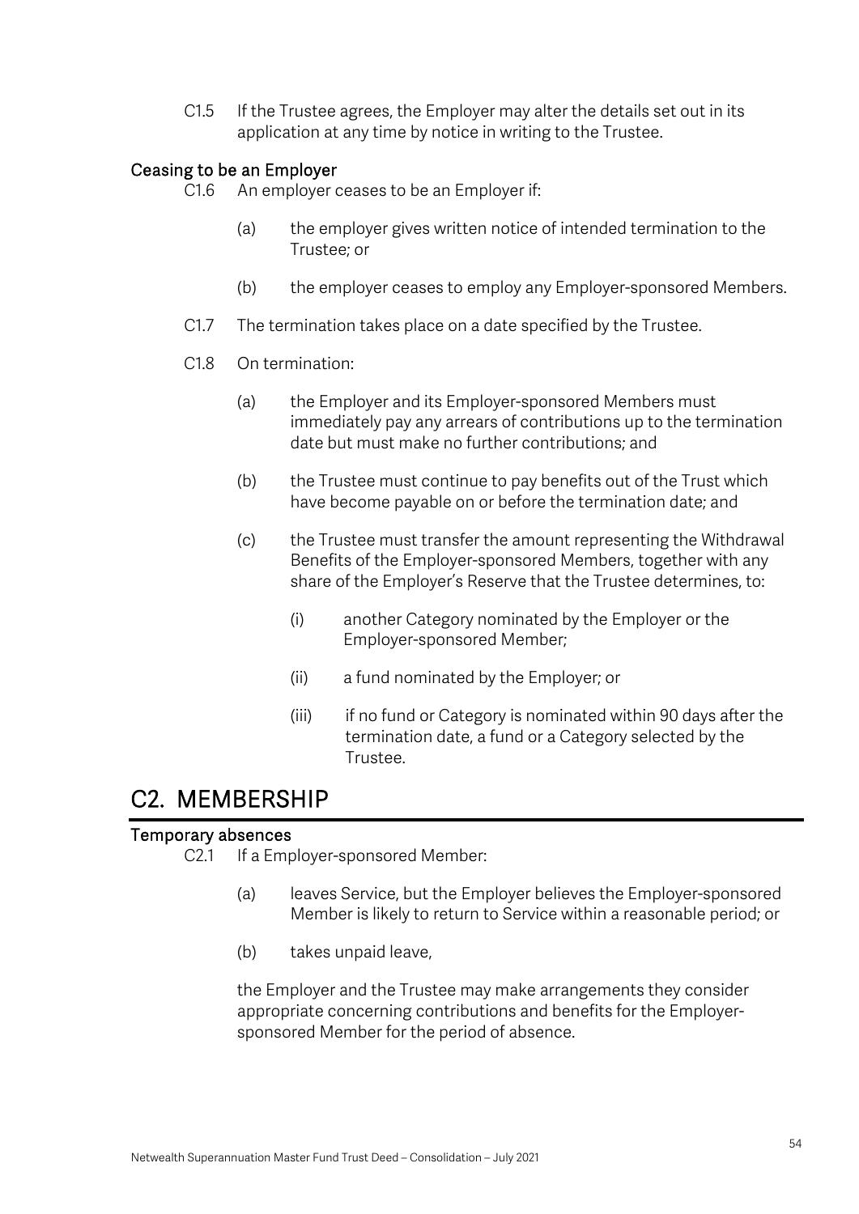C1.5 If the Trustee agrees, the Employer may alter the details set out in its application at any time by notice in writing to the Trustee.

### Ceasing to be an Employer

C1.6 An employer ceases to be an Employer if:

(a) the employer gives written notice of intended termination to the Trustee; or

(b) the employer ceases to employ any Employer-sponsored Members.

C1.7 The termination takes place on a date specified by the Trustee.

C1.8 On termination:

(a) the Employer and its Employer-sponsored Members must immediately pay any arrears of contributions up to the termination date but must make no further contributions; and

(b) the Trustee must continue to pay benefits out of the Trust which have become payable on or before the termination date; and

(c) the Trustee must transfer the amount representing the Withdrawal Benefits of the Employer-sponsored Members, together with any share of the Employer's Reserve that the Trustee determines, to:

(i) another Category nominated by the Employer or the Employer-sponsored Member;

(ii) a fund nominated by the Employer; or

(iii) if no fund or Category is nominated within 90 days after the termination date, a fund or a Category selected by the Trustee.

## C2. MEMBERSHIP

### Temporary absences

C2.1 If a Employer-sponsored Member:

(a) leaves Service, but the Employer believes the Employer-sponsored Member is likely to return to Service within a reasonable period; or

(b) takes unpaid leave,

the Employer and the Trustee may make arrangements they consider appropriate concerning contributions and benefits for the Employer-sponsored Member for the period of absence.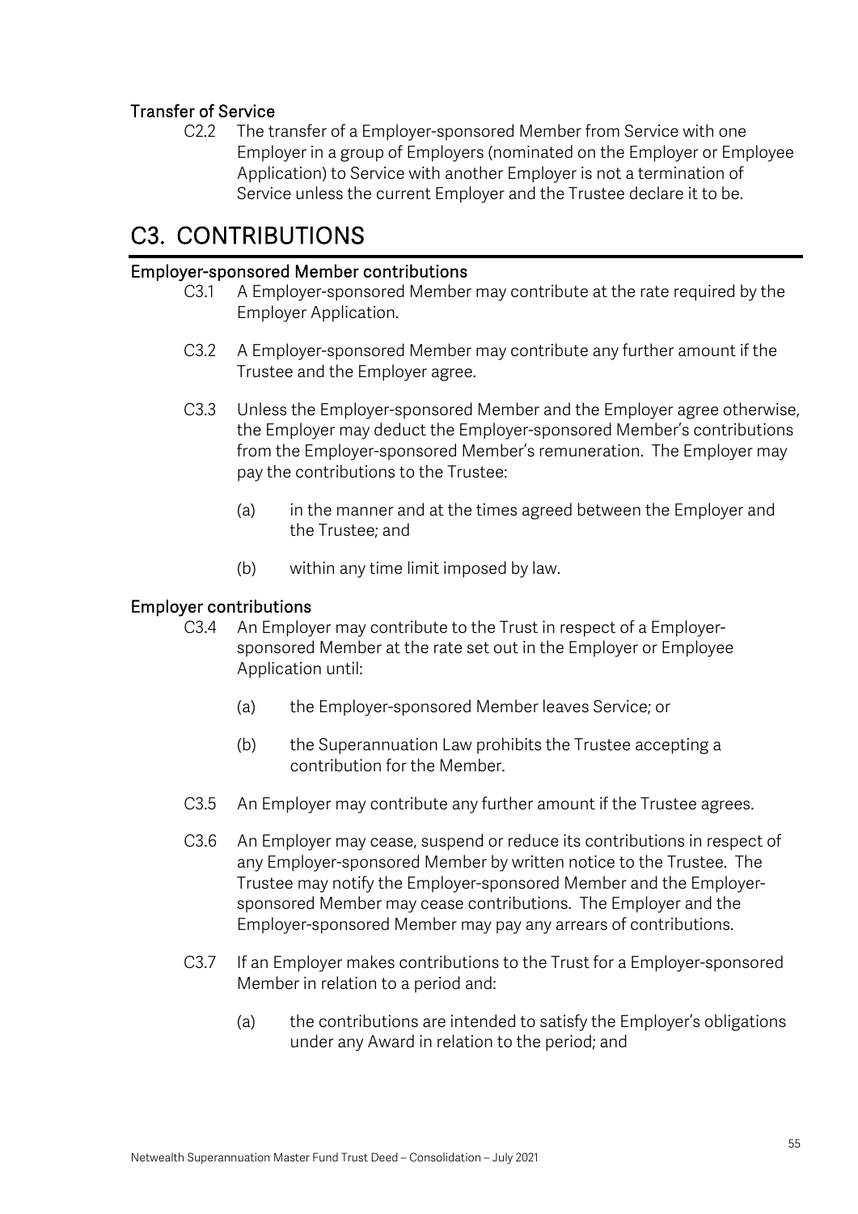### Transfer of Service

C2.2 The transfer of a Employer-sponsored Member from Service with one Employer in a group of Employers (nominated on the Employer or Employee Application) to Service with another Employer is not a termination of Service unless the current Employer and the Trustee declare it to be.

# C3. CONTRIBUTIONS

### Employer-sponsored Member contributions

C3.1 A Employer-sponsored Member may contribute at the rate required by the Employer Application.

C3.2 A Employer-sponsored Member may contribute any further amount if the Trustee and the Employer agree.

C3.3 Unless the Employer-sponsored Member and the Employer agree otherwise, the Employer may deduct the Employer-sponsored Member's contributions from the Employer-sponsored Member's remuneration. The Employer may pay the contributions to the Trustee:

(a) in the manner and at the times agreed between the Employer and the Trustee; and

(b) within any time limit imposed by law.

### Employer contributions

C3.4 An Employer may contribute to the Trust in respect of a Employer-sponsored Member at the rate set out in the Employer or Employee Application until:

(a) the Employer-sponsored Member leaves Service; or

(b) the Superannuation Law prohibits the Trustee accepting a contribution for the Member.

C3.5 An Employer may contribute any further amount if the Trustee agrees.

C3.6 An Employer may cease, suspend or reduce its contributions in respect of any Employer-sponsored Member by written notice to the Trustee. The Trustee may notify the Employer-sponsored Member and the Employer-sponsored Member may cease contributions. The Employer and the Employer-sponsored Member may pay any arrears of contributions.

C3.7 If an Employer makes contributions to the Trust for a Employer-sponsored Member in relation to a period and:

(a) the contributions are intended to satisfy the Employer's obligations under any Award in relation to the period; and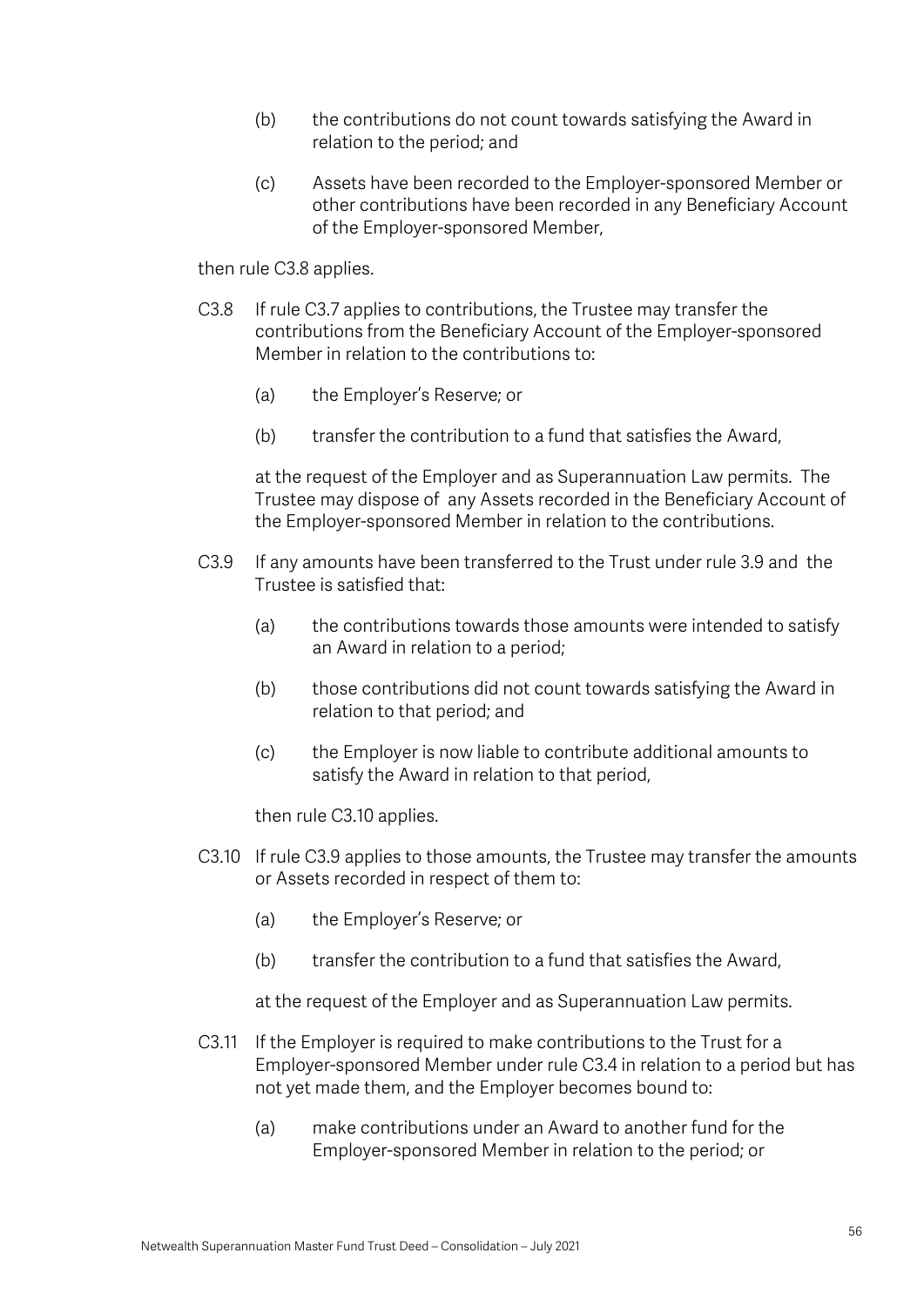(b) the contributions do not count towards satisfying the Award in relation to the period; and

(c) Assets have been recorded to the Employer-sponsored Member or other contributions have been recorded in any Beneficiary Account of the Employer-sponsored Member,

then rule C3.8 applies.

C3.8 If rule C3.7 applies to contributions, the Trustee may transfer the contributions from the Beneficiary Account of the Employer-sponsored Member in relation to the contributions to:

(a) the Employer's Reserve; or

(b) transfer the contribution to a fund that satisfies the Award,

at the request of the Employer and as Superannuation Law permits. The Trustee may dispose of any Assets recorded in the Beneficiary Account of the Employer-sponsored Member in relation to the contributions.

C3.9 If any amounts have been transferred to the Trust under rule 3.9 and the Trustee is satisfied that:

(a) the contributions towards those amounts were intended to satisfy an Award in relation to a period;

(b) those contributions did not count towards satisfying the Award in relation to that period; and

(c) the Employer is now liable to contribute additional amounts to satisfy the Award in relation to that period,

then rule C3.10 applies.

C3.10 If rule C3.9 applies to those amounts, the Trustee may transfer the amounts or Assets recorded in respect of them to:

(a) the Employer's Reserve; or

(b) transfer the contribution to a fund that satisfies the Award,

at the request of the Employer and as Superannuation Law permits.

C3.11 If the Employer is required to make contributions to the Trust for a Employer-sponsored Member under rule C3.4 in relation to a period but has not yet made them, and the Employer becomes bound to:

(a) make contributions under an Award to another fund for the Employer-sponsored Member in relation to the period; or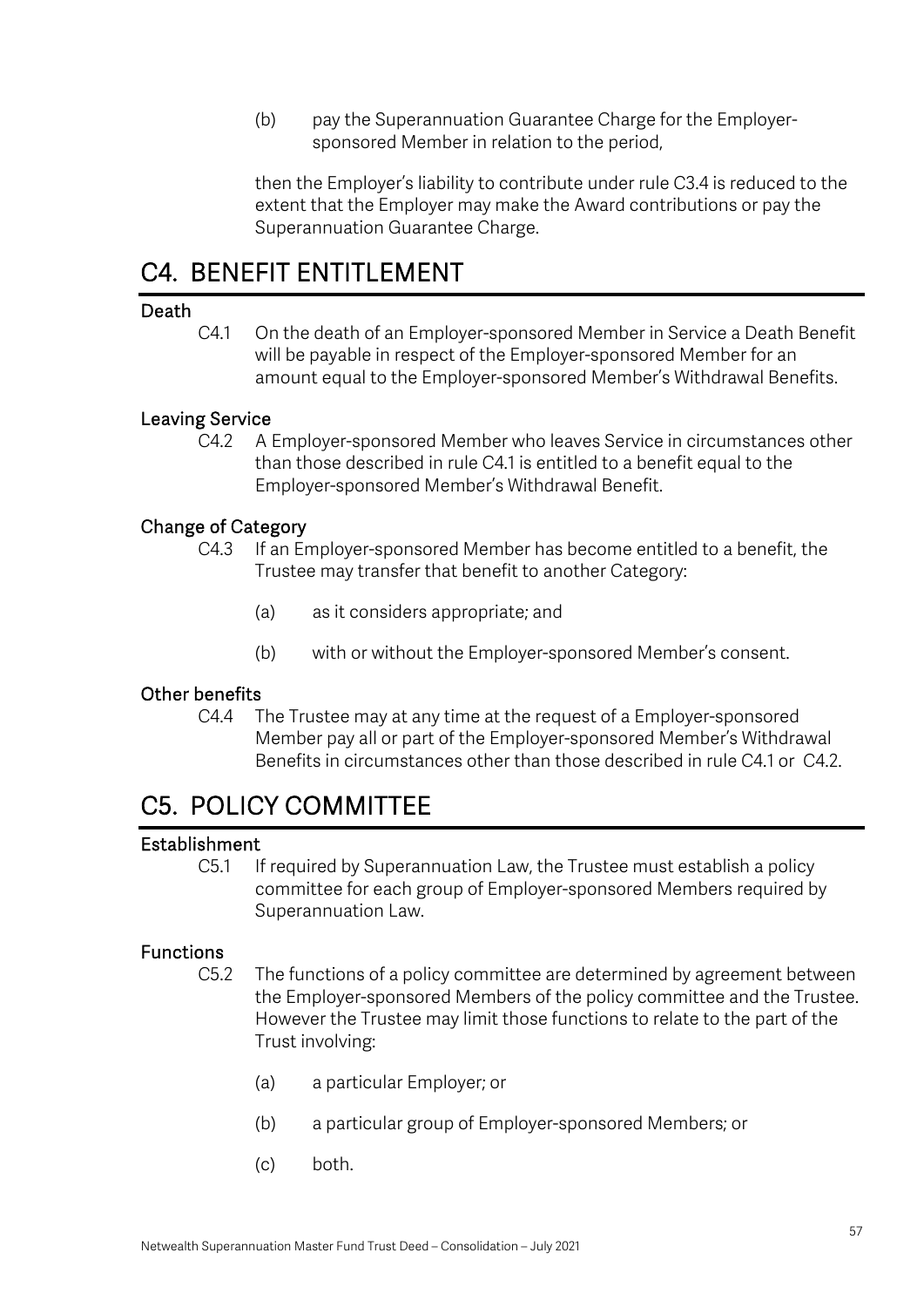(b) pay the Superannuation Guarantee Charge for the Employer-sponsored Member in relation to the period,

then the Employer's liability to contribute under rule C3.4 is reduced to the extent that the Employer may make the Award contributions or pay the Superannuation Guarantee Charge.

# C4. BENEFIT ENTITLEMENT

### Death

C4.1 On the death of an Employer-sponsored Member in Service a Death Benefit will be payable in respect of the Employer-sponsored Member for an amount equal to the Employer-sponsored Member's Withdrawal Benefits.

### Leaving Service

C4.2 A Employer-sponsored Member who leaves Service in circumstances other than those described in rule C4.1 is entitled to a benefit equal to the Employer-sponsored Member's Withdrawal Benefit.

### Change of Category

C4.3 If an Employer-sponsored Member has become entitled to a benefit, the Trustee may transfer that benefit to another Category:

(a) as it considers appropriate; and

(b) with or without the Employer-sponsored Member's consent.

### Other benefits

C4.4 The Trustee may at any time at the request of a Employer-sponsored Member pay all or part of the Employer-sponsored Member's Withdrawal Benefits in circumstances other than those described in rule C4.1 or C4.2.

# C5. POLICY COMMITTEE

### Establishment

C5.1 If required by Superannuation Law, the Trustee must establish a policy committee for each group of Employer-sponsored Members required by Superannuation Law.

### Functions

C5.2 The functions of a policy committee are determined by agreement between the Employer-sponsored Members of the policy committee and the Trustee. However the Trustee may limit those functions to relate to the part of the Trust involving:

(a) a particular Employer; or

(b) a particular group of Employer-sponsored Members; or

(c) both.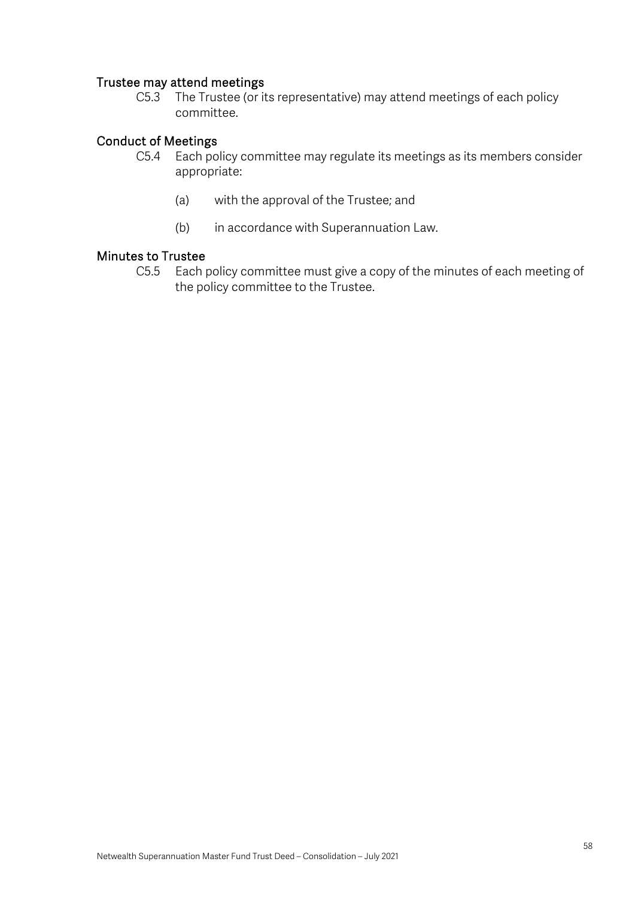### Trustee may attend meetings

C5.3 The Trustee (or its representative) may attend meetings of each policy committee.

### Conduct of Meetings

C5.4 Each policy committee may regulate its meetings as its members consider appropriate:

(a) with the approval of the Trustee; and

(b) in accordance with Superannuation Law.

### Minutes to Trustee

C5.5 Each policy committee must give a copy of the minutes of each meeting of the policy committee to the Trustee.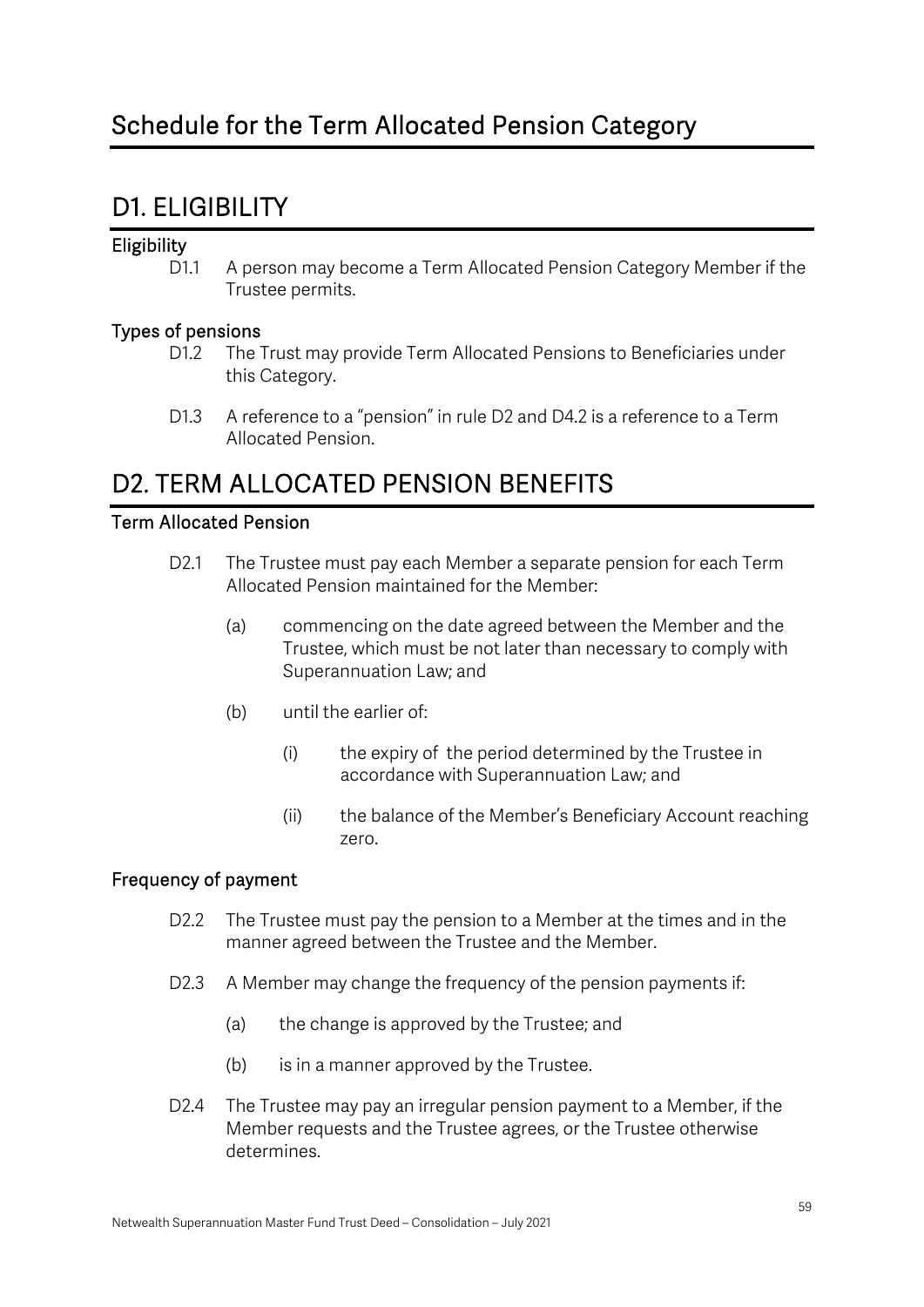# Schedule for the Term Allocated Pension Category

## D1. ELIGIBILITY

### Eligibility

D1.1 A person may become a Term Allocated Pension Category Member if the Trustee permits.

### Types of pensions

D1.2 The Trust may provide Term Allocated Pensions to Beneficiaries under this Category.

D1.3 A reference to a "pension" in rule D2 and D4.2 is a reference to a Term Allocated Pension.

## D2. TERM ALLOCATED PENSION BENEFITS

### Term Allocated Pension

D2.1 The Trustee must pay each Member a separate pension for each Term Allocated Pension maintained for the Member:

(a) commencing on the date agreed between the Member and the Trustee, which must be not later than necessary to comply with Superannuation Law; and

(b) until the earlier of:

(i) the expiry of the period determined by the Trustee in accordance with Superannuation Law; and

(ii) the balance of the Member's Beneficiary Account reaching zero.

### Frequency of payment

D2.2 The Trustee must pay the pension to a Member at the times and in the manner agreed between the Trustee and the Member.

D2.3 A Member may change the frequency of the pension payments if:

(a) the change is approved by the Trustee; and

(b) is in a manner approved by the Trustee.

D2.4 The Trustee may pay an irregular pension payment to a Member, if the Member requests and the Trustee agrees, or the Trustee otherwise determines.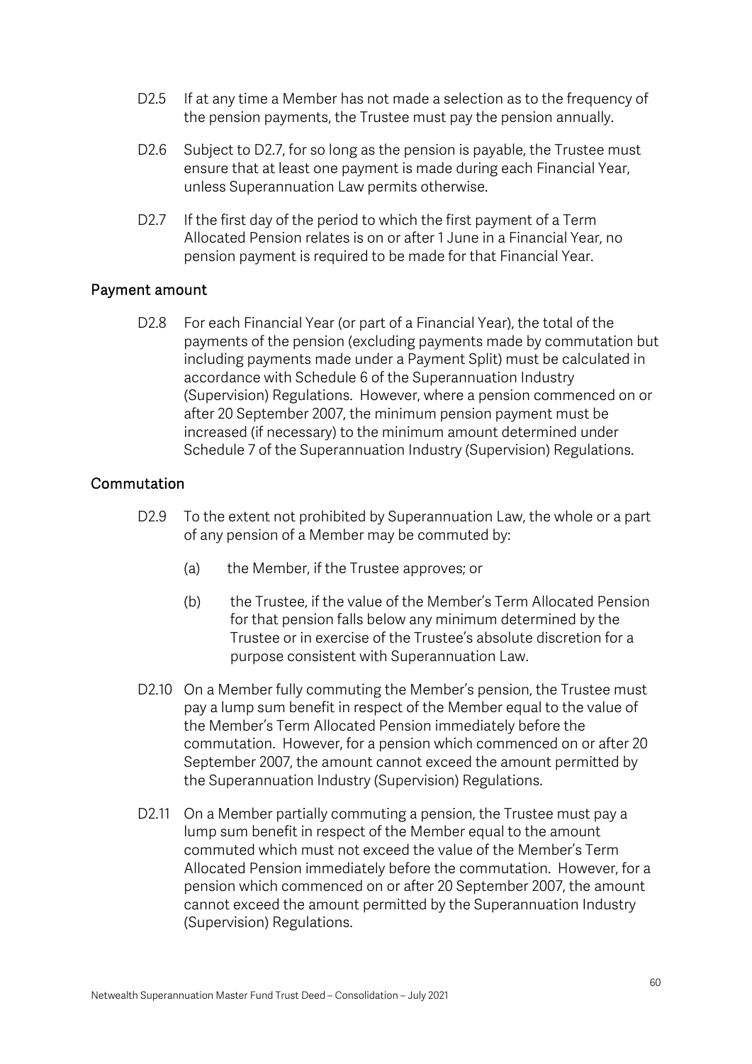D2.5 If at any time a Member has not made a selection as to the frequency of the pension payments, the Trustee must pay the pension annually.

D2.6 Subject to D2.7, for so long as the pension is payable, the Trustee must ensure that at least one payment is made during each Financial Year, unless Superannuation Law permits otherwise.

D2.7 If the first day of the period to which the first payment of a Term Allocated Pension relates is on or after 1 June in a Financial Year, no pension payment is required to be made for that Financial Year.

## Payment amount

D2.8 For each Financial Year (or part of a Financial Year), the total of the payments of the pension (excluding payments made by commutation but including payments made under a Payment Split) must be calculated in accordance with Schedule 6 of the Superannuation Industry (Supervision) Regulations. However, where a pension commenced on or after 20 September 2007, the minimum pension payment must be increased (if necessary) to the minimum amount determined under Schedule 7 of the Superannuation Industry (Supervision) Regulations.

## Commutation

D2.9 To the extent not prohibited by Superannuation Law, the whole or a part of any pension of a Member may be commuted by:

(a) the Member, if the Trustee approves; or

(b) the Trustee, if the value of the Member's Term Allocated Pension for that pension falls below any minimum determined by the Trustee or in exercise of the Trustee's absolute discretion for a purpose consistent with Superannuation Law.

D2.10 On a Member fully commuting the Member's pension, the Trustee must pay a lump sum benefit in respect of the Member equal to the value of the Member's Term Allocated Pension immediately before the commutation. However, for a pension which commenced on or after 20 September 2007, the amount cannot exceed the amount permitted by the Superannuation Industry (Supervision) Regulations.

D2.11 On a Member partially commuting a pension, the Trustee must pay a lump sum benefit in respect of the Member equal to the amount commuted which must not exceed the value of the Member's Term Allocated Pension immediately before the commutation. However, for a pension which commenced on or after 20 September 2007, the amount cannot exceed the amount permitted by the Superannuation Industry (Supervision) Regulations.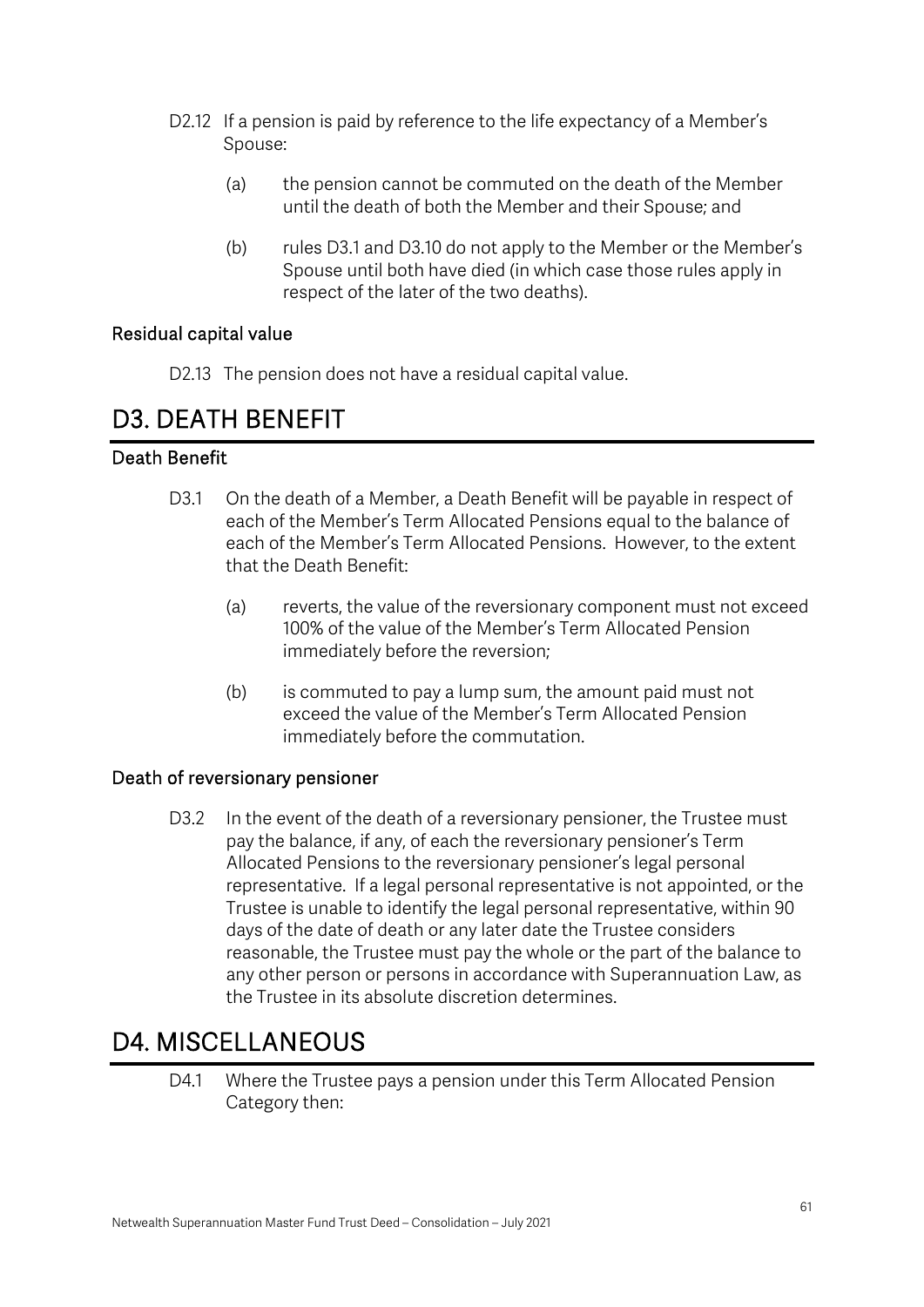D2.12 If a pension is paid by reference to the life expectancy of a Member's Spouse:

(a) the pension cannot be commuted on the death of the Member until the death of both the Member and their Spouse; and

(b) rules D3.1 and D3.10 do not apply to the Member or the Member's Spouse until both have died (in which case those rules apply in respect of the later of the two deaths).

### Residual capital value

D2.13 The pension does not have a residual capital value.

## D3. DEATH BENEFIT

### Death Benefit

D3.1 On the death of a Member, a Death Benefit will be payable in respect of each of the Member's Term Allocated Pensions equal to the balance of each of the Member's Term Allocated Pensions. However, to the extent that the Death Benefit:

(a) reverts, the value of the reversionary component must not exceed 100% of the value of the Member's Term Allocated Pension immediately before the reversion;

(b) is commuted to pay a lump sum, the amount paid must not exceed the value of the Member's Term Allocated Pension immediately before the commutation.

### Death of reversionary pensioner

D3.2 In the event of the death of a reversionary pensioner, the Trustee must pay the balance, if any, of each the reversionary pensioner's Term Allocated Pensions to the reversionary pensioner's legal personal representative. If a legal personal representative is not appointed, or the Trustee is unable to identify the legal personal representative, within 90 days of the date of death or any later date the Trustee considers reasonable, the Trustee must pay the whole or the part of the balance to any other person or persons in accordance with Superannuation Law, as the Trustee in its absolute discretion determines.

## D4. MISCELLANEOUS

D4.1 Where the Trustee pays a pension under this Term Allocated Pension Category then: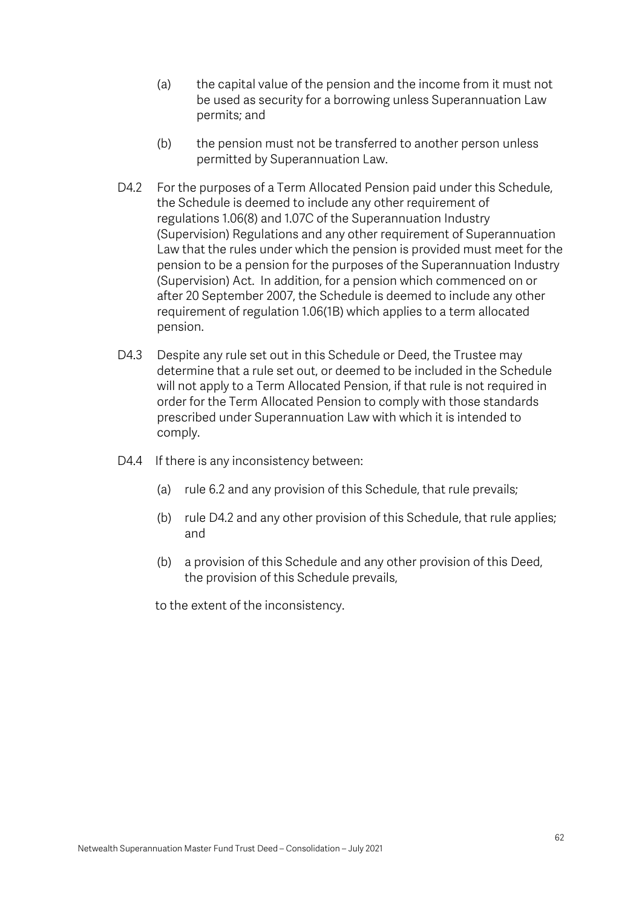(a) the capital value of the pension and the income from it must not be used as security for a borrowing unless Superannuation Law permits; and

(b) the pension must not be transferred to another person unless permitted by Superannuation Law.

D4.2 For the purposes of a Term Allocated Pension paid under this Schedule, the Schedule is deemed to include any other requirement of regulations 1.06(8) and 1.07C of the Superannuation Industry (Supervision) Regulations and any other requirement of Superannuation Law that the rules under which the pension is provided must meet for the pension to be a pension for the purposes of the Superannuation Industry (Supervision) Act. In addition, for a pension which commenced on or after 20 September 2007, the Schedule is deemed to include any other requirement of regulation 1.06(1B) which applies to a term allocated pension.

D4.3 Despite any rule set out in this Schedule or Deed, the Trustee may determine that a rule set out, or deemed to be included in the Schedule will not apply to a Term Allocated Pension, if that rule is not required in order for the Term Allocated Pension to comply with those standards prescribed under Superannuation Law with which it is intended to comply.

D4.4 If there is any inconsistency between:

(a) rule 6.2 and any provision of this Schedule, that rule prevails;

(b) rule D4.2 and any other provision of this Schedule, that rule applies; and

(b) a provision of this Schedule and any other provision of this Deed, the provision of this Schedule prevails,

to the extent of the inconsistency.